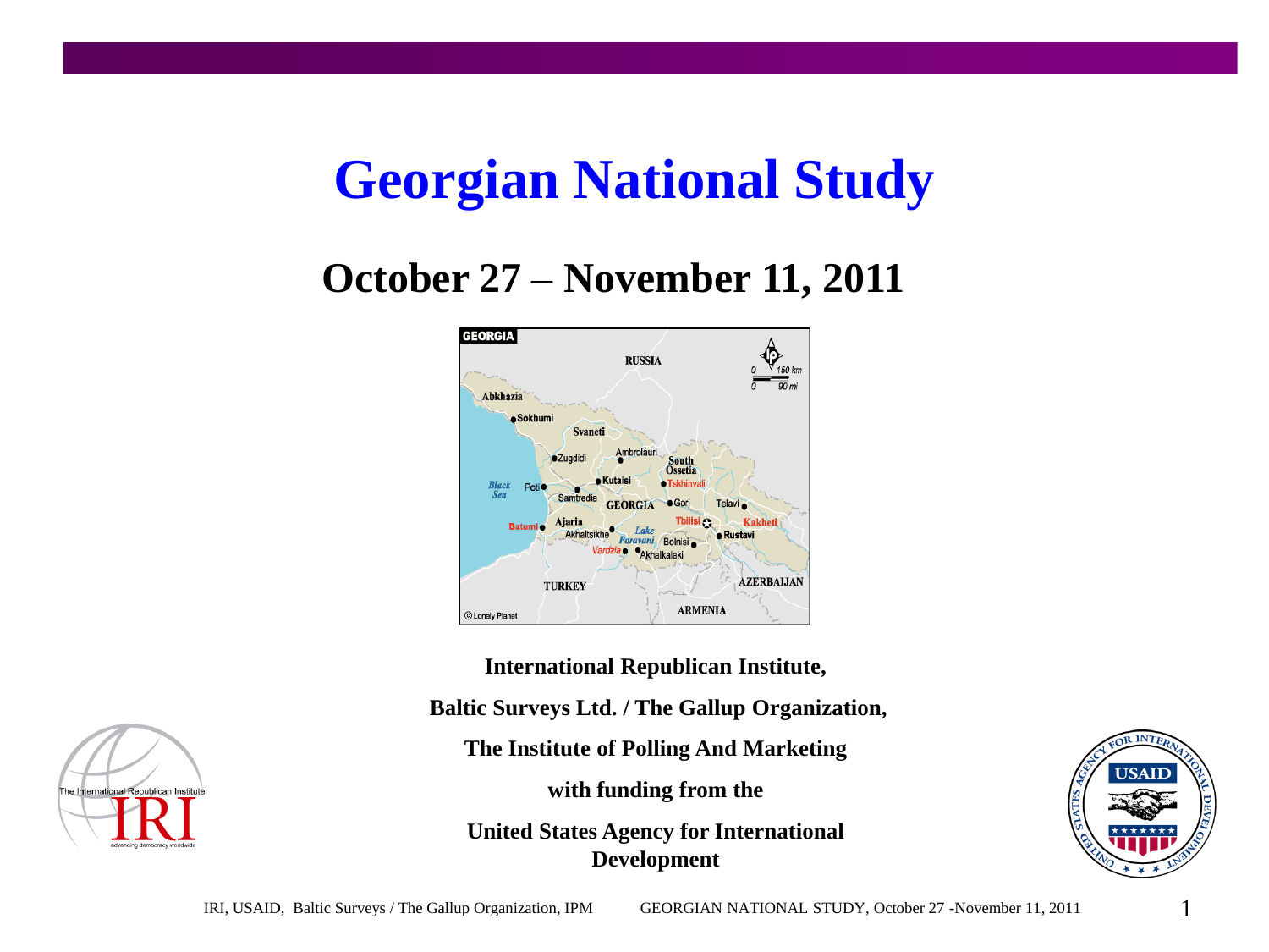# Georgian National Study

## October 27 – November 11, 2011

**International Republican Institute,**

**Baltic Surveys Ltd. / The Gallup Organization,**

**The Institute of Polling And Marketing**

**with funding from the**

**United States Agency for International Development**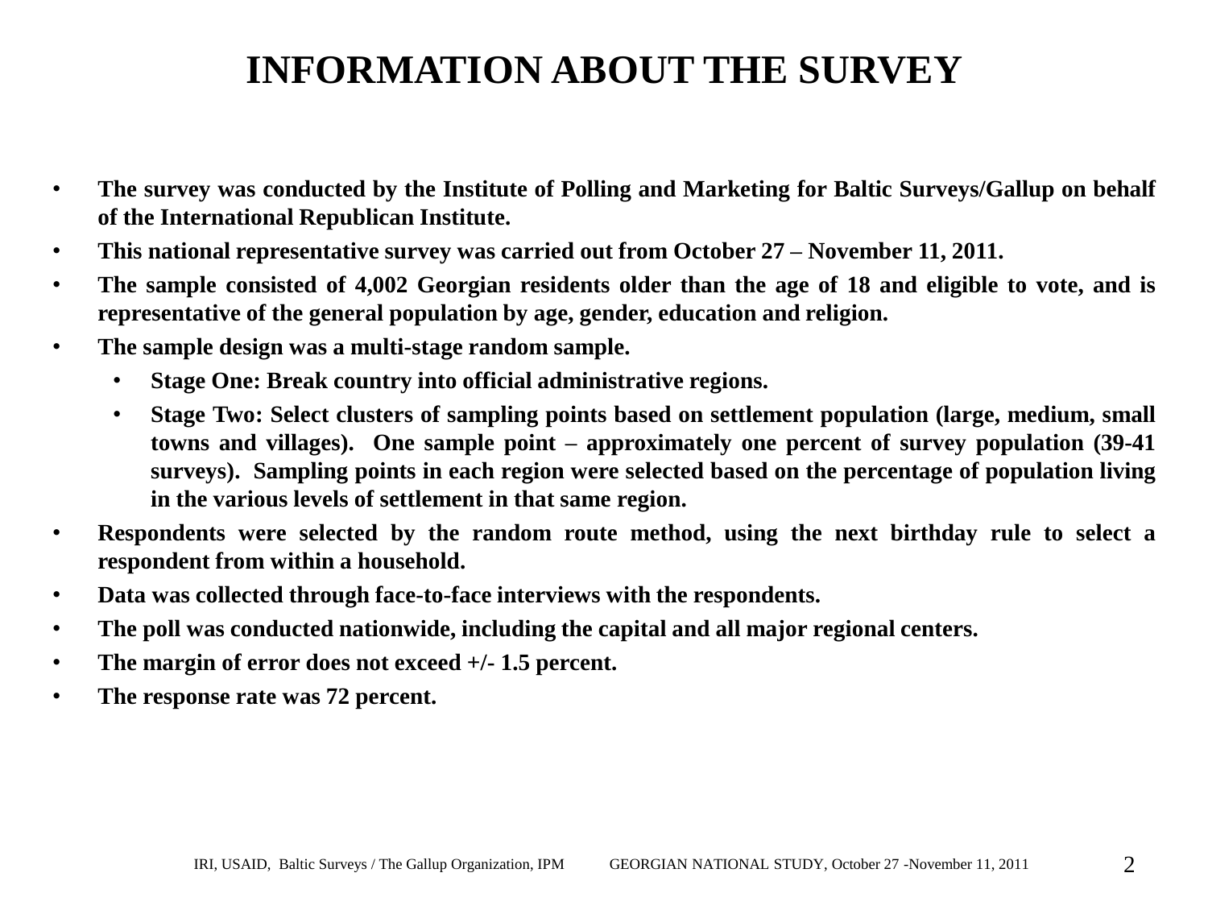# INFORMATION ABOUT THE SURVEY

- **The survey was conducted by the Institute of Polling and Marketing for Baltic Surveys/Gallup on behalf of the International Republican Institute.**
- **This national representative survey was carried out from October 27 – November 11, 2011.**
- **The sample consisted of 4,002 Georgian residents older than the age of 18 and eligible to vote, and is representative of the general population by age, gender, education and religion.**
- **The sample design was a multi-stage random sample.**
  - **Stage One: Break country into official administrative regions.**
  - **Stage Two: Select clusters of sampling points based on settlement population (large, medium, small towns and villages). One sample point – approximately one percent of survey population (39-41 surveys). Sampling points in each region were selected based on the percentage of population living in the various levels of settlement in that same region.**
- **Respondents were selected by the random route method, using the next birthday rule to select a respondent from within a household.**
- **Data was collected through face-to-face interviews with the respondents.**
- **The poll was conducted nationwide, including the capital and all major regional centers.**
- **The margin of error does not exceed +/- 1.5 percent.**
- **The response rate was 72 percent.**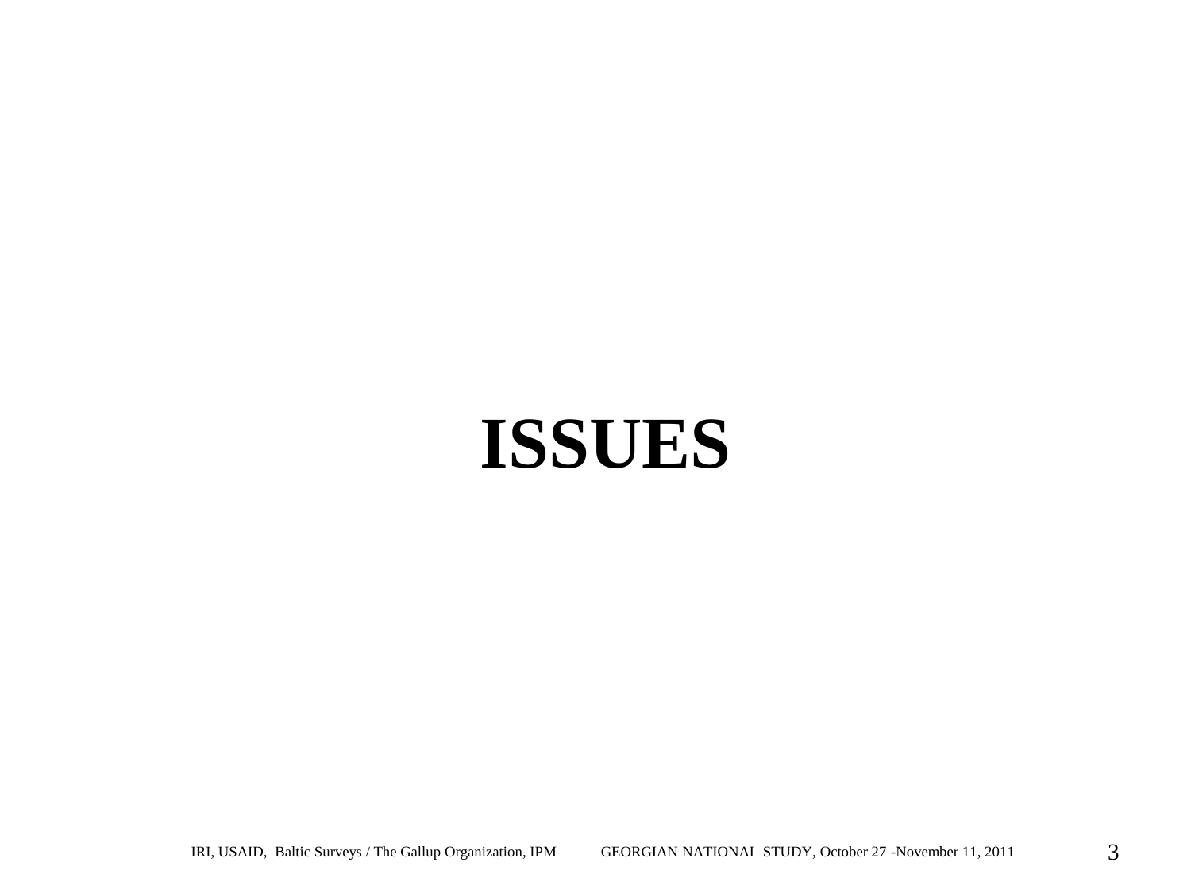# ISSUES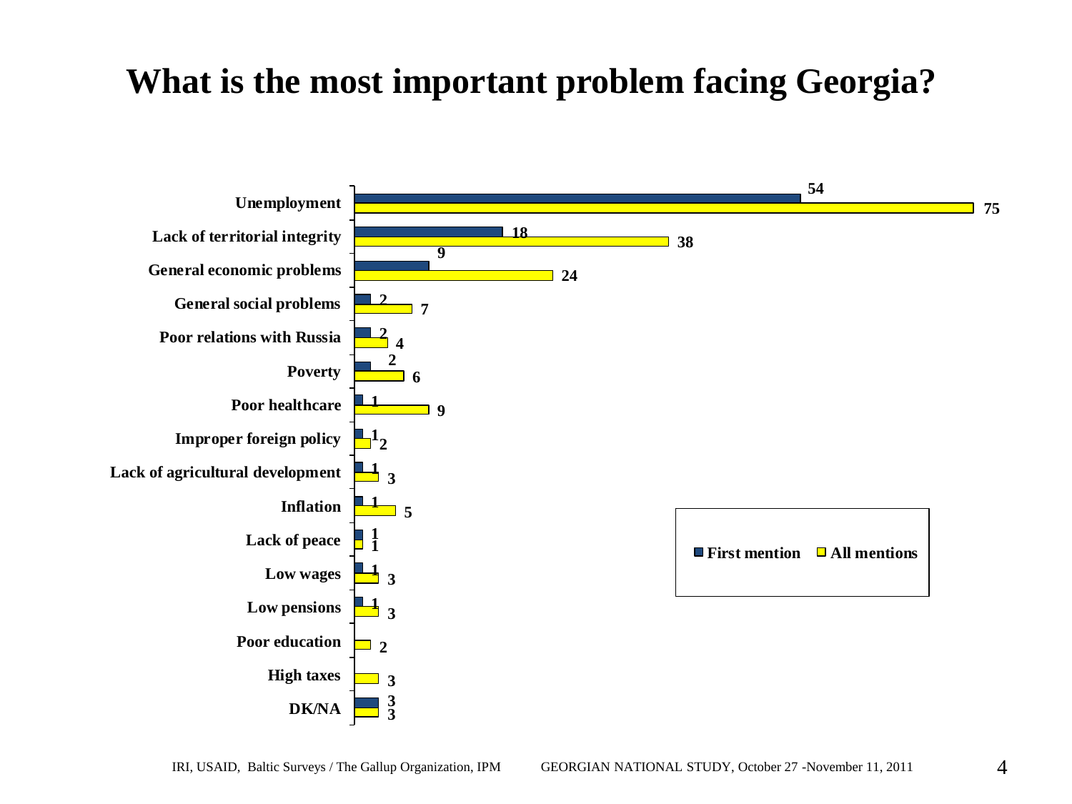# What is the most important problem facing Georgia?

| | First mention | All mentions |
|---|---|---|
| Unemployment | 54 | 75 |
| Lack of territorial integrity | 18 | 38 |
| General economic problems | 9 | 24 |
| General social problems | 2 | 7 |
| Poor relations with Russia | 2 | 4 |
| Poverty | 2 | 6 |
| Poor healthcare | 1 | 9 |
| Improper foreign policy | 1 | 2 |
| Lack of agricultural development | 1 | 3 |
| Inflation | 1 | 5 |
| Lack of peace | 1 | 1 |
| Low wages | 1 | 3 |
| Low pensions | 1 | 3 |
| Poor education | | 2 |
| High taxes | | 3 |
| DK/NA | 3 | 3 |

IRI, USAID, Baltic Surveys / The Gallup Organization, IPM GEORGIAN NATIONAL STUDY, October 27 -November 11, 2011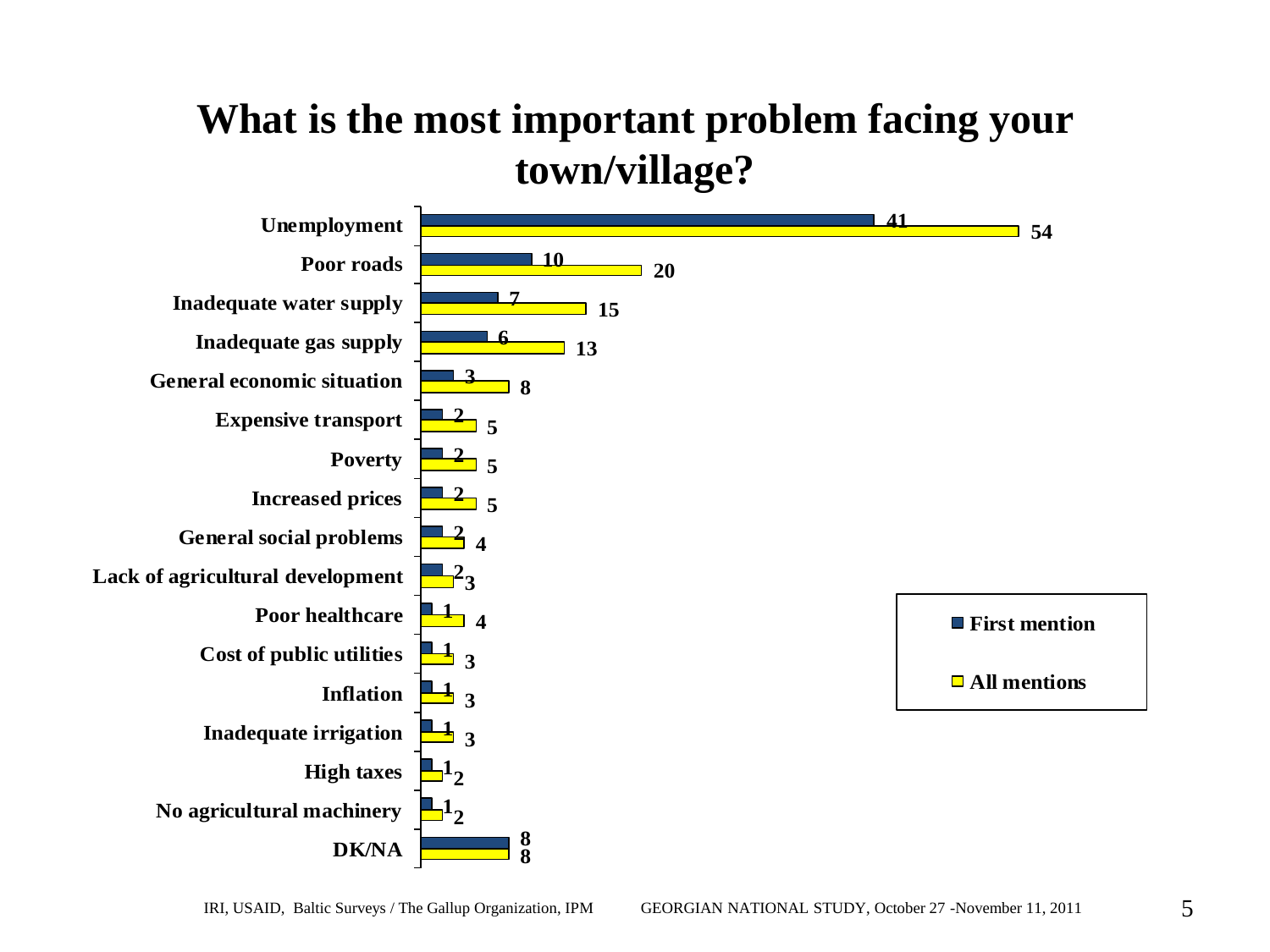# What is the most important problem facing your town/village?

| | First mention | All mentions |
|---|---|---|
| Unemployment | 41 | 54 |
| Poor roads | 10 | 20 |
| Inadequate water supply | 7 | 15 |
| Inadequate gas supply | 6 | 13 |
| General economic situation | 3 | 8 |
| Expensive transport | 2 | 5 |
| Poverty | 2 | 5 |
| Increased prices | 2 | 5 |
| General social problems | 2 | 4 |
| Lack of agricultural development | 2 | 3 |
| Poor healthcare | 1 | 4 |
| Cost of public utilities | 1 | 3 |
| Inflation | 1 | 3 |
| Inadequate irrigation | 1 | 3 |
| High taxes | 1 | 2 |
| No agricultural machinery | 1 | 2 |
| DK/NA | 8 | 8 |

IRI, USAID, Baltic Surveys / The Gallup Organization, IPM GEORGIAN NATIONAL STUDY, October 27 -November 11, 2011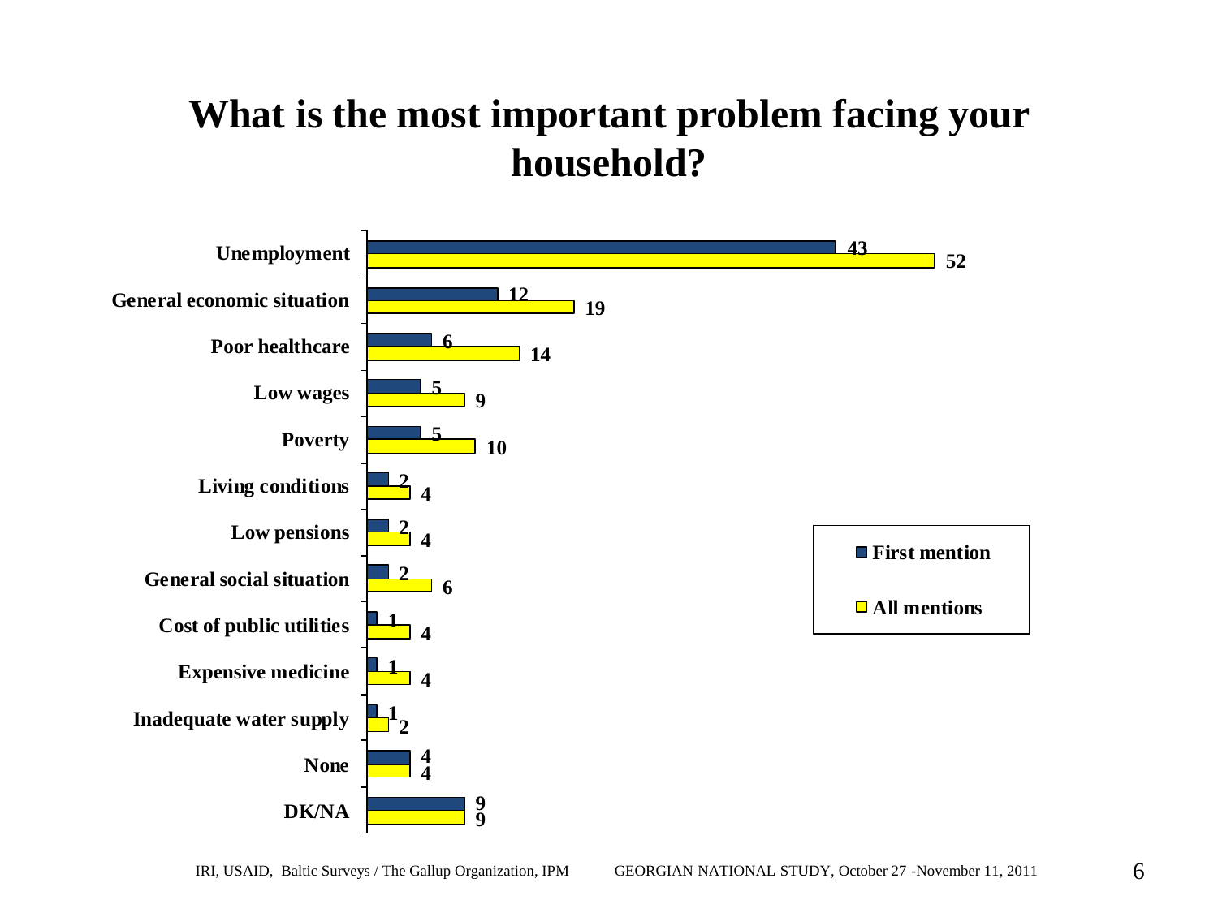# What is the most important problem facing your household?

| | First mention | All mentions |
|---|---|---|
| Unemployment | 43 | 52 |
| General economic situation | 12 | 19 |
| Poor healthcare | 6 | 14 |
| Low wages | 5 | 9 |
| Poverty | 5 | 10 |
| Living conditions | 2 | 4 |
| Low pensions | 2 | 4 |
| General social situation | 2 | 6 |
| Cost of public utilities | 1 | 4 |
| Expensive medicine | 1 | 4 |
| Inadequate water supply | 1 | 2 |
| None | 4 | 4 |
| DK/NA | 9 | 9 |

IRI, USAID, Baltic Surveys / The Gallup Organization, IPM GEORGIAN NATIONAL STUDY, October 27 -November 11, 2011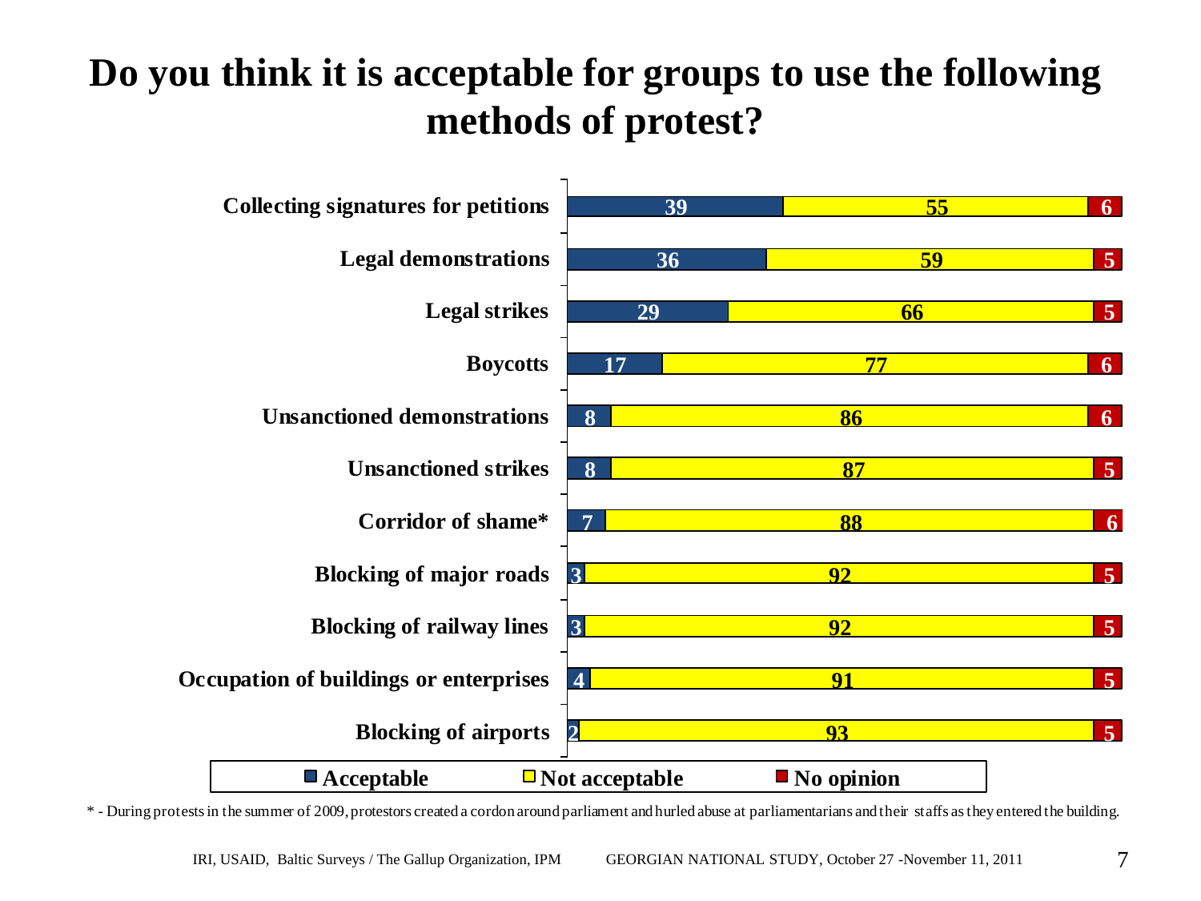# Do you think it is acceptable for groups to use the following methods of protest?

| | Acceptable | Not acceptable | No opinion |
|---|---|---|---|
| Collecting signatures for petitions | 39 | 55 | 6 |
| Legal demonstrations | 36 | 59 | 5 |
| Legal strikes | 29 | 66 | 5 |
| Boycotts | 17 | 77 | 6 |
| Unsanctioned demonstrations | 8 | 86 | 6 |
| Unsanctioned strikes | 8 | 87 | 5 |
| Corridor of shame* | 7 | 88 | 6 |
| Blocking of major roads | 3 | 92 | 5 |
| Blocking of railway lines | 3 | 92 | 5 |
| Occupation of buildings or enterprises | 4 | 91 | 5 |
| Blocking of airports | 2 | 93 | 5 |

* - During protests in the summer of 2009, protestors created a cordon around parliament and hurled abuse at parliamentarians and their staffs as they entered the building.

IRI, USAID, Baltic Surveys / The Gallup Organization, IPM GEORGIAN NATIONAL STUDY, October 27 -November 11, 2011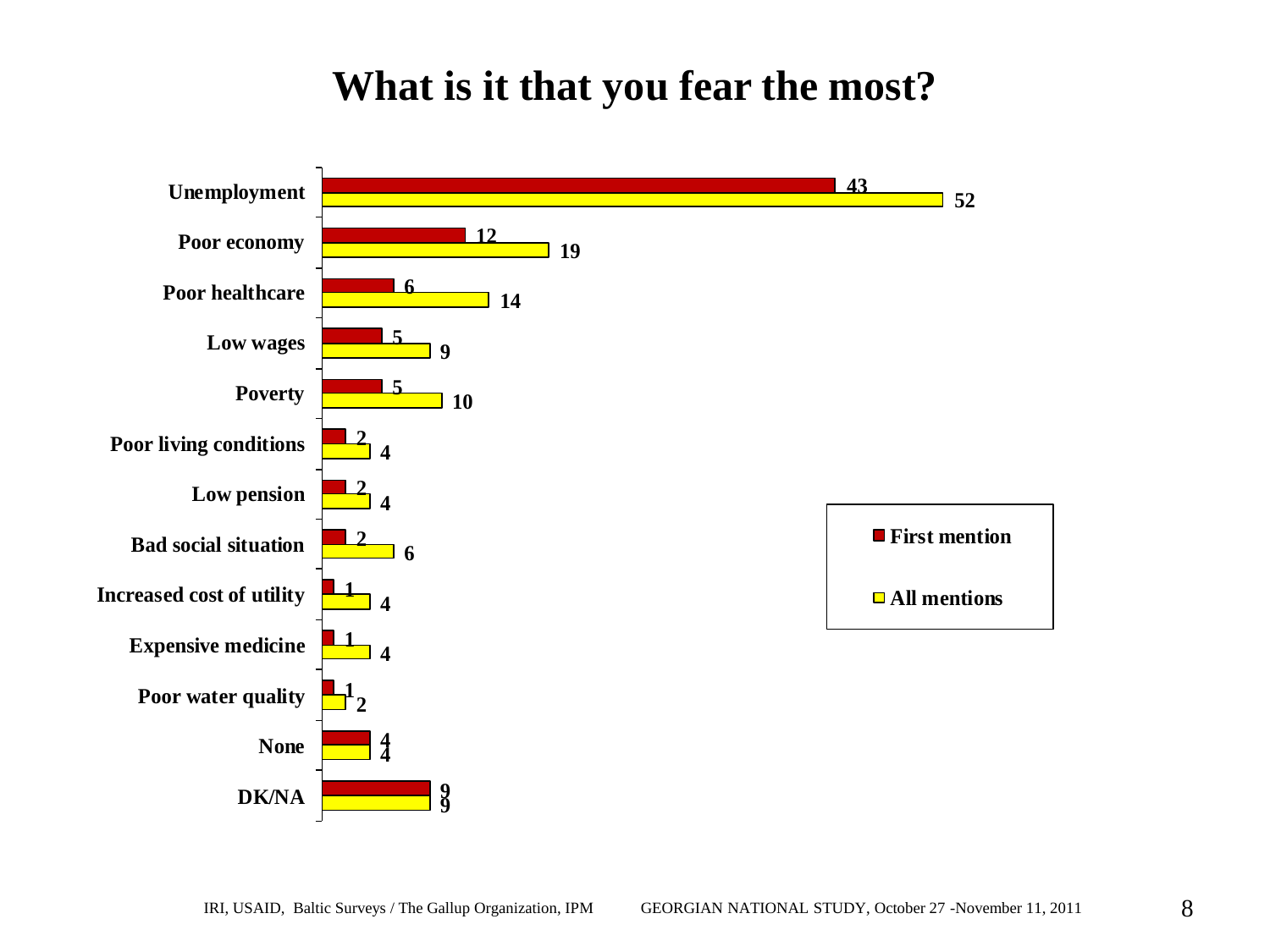# What is it that you fear the most?

| | First mention | All mentions |
|---|---|---|
| Unemployment | 43 | 52 |
| Poor economy | 12 | 19 |
| Poor healthcare | 6 | 14 |
| Low wages | 5 | 9 |
| Poverty | 5 | 10 |
| Poor living conditions | 2 | 4 |
| Low pension | 2 | 4 |
| Bad social situation | 2 | 6 |
| Increased cost of utility | 1 | 4 |
| Expensive medicine | 1 | 4 |
| Poor water quality | 1 | 2 |
| None | 4 | 4 |
| DK/NA | 9 | 9 |

IRI, USAID, Baltic Surveys / The Gallup Organization, IPM GEORGIAN NATIONAL STUDY, October 27 -November 11, 2011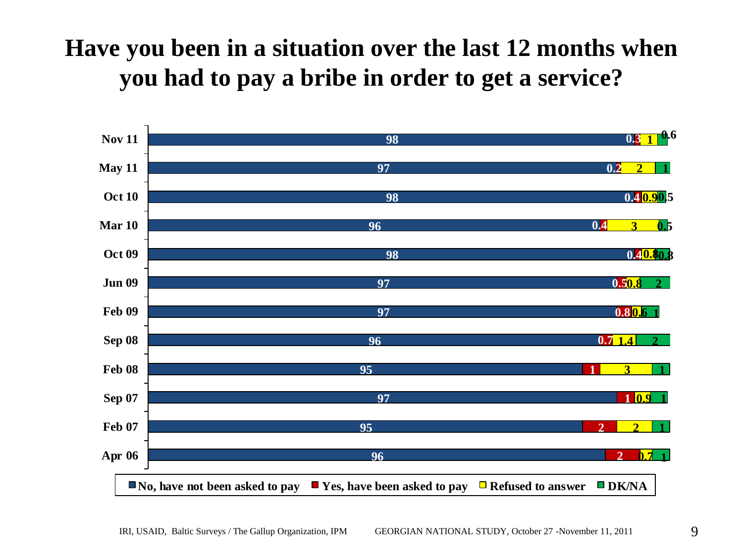# Have you been in a situation over the last 12 months when you had to pay a bribe in order to get a service?

| | No, have not been asked to pay | Yes, have been asked to pay | Refused to answer | DK/NA |
|---|---|---|---|---|
| Nov 11 | 98 | 0.3 | 1 | 0.6 |
| May 11 | 97 | 0.2 | 2 | 1 |
| Oct 10 | 98 | 0.4 | 0.9 | 0.5 |
| Mar 10 | 96 | 0.4 | 3 | 0.5 |
| Oct 09 | 98 | 0.4 | 0.8 | 0.8 |
| Jun 09 | 97 | 0.5 | 0.8 | 2 |
| Feb 09 | 97 | 0.8 | 0.6 | 1 |
| Sep 08 | 96 | 0.7 | 1.4 | 2 |
| Feb 08 | 95 | 1 | 3 | 1 |
| Sep 07 | 97 | 1 | 0.9 | 1 |
| Feb 07 | 95 | 2 | 2 | 1 |
| Apr 06 | 96 | 2 | 0.7 | 1 |

IRI, USAID, Baltic Surveys / The Gallup Organization, IPM GEORGIAN NATIONAL STUDY, October 27 -November 11, 2011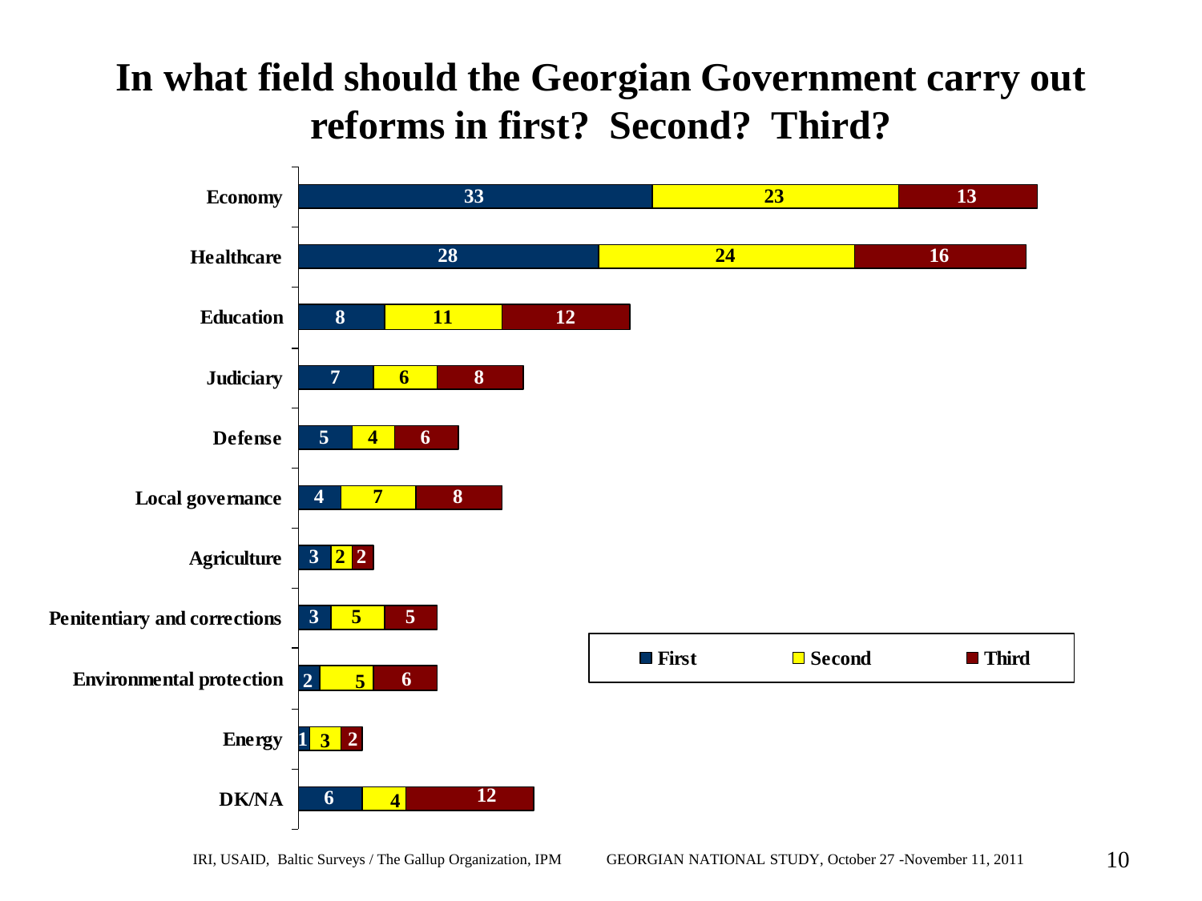# In what field should the Georgian Government carry out reforms in first? Second? Third?

| | First | Second | Third |
|---|---|---|---|
| Economy | 33 | 23 | 13 |
| Healthcare | 28 | 24 | 16 |
| Education | 8 | 11 | 12 |
| Judiciary | 7 | 6 | 8 |
| Defense | 5 | 4 | 6 |
| Local governance | 4 | 7 | 8 |
| Agriculture | 3 | 2 | 2 |
| Penitentiary and corrections | 3 | 5 | 5 |
| Environmental protection | 2 | 5 | 6 |
| Energy | 1 | 3 | 2 |
| DK/NA | 6 | 4 | 12 |

IRI, USAID, Baltic Surveys / The Gallup Organization, IPM GEORGIAN NATIONAL STUDY, October 27 -November 11, 2011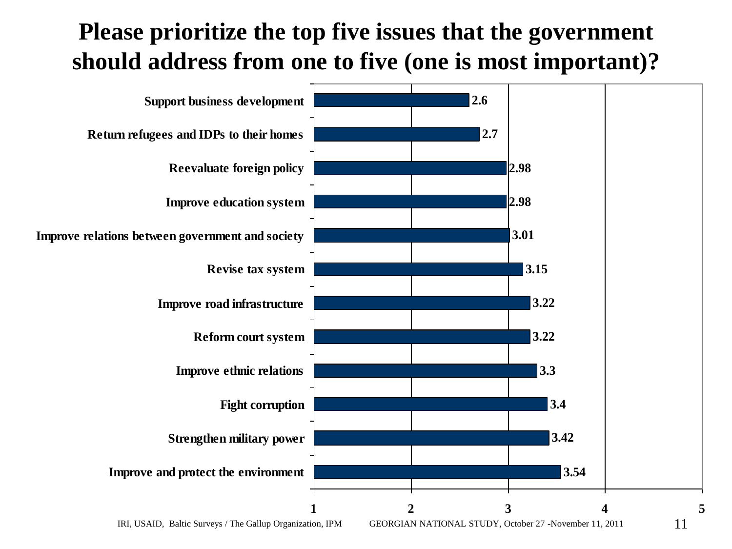# Please prioritize the top five issues that the government should address from one to five (one is most important)?

| Issue | Mean |
|---|---|
| Support business development | 2.6 |
| Return refugees and IDPs to their homes | 2.7 |
| Reevaluate foreign policy | 2.98 |
| Improve education system | 2.98 |
| Improve relations between government and society | 3.01 |
| Revise tax system | 3.15 |
| Improve road infrastructure | 3.22 |
| Reform court system | 3.22 |
| Improve ethnic relations | 3.3 |
| Fight corruption | 3.4 |
| Strengthen military power | 3.42 |
| Improve and protect the environment | 3.54 |

IRI, USAID, Baltic Surveys / The Gallup Organization, IPM GEORGIAN NATIONAL STUDY, October 27 -November 11, 2011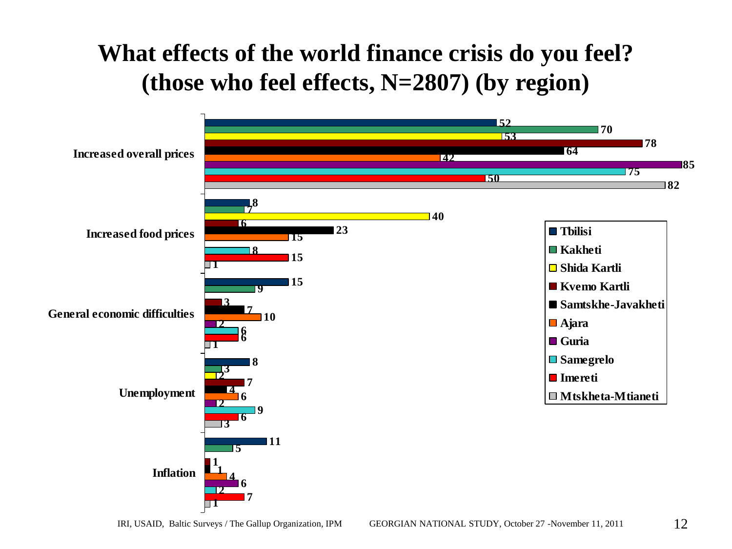# What effects of the world finance crisis do you feel? (those who feel effects, N=2807) (by region)

| Region | Increased overall prices | Increased food prices | General economic difficulties | Unemployment | Inflation |
|---|---|---|---|---|---|
| Tbilisi | 52 | 8 | 15 | 8 | 11 |
| Kakheti | 70 | 7 | 9 | 3 | 5 |
| Shida Kartli | 53 | 40 | | 2 | |
| Kvemo Kartli | 78 | 6 | 3 | 7 | 1 |
| Samtskhe-Javakheti | 64 | 23 | 7 | 4 | 1 |
| Ajara | 42 | 15 | 10 | 6 | 4 |
| Guria | 85 | | 2 | 2 | 6 |
| Samegrelo | 75 | 8 | 6 | 9 | 2 |
| Imereti | 50 | 15 | 6 | 6 | 7 |
| Mtskheta-Mtianeti | 82 | 1 | 1 | 3 | 1 |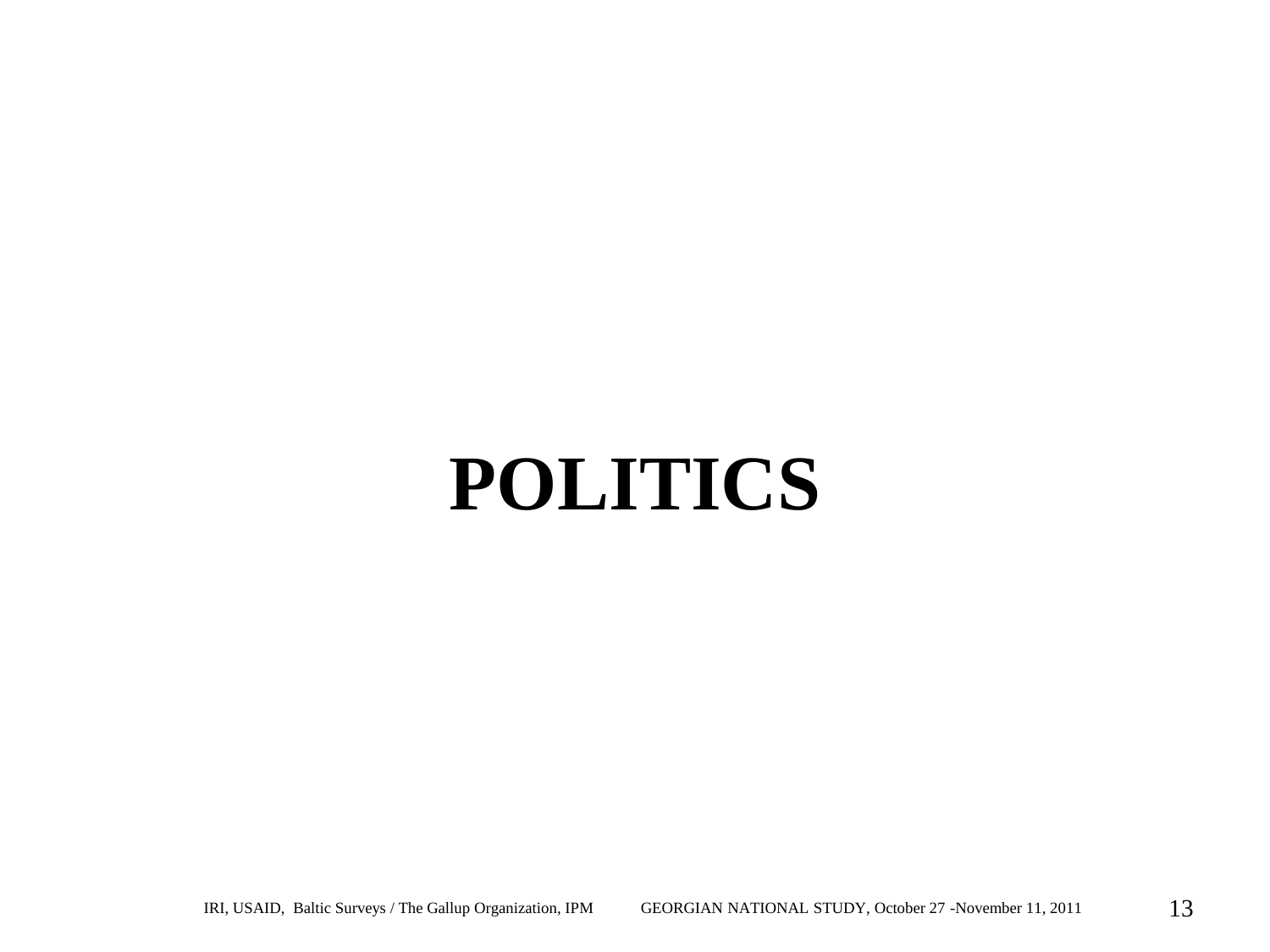# POLITICS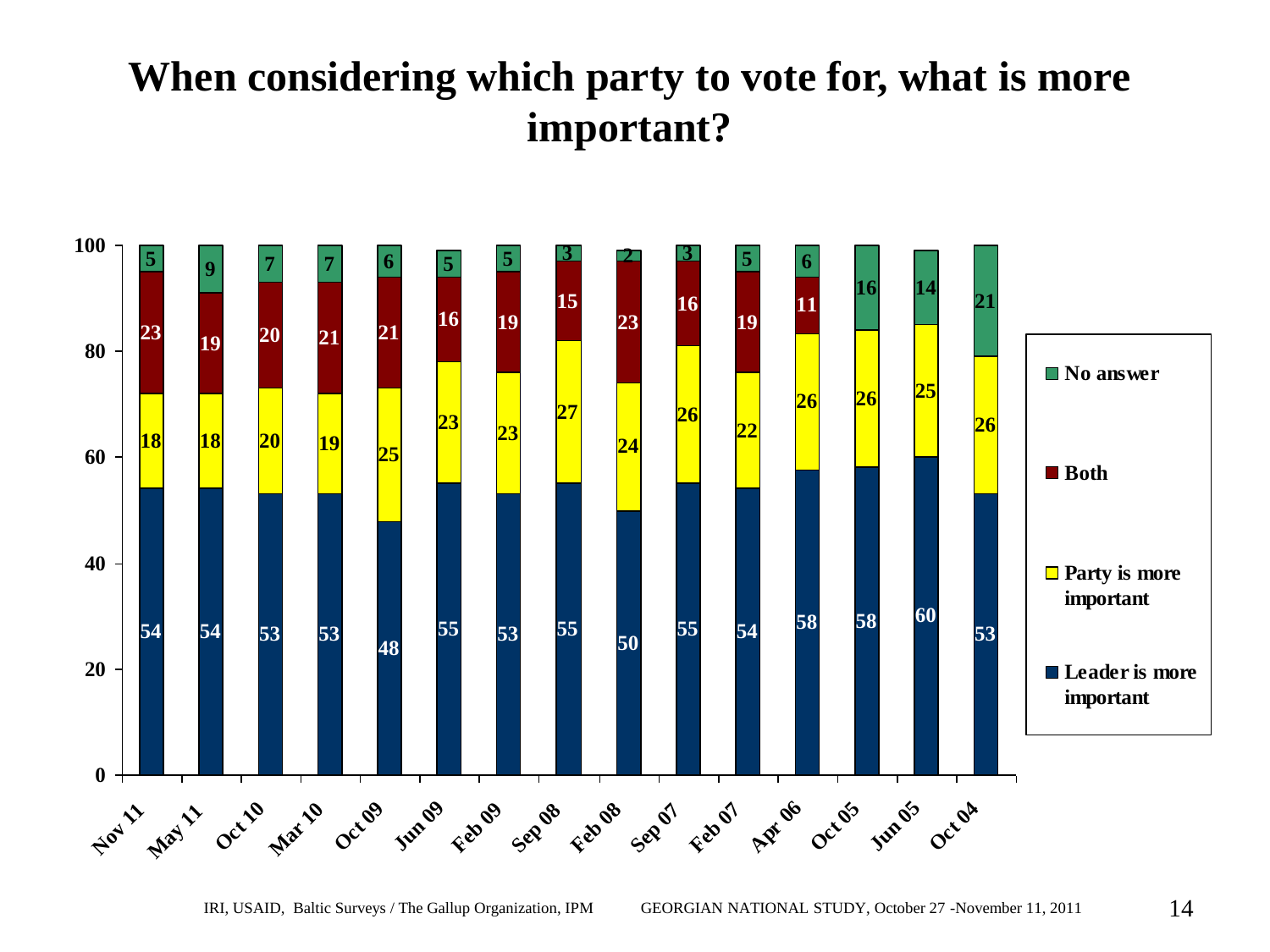# When considering which party to vote for, what is more important?

| | Nov 11 | May 11 | Oct 10 | Mar 10 | Oct 09 | Jun 09 | Feb 09 | Sep 08 | Feb 08 | Sep 07 | Feb 07 | Apr 06 | Oct 05 | Jun 05 | Oct 04 |
|---|---|---|---|---|---|---|---|---|---|---|---|---|---|---|---|
| No answer | 5 | 9 | 7 | 7 | 6 | 5 | 5 | 3 | 2 | 3 | 5 | 6 | 16 | 14 | 21 |
| Both | 23 | 19 | 20 | 21 | 21 | 16 | 19 | 15 | 23 | 16 | 19 | 11 | | | |
| Party is more important | 18 | 18 | 20 | 19 | 25 | 23 | 23 | 27 | 24 | 26 | 22 | 26 | 26 | 25 | 26 |
| Leader is more important | 54 | 54 | 53 | 53 | 48 | 55 | 53 | 55 | 50 | 55 | 54 | 58 | 58 | 60 | 53 |

IRI, USAID, Baltic Surveys / The Gallup Organization, IPM GEORGIAN NATIONAL STUDY, October 27 -November 11, 2011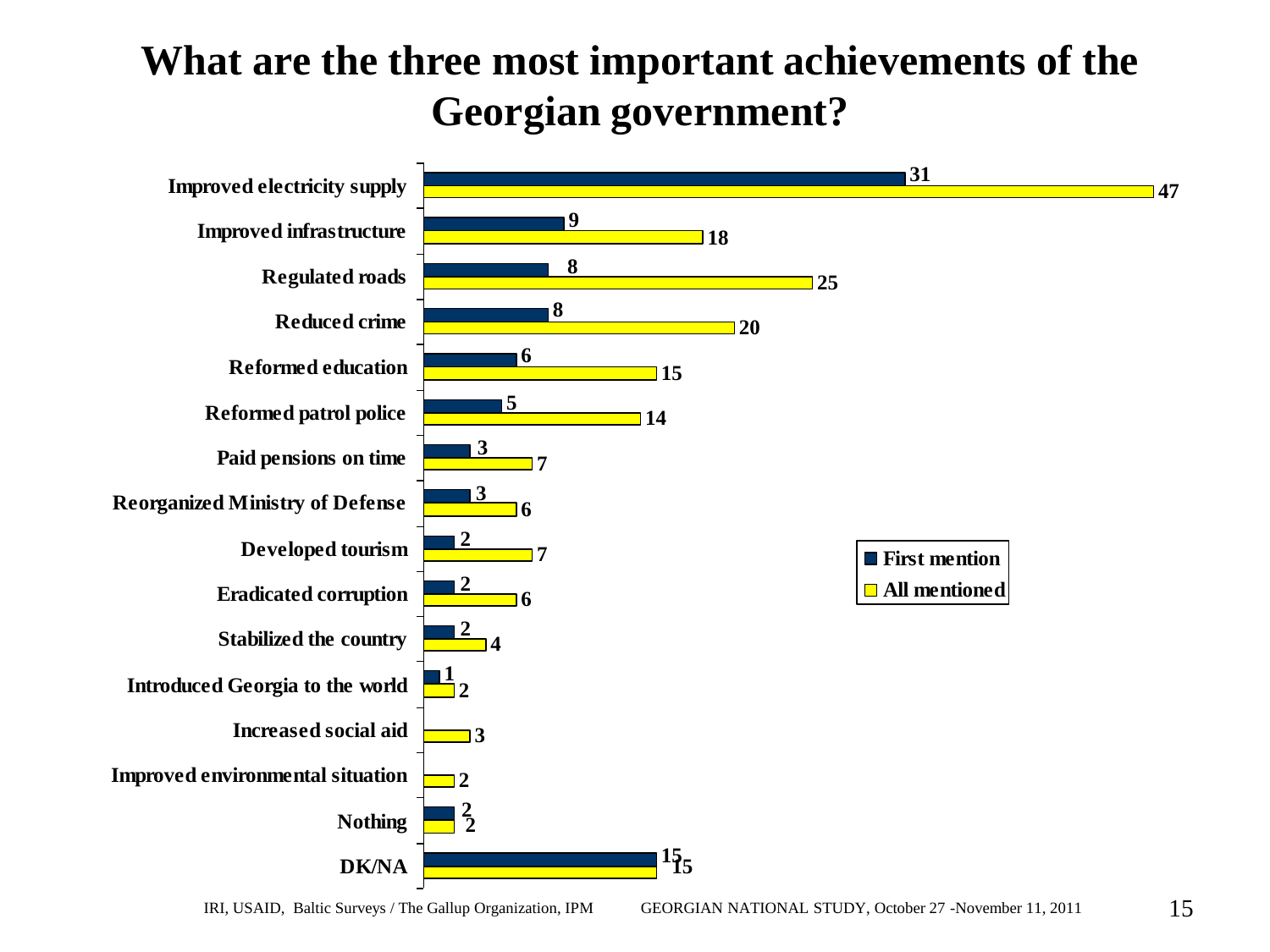# What are the three most important achievements of the Georgian government?

| | First mention | All mentioned |
|---|---|---|
| Improved electricity supply | 31 | 47 |
| Improved infrastructure | 9 | 18 |
| Regulated roads | 8 | 25 |
| Reduced crime | 8 | 20 |
| Reformed education | 6 | 15 |
| Reformed patrol police | 5 | 14 |
| Paid pensions on time | 3 | 7 |
| Reorganized Ministry of Defense | 3 | 6 |
| Developed tourism | 2 | 7 |
| Eradicated corruption | 2 | 6 |
| Stabilized the country | 2 | 4 |
| Introduced Georgia to the world | 1 | 2 |
| Increased social aid | | 3 |
| Improved environmental situation | | 2 |
| Nothing | 2 | 2 |
| DK/NA | 15 | 15 |

IRI, USAID, Baltic Surveys / The Gallup Organization, IPM GEORGIAN NATIONAL STUDY, October 27 -November 11, 2011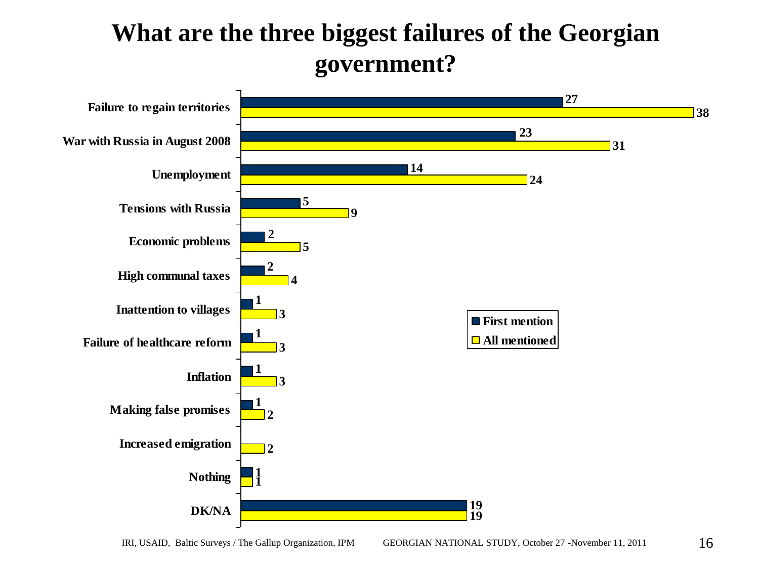# What are the three biggest failures of the Georgian government?

| | First mention | All mentioned |
|---|---|---|
| Failure to regain territories | 27 | 38 |
| War with Russia in August 2008 | 23 | 31 |
| Unemployment | 14 | 24 |
| Tensions with Russia | 5 | 9 |
| Economic problems | 2 | 5 |
| High communal taxes | 2 | 4 |
| Inattention to villages | 1 | 3 |
| Failure of healthcare reform | 1 | 3 |
| Inflation | 1 | 3 |
| Making false promises | 1 | 2 |
| Increased emigration | | 2 |
| Nothing | 1 | 1 |
| DK/NA | 19 | 19 |

IRI, USAID, Baltic Surveys / The Gallup Organization, IPM GEORGIAN NATIONAL STUDY, October 27 -November 11, 2011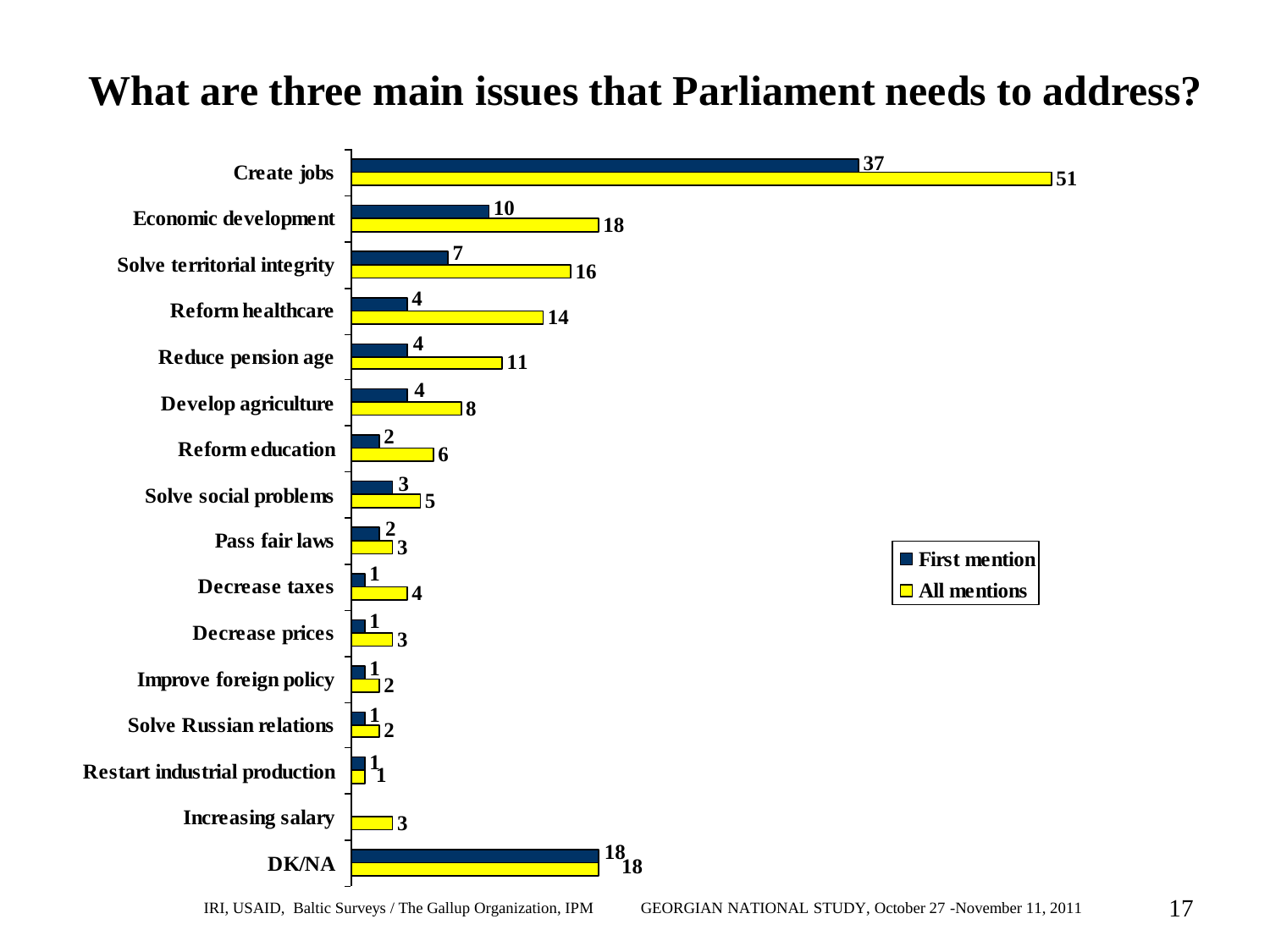# What are three main issues that Parliament needs to address?

| Issue | First mention | All mentions |
|---|---|---|
| Create jobs | 37 | 51 |
| Economic development | 10 | 18 |
| Solve territorial integrity | 7 | 16 |
| Reform healthcare | 4 | 14 |
| Reduce pension age | 4 | 11 |
| Develop agriculture | 4 | 8 |
| Reform education | 2 | 6 |
| Solve social problems | 3 | 5 |
| Pass fair laws | 2 | 3 |
| Decrease taxes | 1 | 4 |
| Decrease prices | 1 | 3 |
| Improve foreign policy | 1 | 2 |
| Solve Russian relations | 1 | 2 |
| Restart industrial production | 1 | 1 |
| Increasing salary | | 3 |
| DK/NA | 18 | 18 |

IRI, USAID, Baltic Surveys / The Gallup Organization, IPM GEORGIAN NATIONAL STUDY, October 27 -November 11, 2011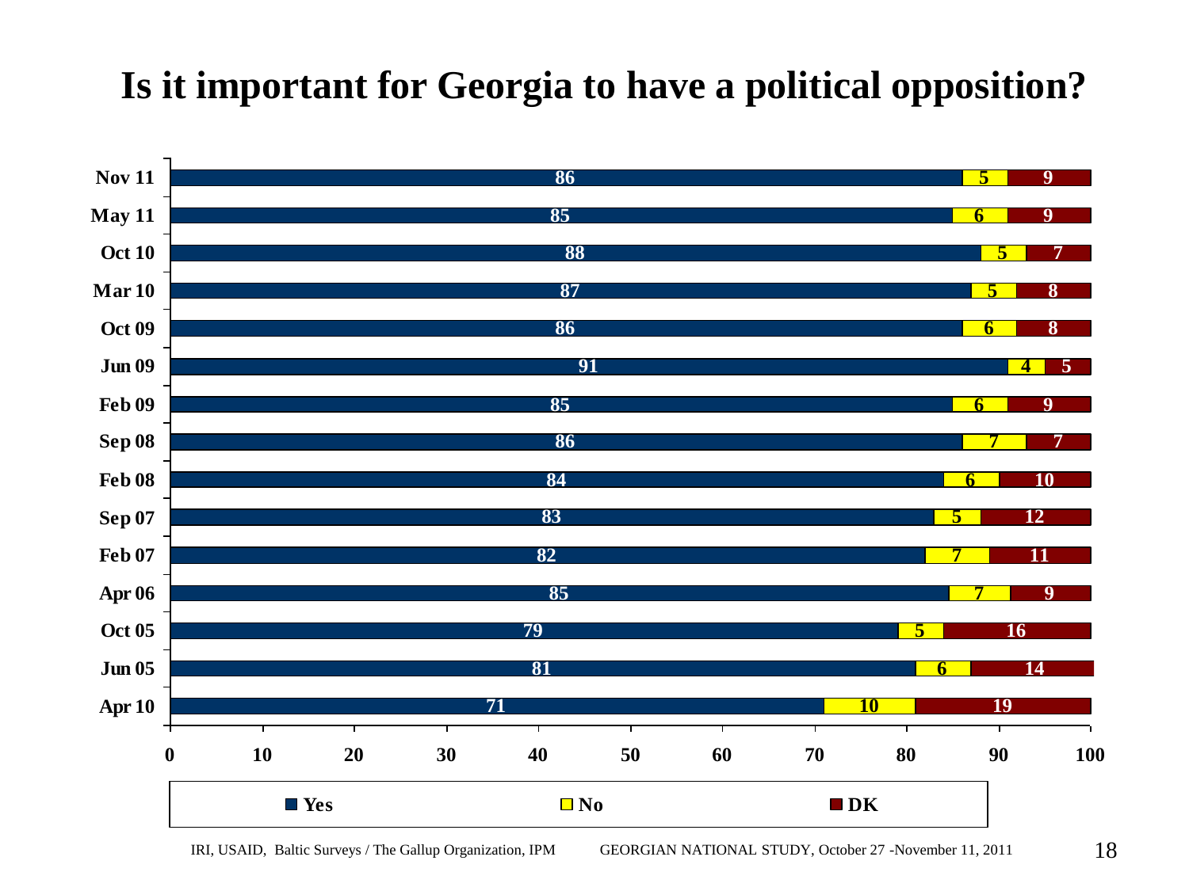# Is it important for Georgia to have a political opposition?

| | Yes | No | DK |
|---|---|---|---|
| Nov 11 | 86 | 5 | 9 |
| May 11 | 85 | 6 | 9 |
| Oct 10 | 88 | 5 | 7 |
| Mar 10 | 87 | 5 | 8 |
| Oct 09 | 86 | 6 | 8 |
| Jun 09 | 91 | 4 | 5 |
| Feb 09 | 85 | 6 | 9 |
| Sep 08 | 86 | 7 | 7 |
| Feb 08 | 84 | 6 | 10 |
| Sep 07 | 83 | 5 | 12 |
| Feb 07 | 82 | 7 | 11 |
| Apr 06 | 85 | 7 | 9 |
| Oct 05 | 79 | 5 | 16 |
| Jun 05 | 81 | 6 | 14 |
| Apr 10 | 71 | 10 | 19 |

IRI, USAID, Baltic Surveys / The Gallup Organization, IPM GEORGIAN NATIONAL STUDY, October 27 -November 11, 2011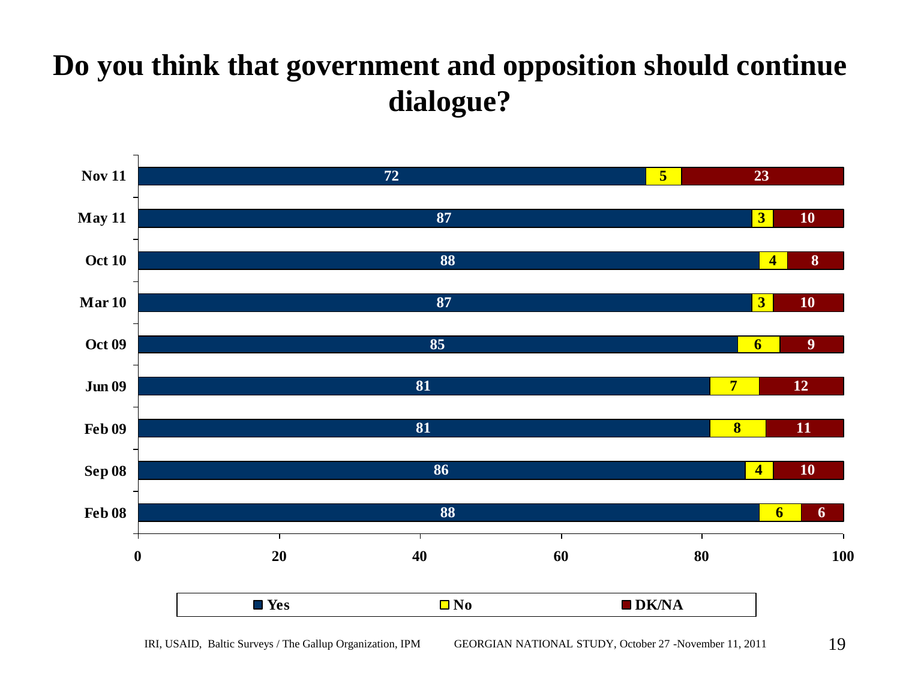# Do you think that government and opposition should continue dialogue?

| | Yes | No | DK/NA |
|---|---|---|---|
| Nov 11 | 72 | 5 | 23 |
| May 11 | 87 | 3 | 10 |
| Oct 10 | 88 | 4 | 8 |
| Mar 10 | 87 | 3 | 10 |
| Oct 09 | 85 | 6 | 9 |
| Jun 09 | 81 | 7 | 12 |
| Feb 09 | 81 | 8 | 11 |
| Sep 08 | 86 | 4 | 10 |
| Feb 08 | 88 | 6 | 6 |

IRI, USAID, Baltic Surveys / The Gallup Organization, IPM GEORGIAN NATIONAL STUDY, October 27 -November 11, 2011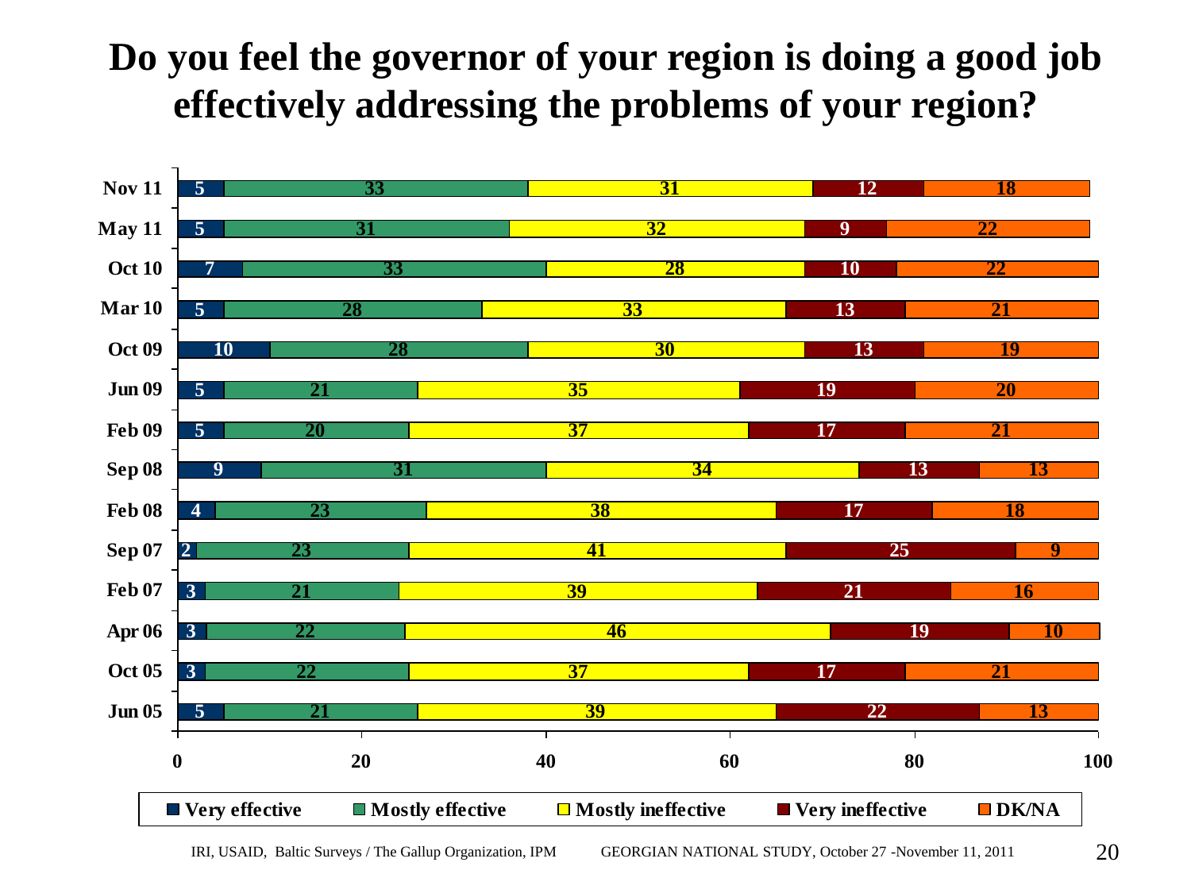# Do you feel the governor of your region is doing a good job effectively addressing the problems of your region?

| | Very effective | Mostly effective | Mostly ineffective | Very ineffective | DK/NA |
|---|---|---|---|---|---|
| Nov 11 | 5 | 33 | 31 | 12 | 18 |
| May 11 | 5 | 31 | 32 | 9 | 22 |
| Oct 10 | 7 | 33 | 28 | 10 | 22 |
| Mar 10 | 5 | 28 | 33 | 13 | 21 |
| Oct 09 | 10 | 28 | 30 | 13 | 19 |
| Jun 09 | 5 | 21 | 35 | 19 | 20 |
| Feb 09 | 5 | 20 | 37 | 17 | 21 |
| Sep 08 | 9 | 31 | 34 | 13 | 13 |
| Feb 08 | 4 | 23 | 38 | 17 | 18 |
| Sep 07 | 2 | 23 | 41 | 25 | 9 |
| Feb 07 | 3 | 21 | 39 | 21 | 16 |
| Apr 06 | 3 | 22 | 46 | 19 | 10 |
| Oct 05 | 3 | 22 | 37 | 17 | 21 |
| Jun 05 | 5 | 21 | 39 | 22 | 13 |

IRI, USAID, Baltic Surveys / The Gallup Organization, IPM GEORGIAN NATIONAL STUDY, October 27 -November 11, 2011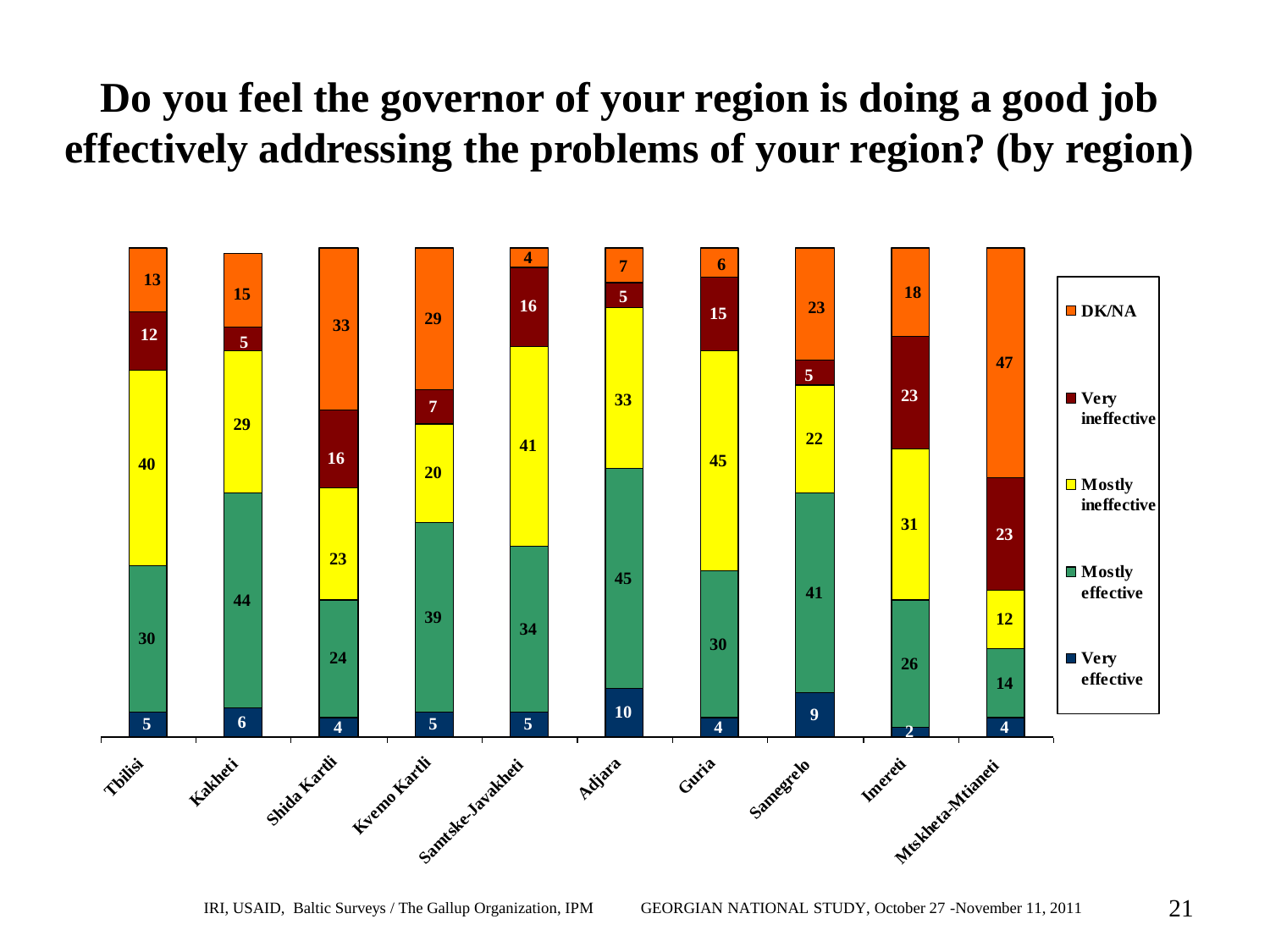# Do you feel the governor of your region is doing a good job effectively addressing the problems of your region? (by region)

| Region | Very effective | Mostly effective | Mostly ineffective | Very ineffective | DK/NA |
|---|---|---|---|---|---|
| Tbilisi | 5 | 30 | 40 | 12 | 13 |
| Kakheti | 6 | 44 | 29 | 5 | 15 |
| Shida Kartli | 4 | 24 | 23 | 16 | 33 |
| Kvemo Kartli | 5 | 39 | 20 | 7 | 29 |
| Samtske-Javakheti | 5 | 34 | 41 | 16 | 4 |
| Adjara | 10 | 45 | 33 | 5 | 7 |
| Guria | 4 | 30 | 45 | 15 | 6 |
| Samegrelo | 9 | 41 | 22 | 5 | 23 |
| Imereti | 2 | 26 | 31 | 23 | 18 |
| Mtskheta-Mtianeti | 4 | 14 | 12 | 23 | 47 |

IRI, USAID, Baltic Surveys / The Gallup Organization, IPM GEORGIAN NATIONAL STUDY, October 27 -November 11, 2011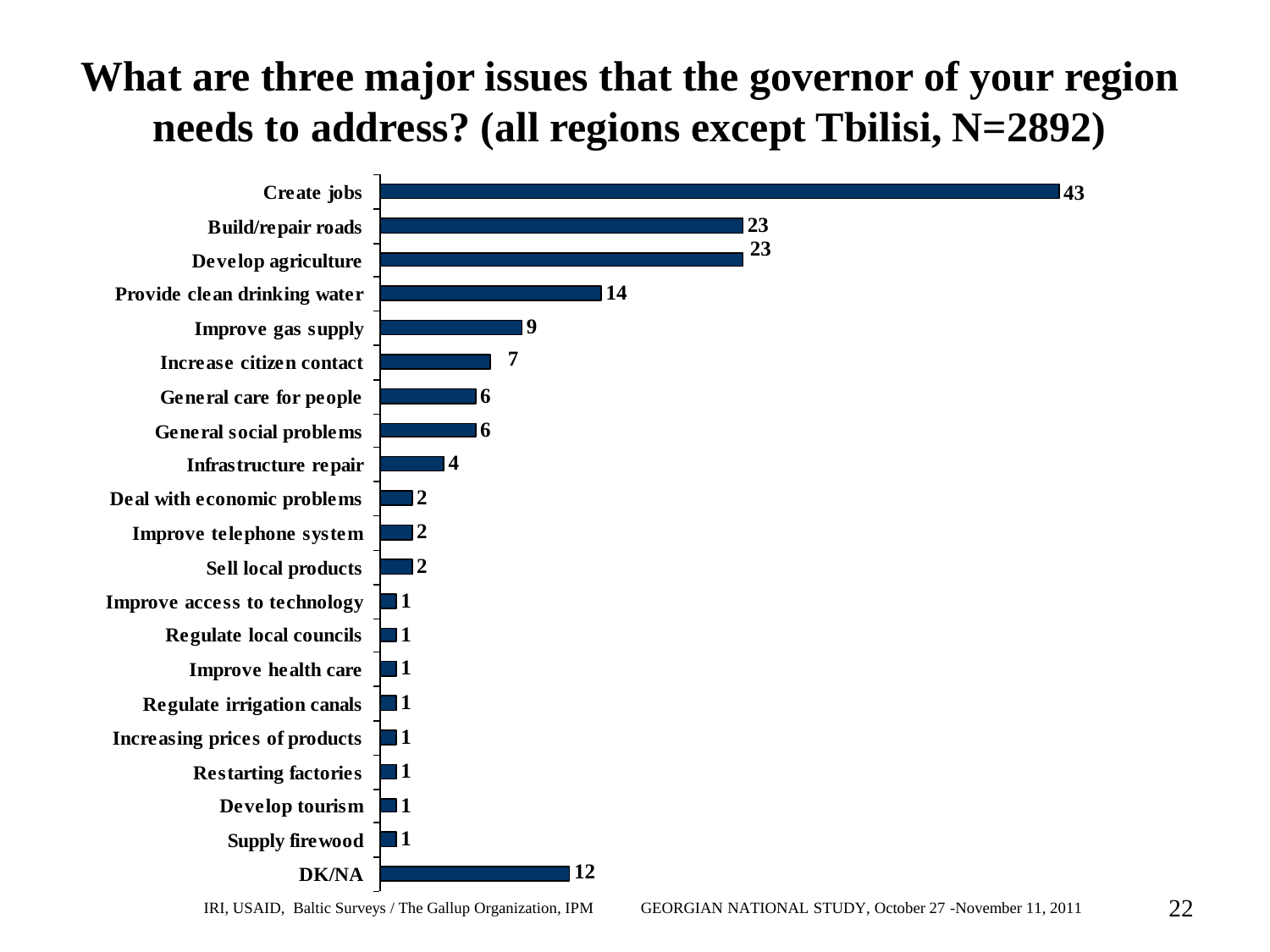# What are three major issues that the governor of your region needs to address? (all regions except Tbilisi, N=2892)

| Issue | % |
|---|---|
| Create jobs | 43 |
| Build/repair roads | 23 |
| Develop agriculture | 23 |
| Provide clean drinking water | 14 |
| Improve gas supply | 9 |
| Increase citizen contact | 7 |
| General care for people | 6 |
| General social problems | 6 |
| Infrastructure repair | 4 |
| Deal with economic problems | 2 |
| Improve telephone system | 2 |
| Sell local products | 2 |
| Improve access to technology | 1 |
| Regulate local councils | 1 |
| Improve health care | 1 |
| Regulate irrigation canals | 1 |
| Increasing prices of products | 1 |
| Restarting factories | 1 |
| Develop tourism | 1 |
| Supply firewood | 1 |
| DK/NA | 12 |

IRI, USAID, Baltic Surveys / The Gallup Organization, IPM GEORGIAN NATIONAL STUDY, October 27 -November 11, 2011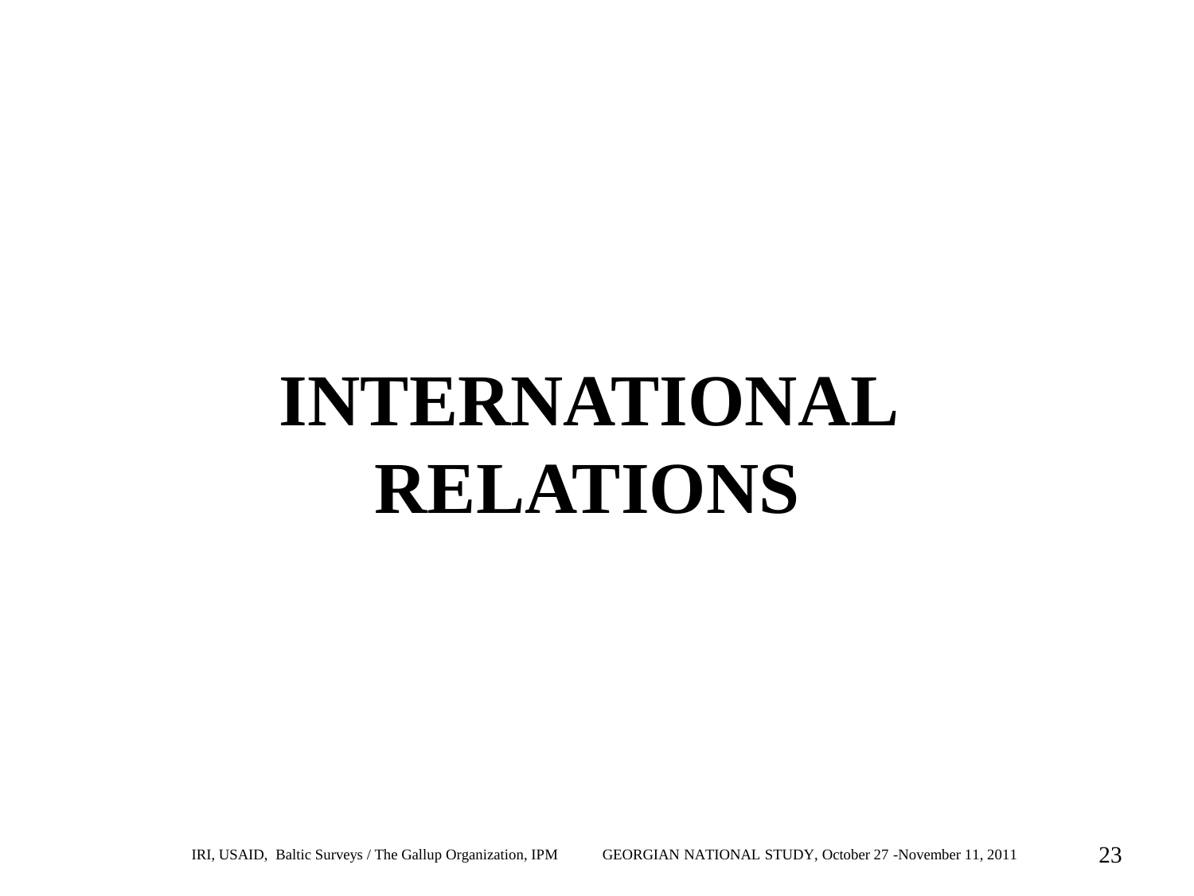# INTERNATIONAL RELATIONS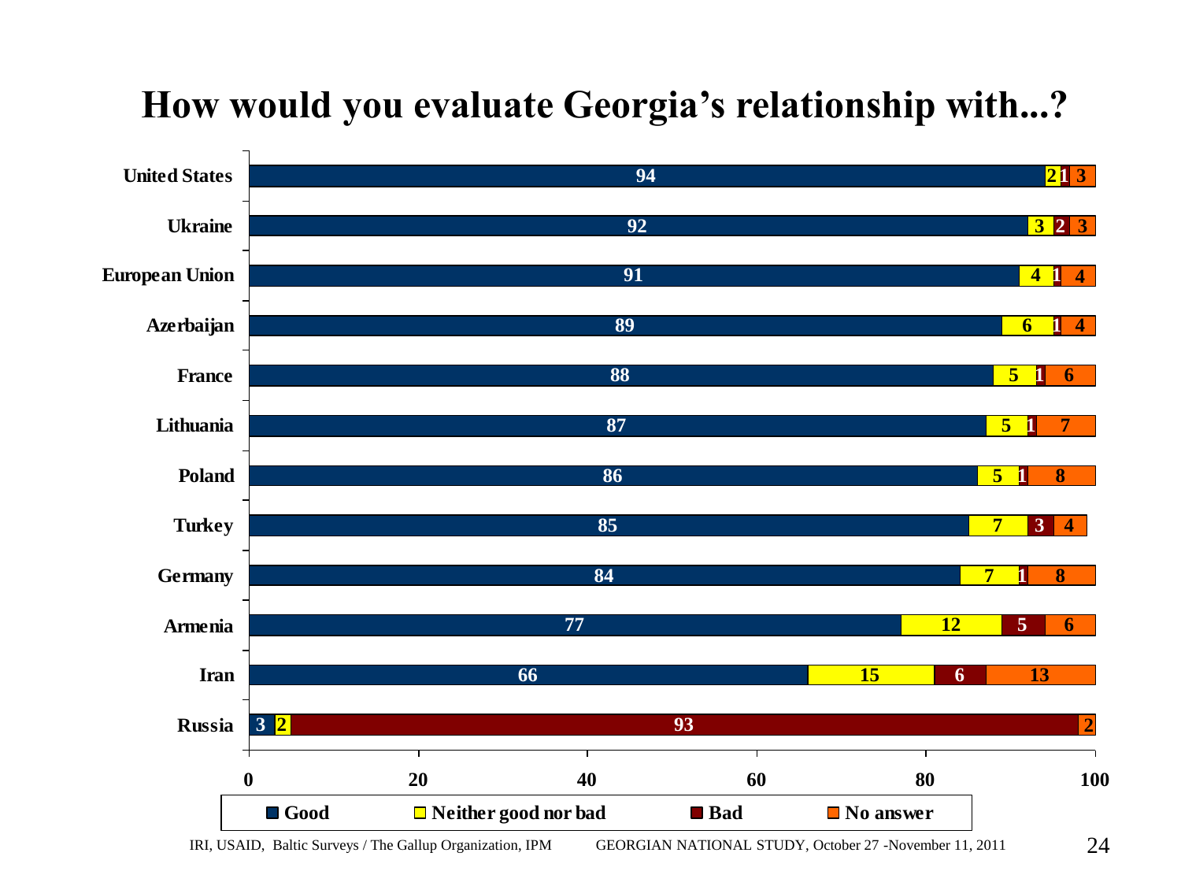# How would you evaluate Georgia's relationship with...?

| | Good | Neither good nor bad | Bad | No answer |
|---|---|---|---|---|
| United States | 94 | 2 | 1 | 3 |
| Ukraine | 92 | 3 | 2 | 3 |
| European Union | 91 | 4 | 1 | 4 |
| Azerbaijan | 89 | 6 | 1 | 4 |
| France | 88 | 5 | 1 | 6 |
| Lithuania | 87 | 5 | 1 | 7 |
| Poland | 86 | 5 | 1 | 8 |
| Turkey | 85 | 7 | 3 | 4 |
| Germany | 84 | 7 | 1 | 8 |
| Armenia | 77 | 12 | 5 | 6 |
| Iran | 66 | 15 | 6 | 13 |
| Russia | 3 | 2 | 93 | 2 |

IRI, USAID, Baltic Surveys / The Gallup Organization, IPM     GEORGIAN NATIONAL STUDY, October 27 -November 11, 2011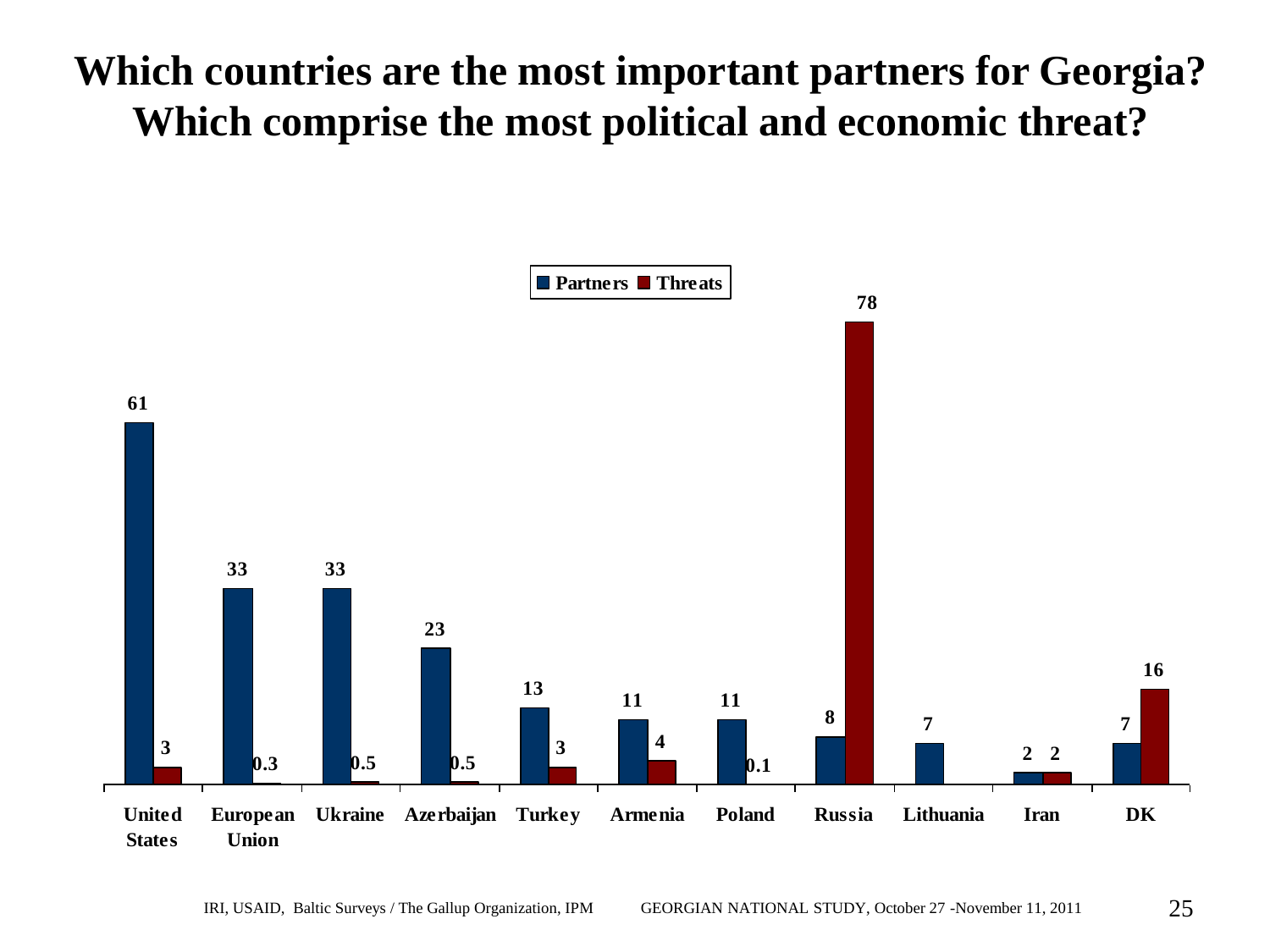# Which countries are the most important partners for Georgia? Which comprise the most political and economic threat?

| | Partners | Threats |
|---|---|---|
| United States | 61 | 3 |
| European Union | 33 | 0.3 |
| Ukraine | 33 | 0.5 |
| Azerbaijan | 23 | 0.5 |
| Turkey | 13 | 3 |
| Armenia | 11 | 4 |
| Poland | 11 | 0.1 |
| Russia | 8 | 78 |
| Lithuania | 7 | |
| Iran | 2 | 2 |
| DK | 7 | 16 |

IRI, USAID, Baltic Surveys / The Gallup Organization, IPM GEORGIAN NATIONAL STUDY, October 27 -November 11, 2011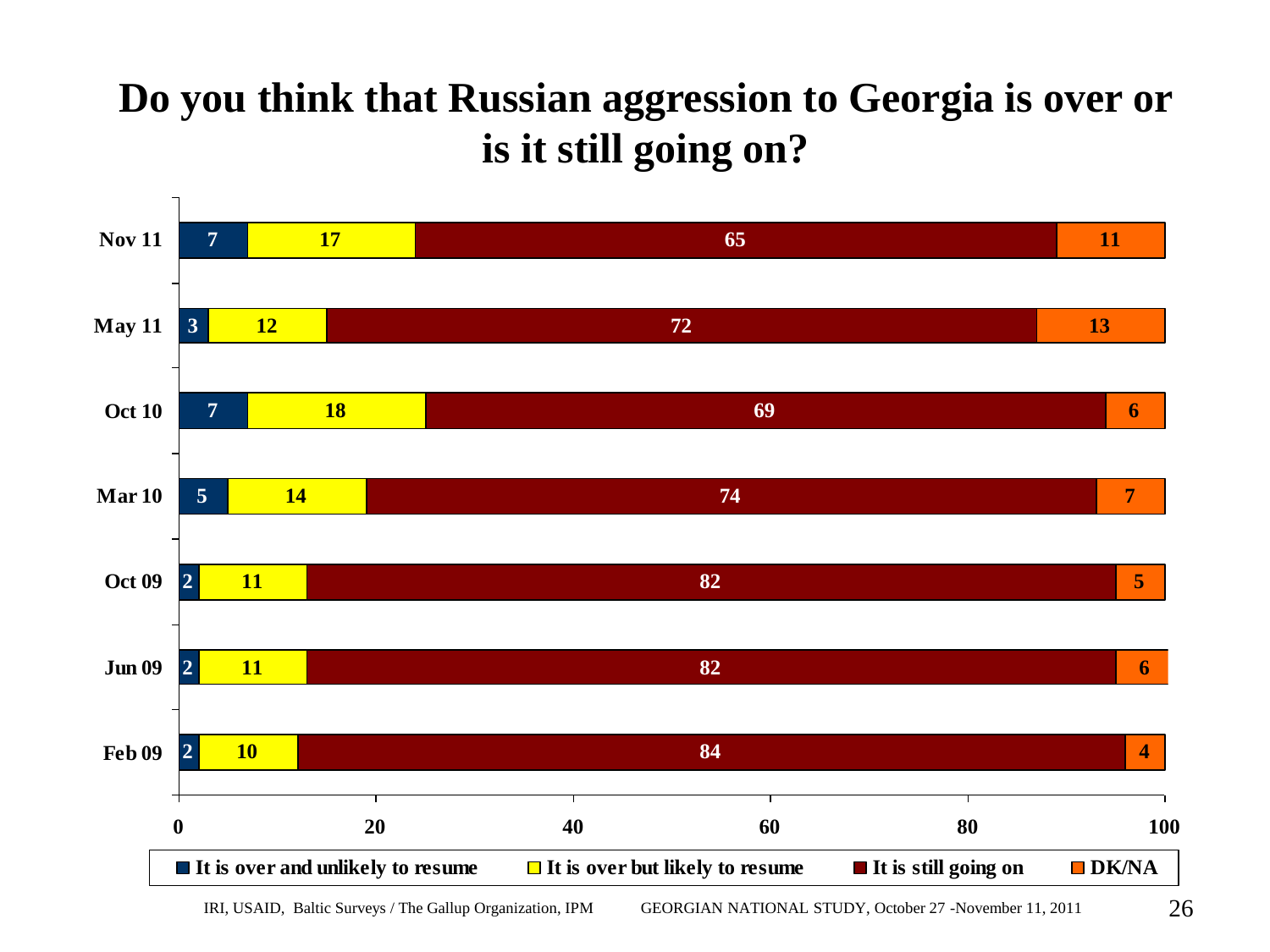# Do you think that Russian aggression to Georgia is over or is it still going on?

| | It is over and unlikely to resume | It is over but likely to resume | It is still going on | DK/NA |
|---|---|---|---|---|
| Nov 11 | 7 | 17 | 65 | 11 |
| May 11 | 3 | 12 | 72 | 13 |
| Oct 10 | 7 | 18 | 69 | 6 |
| Mar 10 | 5 | 14 | 74 | 7 |
| Oct 09 | 2 | 11 | 82 | 5 |
| Jun 09 | 2 | 11 | 82 | 6 |
| Feb 09 | 2 | 10 | 84 | 4 |

IRI, USAID, Baltic Surveys / The Gallup Organization, IPM GEORGIAN NATIONAL STUDY, October 27 -November 11, 2011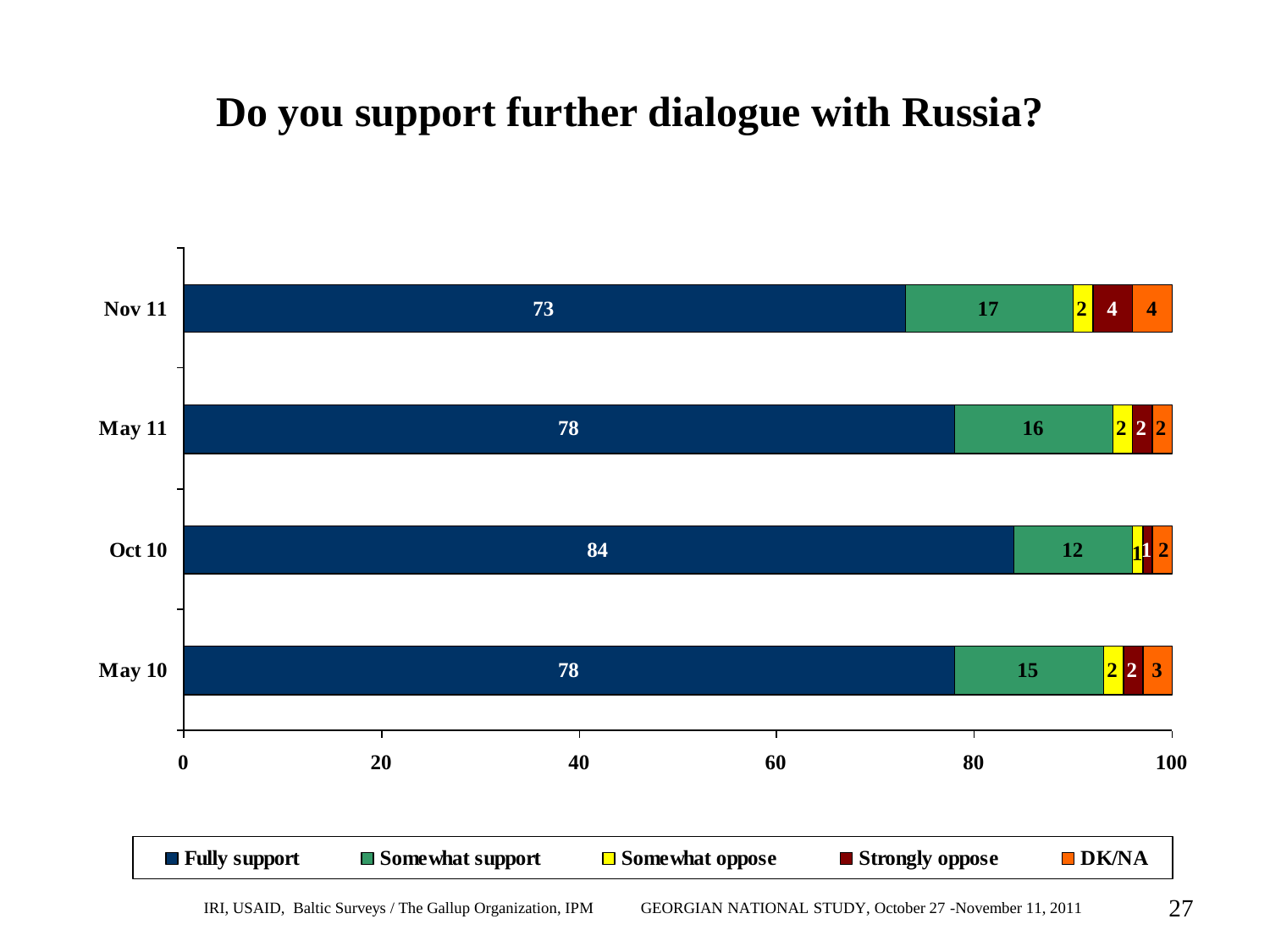# Do you support further dialogue with Russia?

| | Fully support | Somewhat support | Somewhat oppose | Strongly oppose | DK/NA |
|---|---|---|---|---|---|
| Nov 11 | 73 | 17 | 2 | 4 | 4 |
| May 11 | 78 | 16 | 2 | 2 | 2 |
| Oct 10 | 84 | 12 | 1 | 1 | 2 |
| May 10 | 78 | 15 | 2 | 2 | 3 |

IRI, USAID, Baltic Surveys / The Gallup Organization, IPM GEORGIAN NATIONAL STUDY, October 27 -November 11, 2011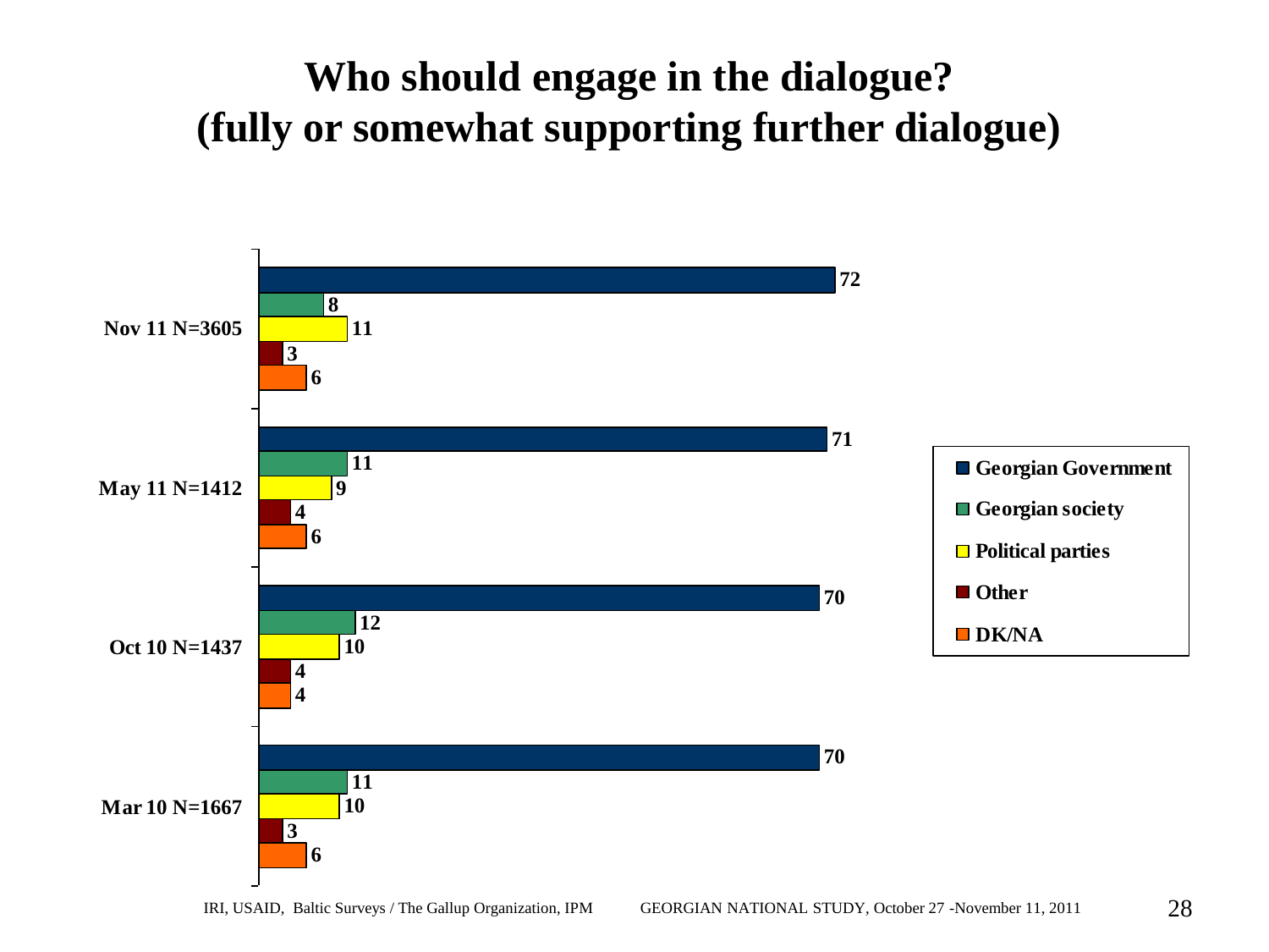# Who should engage in the dialogue?
## (fully or somewhat supporting further dialogue)

| | Georgian Government | Georgian society | Political parties | Other | DK/NA |
|---|---|---|---|---|---|
| Nov 11 N=3605 | 72 | 8 | 11 | 3 | 6 |
| May 11 N=1412 | 71 | 11 | 9 | 4 | 6 |
| Oct 10 N=1437 | 70 | 12 | 10 | 4 | 4 |
| Mar 10 N=1667 | 70 | 11 | 10 | 3 | 6 |

IRI, USAID, Baltic Surveys / The Gallup Organization, IPM GEORGIAN NATIONAL STUDY, October 27 -November 11, 2011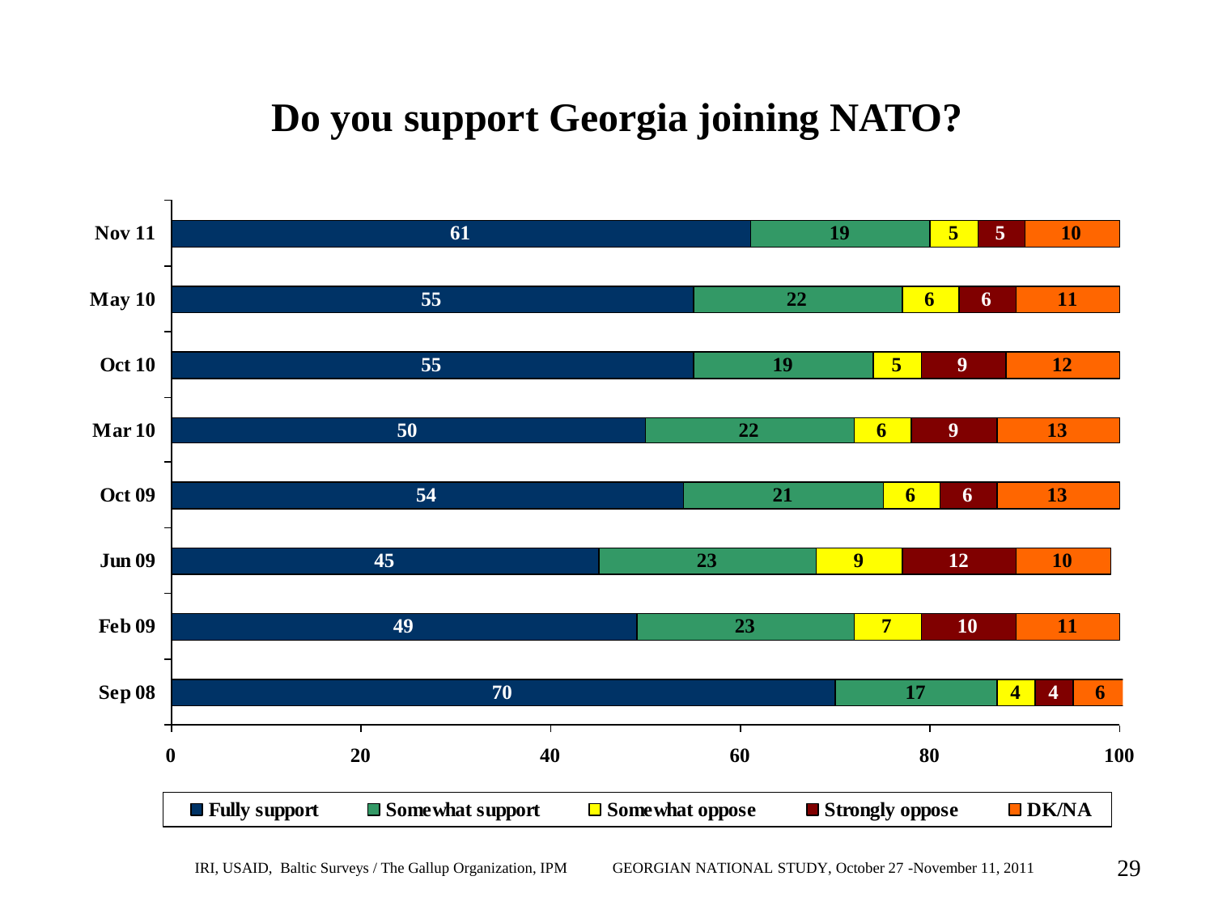# Do you support Georgia joining NATO?

| | Fully support | Somewhat support | Somewhat oppose | Strongly oppose | DK/NA |
|---|---|---|---|---|---|
| Nov 11 | 61 | 19 | 5 | 5 | 10 |
| May 10 | 55 | 22 | 6 | 6 | 11 |
| Oct 10 | 55 | 19 | 5 | 9 | 12 |
| Mar 10 | 50 | 22 | 6 | 9 | 13 |
| Oct 09 | 54 | 21 | 6 | 6 | 13 |
| Jun 09 | 45 | 23 | 9 | 12 | 10 |
| Feb 09 | 49 | 23 | 7 | 10 | 11 |
| Sep 08 | 70 | 17 | 4 | 4 | 6 |

IRI, USAID, Baltic Surveys / The Gallup Organization, IPM GEORGIAN NATIONAL STUDY, October 27 -November 11, 2011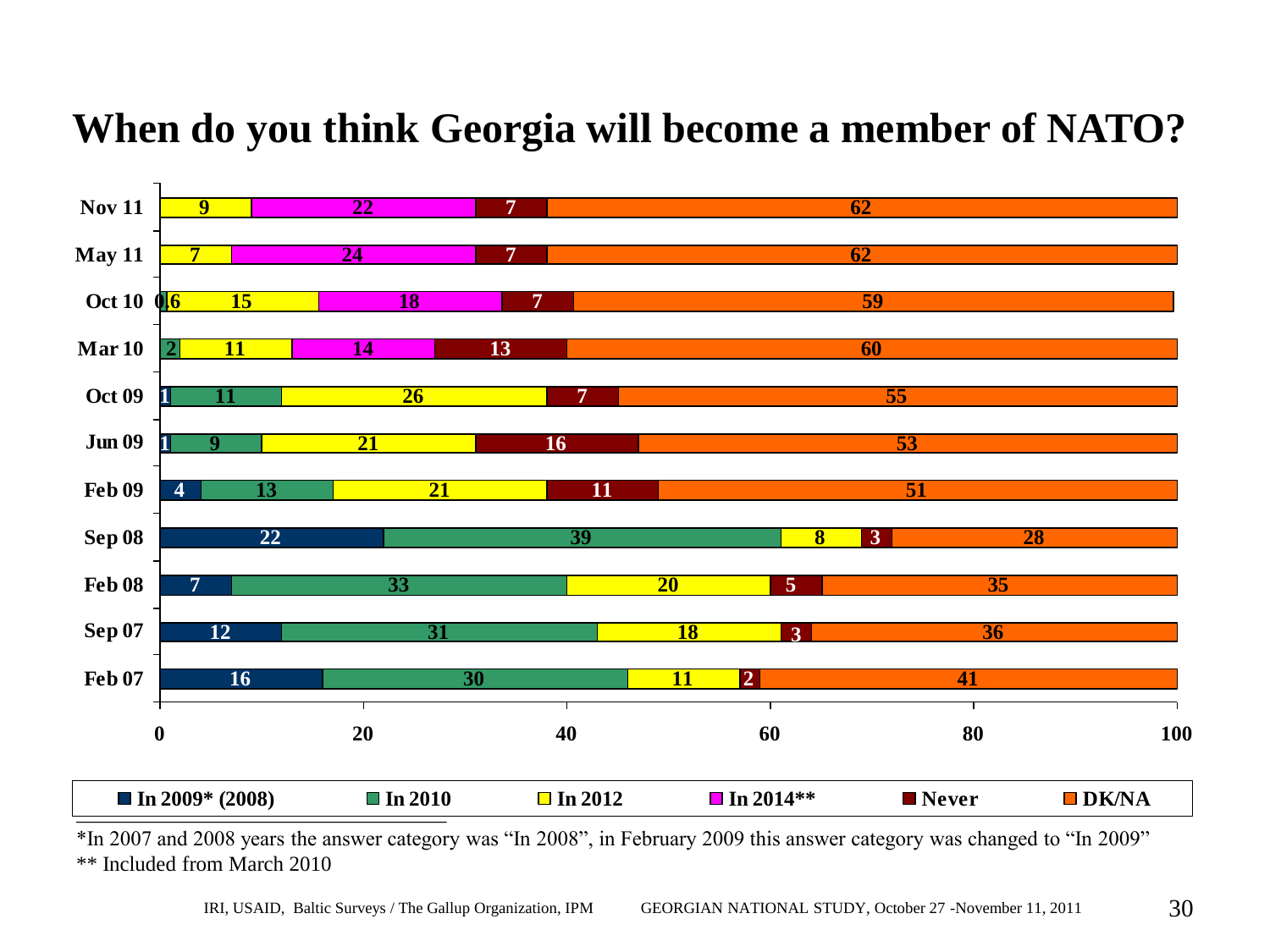# When do you think Georgia will become a member of NATO?

| | In 2009* (2008) | In 2010 | In 2012 | In 2014** | Never | DK/NA |
|---|---|---|---|---|---|---|
| Nov 11 | | | 9 | 22 | 7 | 62 |
| May 11 | | | 7 | 24 | 7 | 62 |
| Oct 10 | | 0.6 | 15 | 18 | 7 | 59 |
| Mar 10 | | 2 | 11 | 14 | 13 | 60 |
| Oct 09 | 1 | 11 | 26 | | 7 | 55 |
| Jun 09 | 1 | 9 | 21 | | 16 | 53 |
| Feb 09 | 4 | 13 | 21 | | 11 | 51 |
| Sep 08 | 22 | 39 | 8 | | 3 | 28 |
| Feb 08 | 7 | 33 | 20 | | 5 | 35 |
| Sep 07 | 12 | 31 | 18 | | 3 | 36 |
| Feb 07 | 16 | 30 | 11 | | 2 | 41 |

*In 2007 and 2008 years the answer category was "In 2008", in February 2009 this answer category was changed to "In 2009"

** Included from March 2010

IRI, USAID, Baltic Surveys / The Gallup Organization, IPM GEORGIAN NATIONAL STUDY, October 27 -November 11, 2011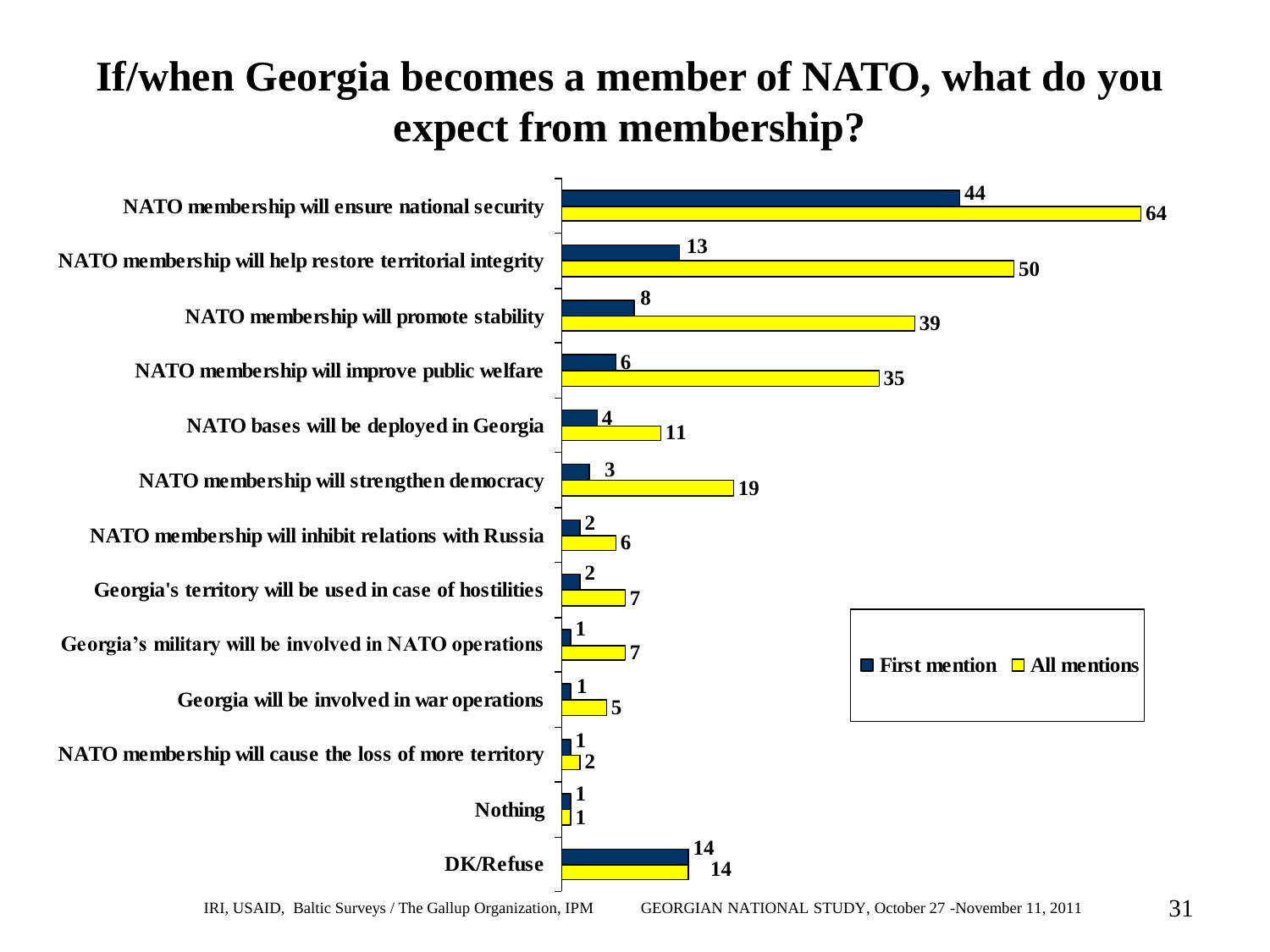# If/when Georgia becomes a member of NATO, what do you expect from membership?

| | First mention | All mentions |
|---|---|---|
| NATO membership will ensure national security | 44 | 64 |
| NATO membership will help restore territorial integrity | 13 | 50 |
| NATO membership will promote stability | 8 | 39 |
| NATO membership will improve public welfare | 6 | 35 |
| NATO bases will be deployed in Georgia | 4 | 11 |
| NATO membership will strengthen democracy | 3 | 19 |
| NATO membership will inhibit relations with Russia | 2 | 6 |
| Georgia's territory will be used in case of hostilities | 2 | 7 |
| Georgia's military will be involved in NATO operations | 1 | 7 |
| Georgia will be involved in war operations | 1 | 5 |
| NATO membership will cause the loss of more territory | 1 | 2 |
| Nothing | 1 | 1 |
| DK/Refuse | 14 | 14 |

IRI, USAID, Baltic Surveys / The Gallup Organization, IPM GEORGIAN NATIONAL STUDY, October 27 -November 11, 2011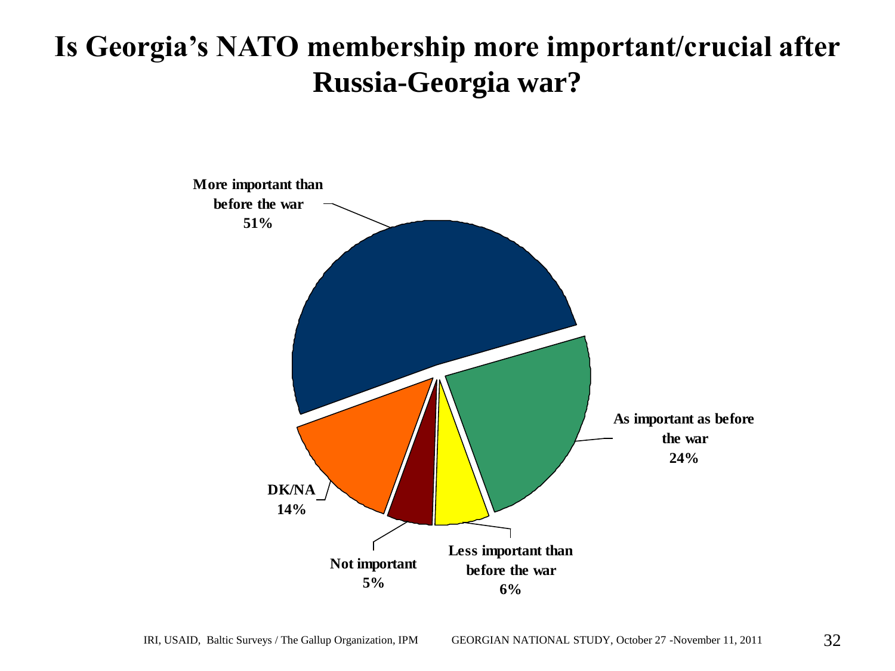# Is Georgia's NATO membership more important/crucial after Russia-Georgia war?

More important than before the war
51%

As important as before the war
24%

Less important than before the war
6%

Not important
5%

DK/NA
14%

IRI, USAID, Baltic Surveys / The Gallup Organization, IPM GEORGIAN NATIONAL STUDY, October 27 -November 11, 2011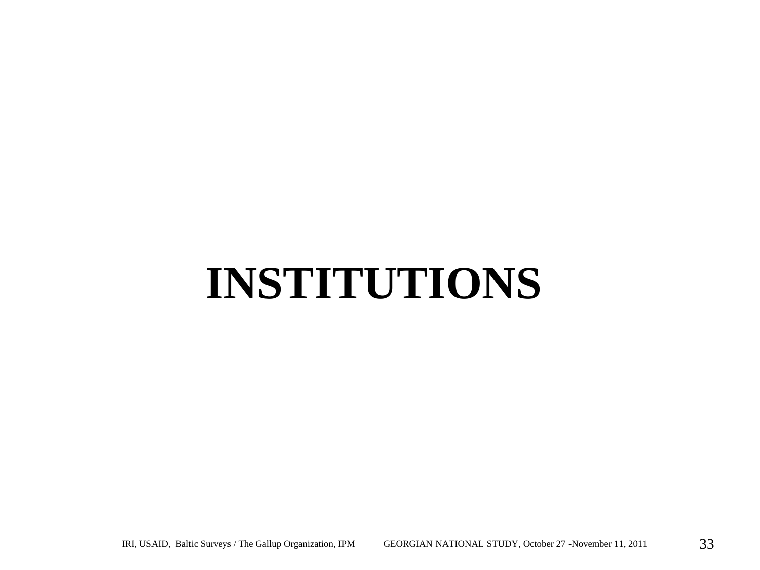# INSTITUTIONS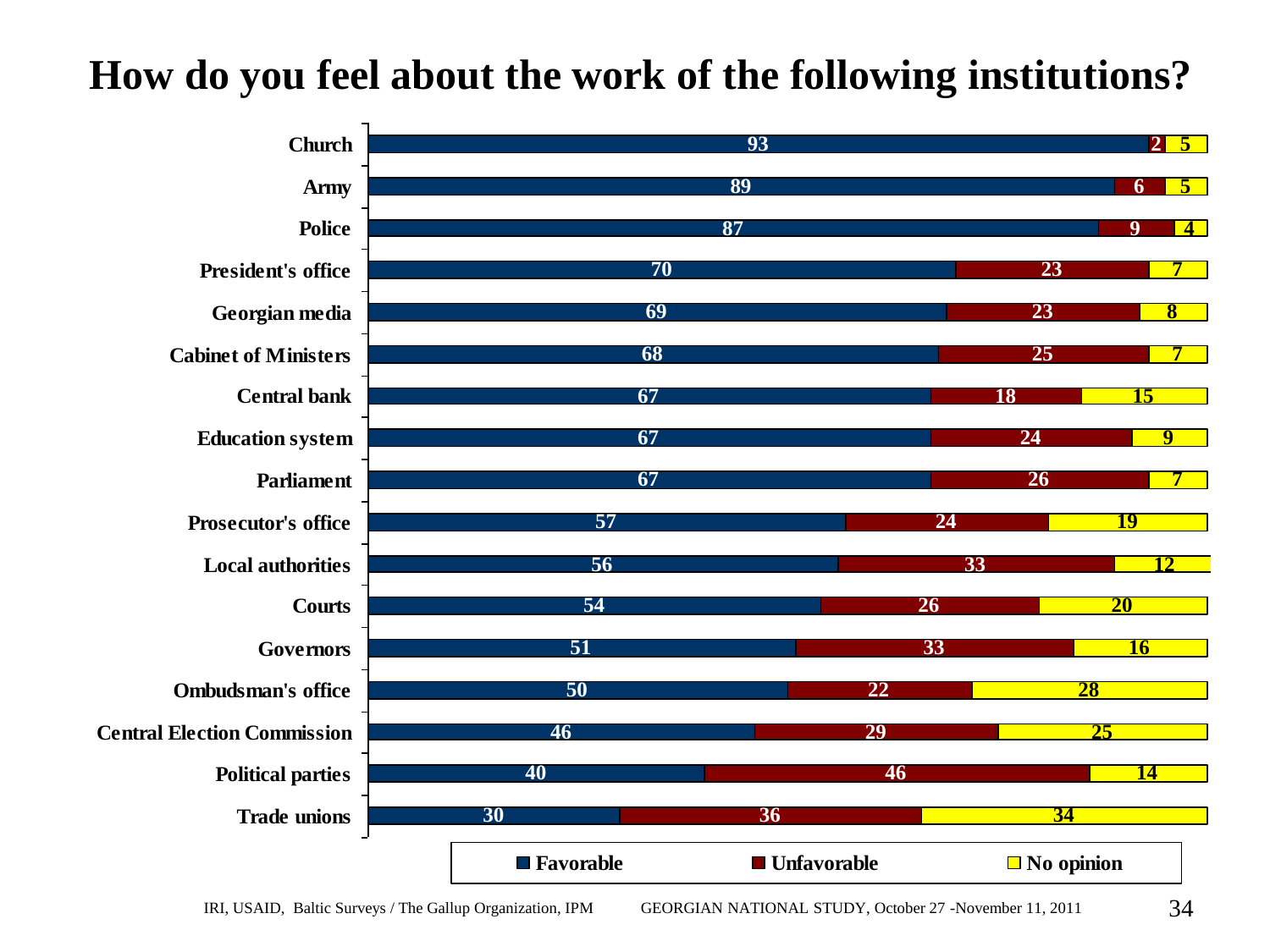# How do you feel about the work of the following institutions?

| Institution | Favorable | Unfavorable | No opinion |
|---|---|---|---|
| Church | 93 | 2 | 5 |
| Army | 89 | 6 | 5 |
| Police | 87 | 9 | 4 |
| President's office | 70 | 23 | 7 |
| Georgian media | 69 | 23 | 8 |
| Cabinet of Ministers | 68 | 25 | 7 |
| Central bank | 67 | 18 | 15 |
| Education system | 67 | 24 | 9 |
| Parliament | 67 | 26 | 7 |
| Prosecutor's office | 57 | 24 | 19 |
| Local authorities | 56 | 33 | 12 |
| Courts | 54 | 26 | 20 |
| Governors | 51 | 33 | 16 |
| Ombudsman's office | 50 | 22 | 28 |
| Central Election Commission | 46 | 29 | 25 |
| Political parties | 40 | 46 | 14 |
| Trade unions | 30 | 36 | 34 |

IRI, USAID, Baltic Surveys / The Gallup Organization, IPM GEORGIAN NATIONAL STUDY, October 27 -November 11, 2011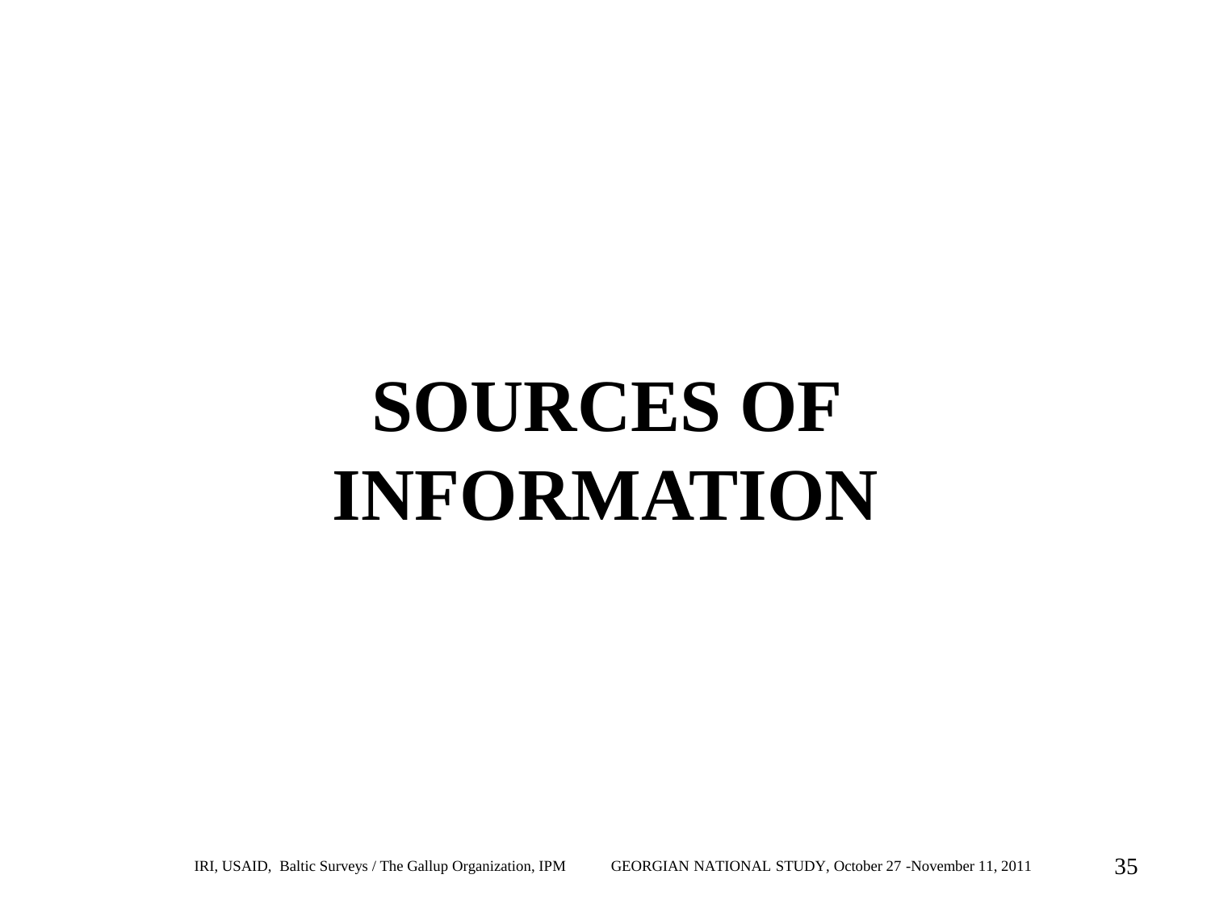# SOURCES OF INFORMATION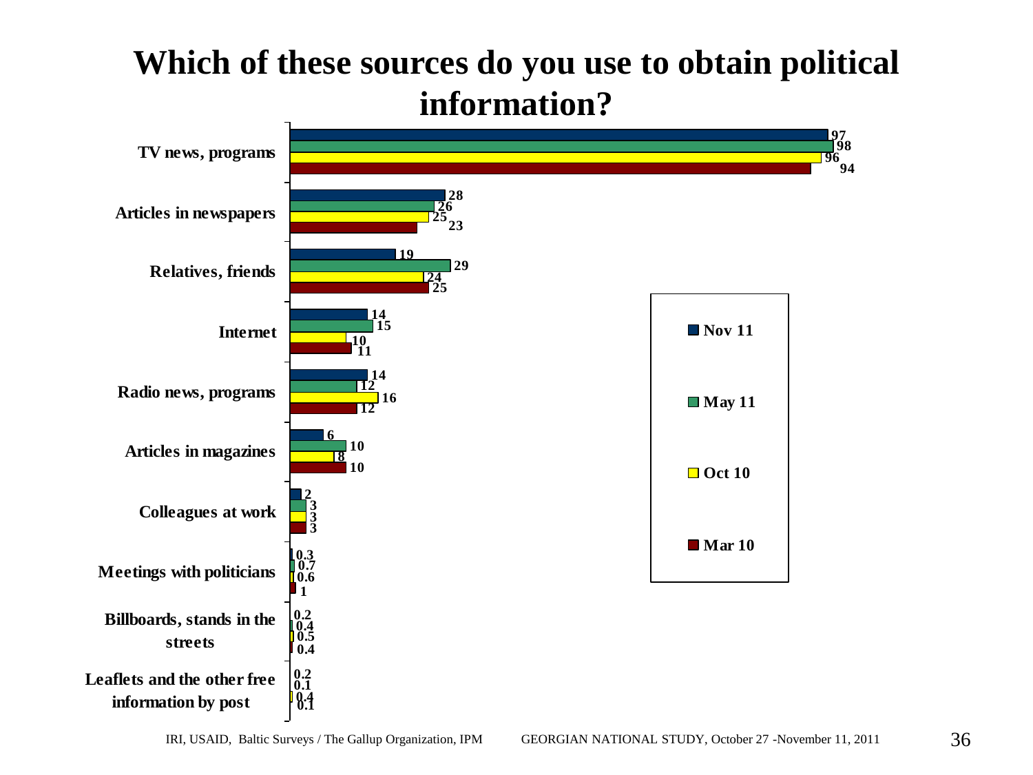# Which of these sources do you use to obtain political information?

| Source | Nov 11 | May 11 | Oct 10 | Mar 10 |
|---|---|---|---|---|
| TV news, programs | 97 | 98 | 96 | 94 |
| Articles in newspapers | 28 | 26 | 25 | 23 |
| Relatives, friends | 19 | 29 | 24 | 25 |
| Internet | 14 | 15 | 10 | 11 |
| Radio news, programs | 14 | 12 | 16 | 12 |
| Articles in magazines | 6 | 10 | 8 | 10 |
| Colleagues at work | 2 | 3 | 3 | 3 |
| Meetings with politicians | 0.3 | 0.7 | 0.6 | 1 |
| Billboards, stands in the streets | 0.2 | 0.4 | 0.5 | 0.4 |
| Leaflets and the other free information by post | 0.2 | 0.1 | 0.4 | 0.1 |

IRI, USAID, Baltic Surveys / The Gallup Organization, IPM GEORGIAN NATIONAL STUDY, October 27 -November 11, 2011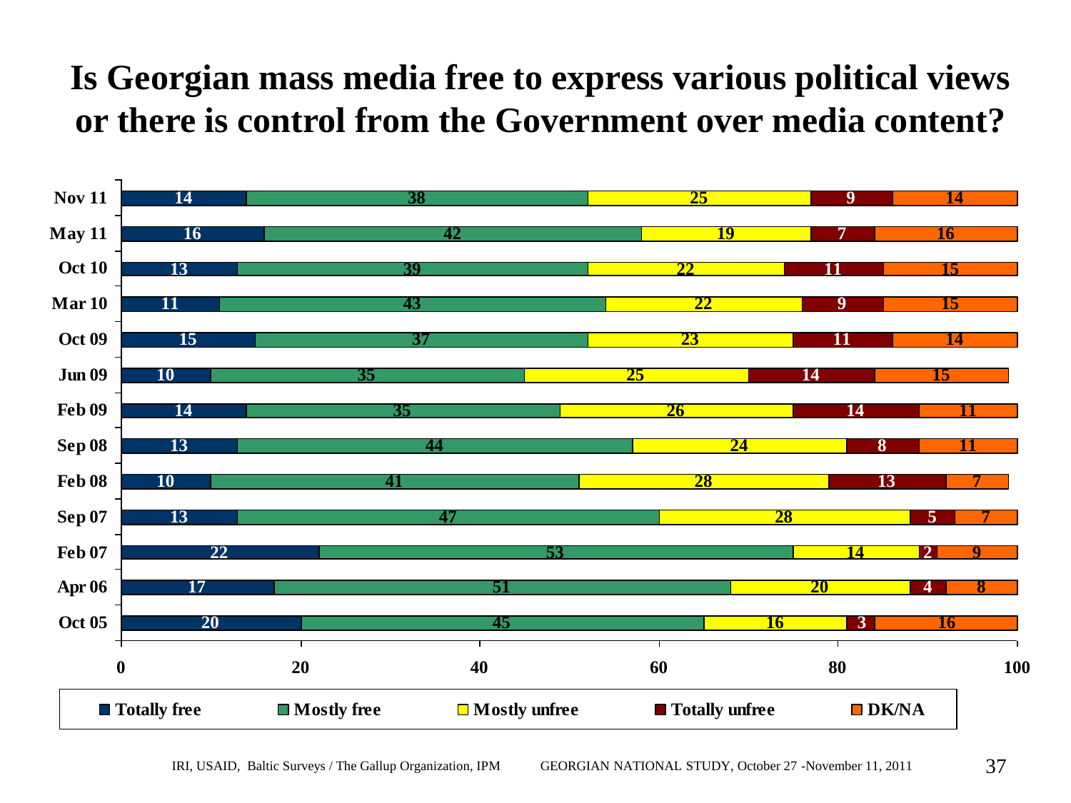# Is Georgian mass media free to express various political views or there is control from the Government over media content?

| | Totally free | Mostly free | Mostly unfree | Totally unfree | DK/NA |
|---|---|---|---|---|---|
| Nov 11 | 14 | 38 | 25 | 9 | 14 |
| May 11 | 16 | 42 | 19 | 7 | 16 |
| Oct 10 | 13 | 39 | 22 | 11 | 15 |
| Mar 10 | 11 | 43 | 22 | 9 | 15 |
| Oct 09 | 15 | 37 | 23 | 11 | 14 |
| Jun 09 | 10 | 35 | 25 | 14 | 15 |
| Feb 09 | 14 | 35 | 26 | 14 | 11 |
| Sep 08 | 13 | 44 | 24 | 8 | 11 |
| Feb 08 | 10 | 41 | 28 | 13 | 7 |
| Sep 07 | 13 | 47 | 28 | 5 | 7 |
| Feb 07 | 22 | 53 | 14 | 2 | 9 |
| Apr 06 | 17 | 51 | 20 | 4 | 8 |
| Oct 05 | 20 | 45 | 16 | 3 | 16 |

IRI, USAID, Baltic Surveys / The Gallup Organization, IPM GEORGIAN NATIONAL STUDY, October 27 -November 11, 2011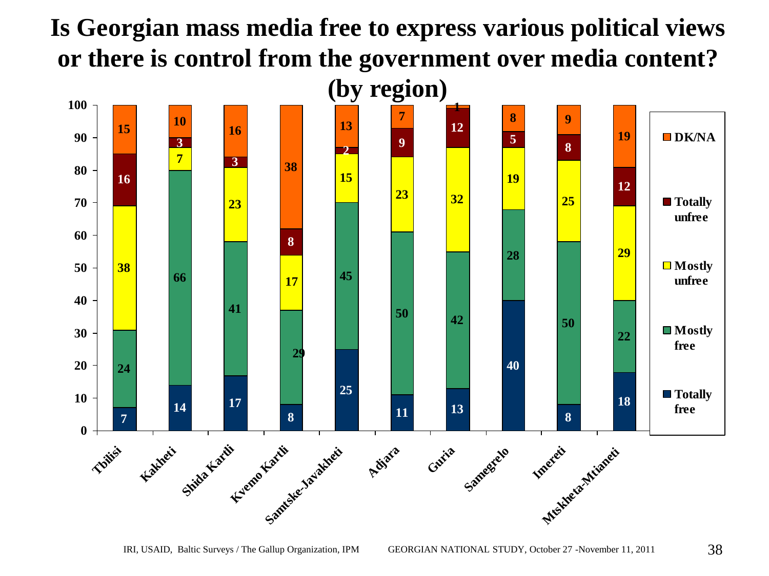# Is Georgian mass media free to express various political views or there is control from the government over media content? (by region)

| Region | Totally free | Mostly free | Mostly unfree | Totally unfree | DK/NA |
|---|---|---|---|---|---|
| Tbilisi | 7 | 24 | 38 | 16 | 15 |
| Kakheti | 14 | 66 | 7 | 3 | 10 |
| Shida Kartli | 17 | 41 | 23 | 3 | 16 |
| Kvemo Kartli | 8 | 29 | 17 | 8 | 38 |
| Samtske-Javakheti | 25 | 45 | 15 | 2 | 13 |
| Adjara | 11 | 50 | 23 | 9 | 7 |
| Guria | 13 | 42 | 32 | 12 | 1 |
| Samegrelo | 40 | 28 | 19 | 5 | 8 |
| Imereti | 8 | 50 | 25 | 8 | 9 |
| Mtskheta-Mtianeti | 18 | 22 | 29 | 12 | 19 |

IRI, USAID, Baltic Surveys / The Gallup Organization, IPM GEORGIAN NATIONAL STUDY, October 27 -November 11, 2011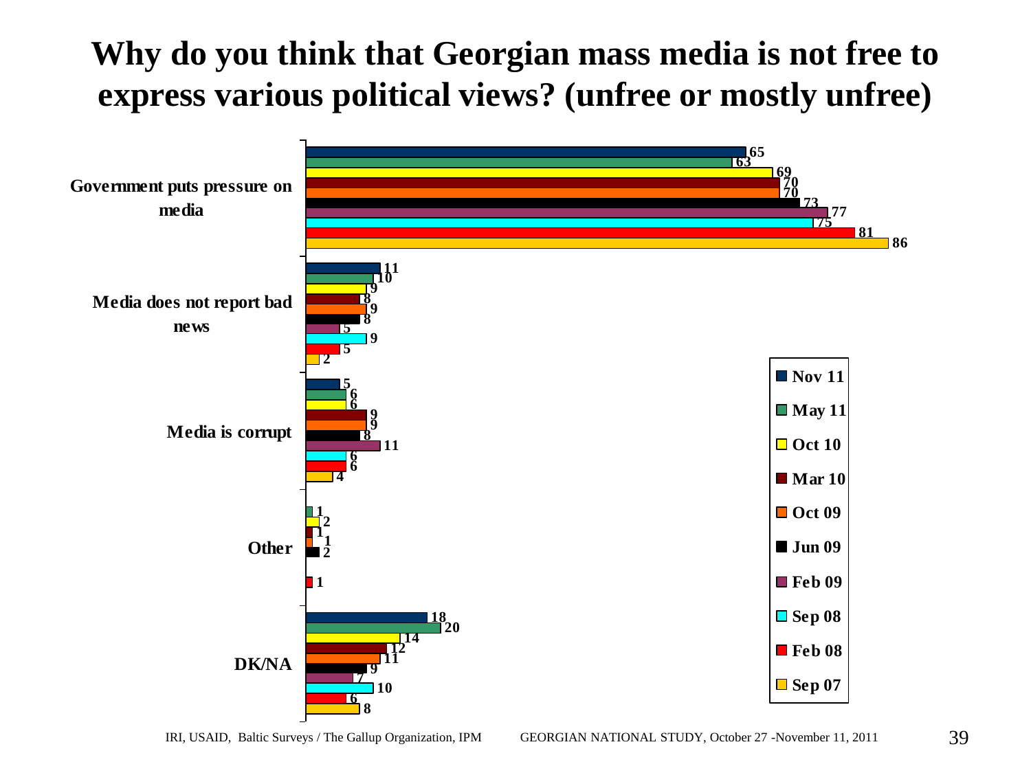# Why do you think that Georgian mass media is not free to express various political views? (unfree or mostly unfree)

| | Nov 11 | May 11 | Oct 10 | Mar 10 | Oct 09 | Jun 09 | Feb 09 | Sep 08 | Feb 08 | Sep 07 |
|---|---|---|---|---|---|---|---|---|---|---|
| Government puts pressure on media | 65 | 63 | 69 | 70 | 70 | 73 | 77 | 75 | 81 | 86 |
| Media does not report bad news | 11 | 10 | 9 | 8 | 9 | 8 | 5 | 9 | 5 | 2 |
| Media is corrupt | 5 | 6 | 6 | 9 | 9 | 8 | 11 | 6 | 6 | 4 |
| Other | | 1 | 2 | 1 | 1 | 2 | | | 1 | |
| DK/NA | 18 | 20 | 14 | 12 | 11 | 9 | 7 | 10 | 6 | 8 |

IRI, USAID, Baltic Surveys / The Gallup Organization, IPM GEORGIAN NATIONAL STUDY, October 27 -November 11, 2011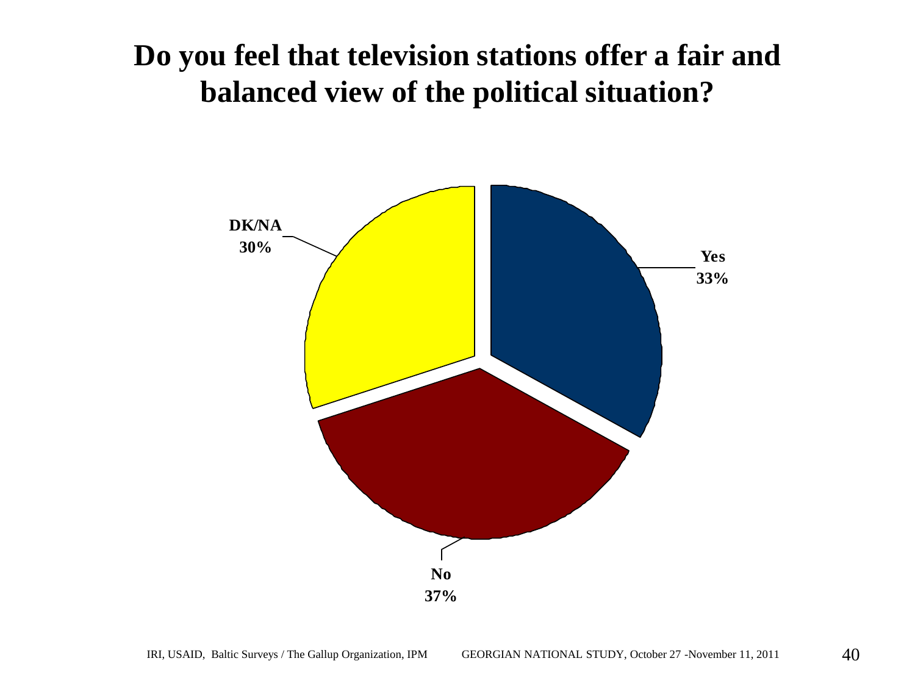# Do you feel that television stations offer a fair and balanced view of the political situation?

DK/NA 30%

Yes 33%

No 37%

IRI, USAID, Baltic Surveys / The Gallup Organization, IPM GEORGIAN NATIONAL STUDY, October 27 -November 11, 2011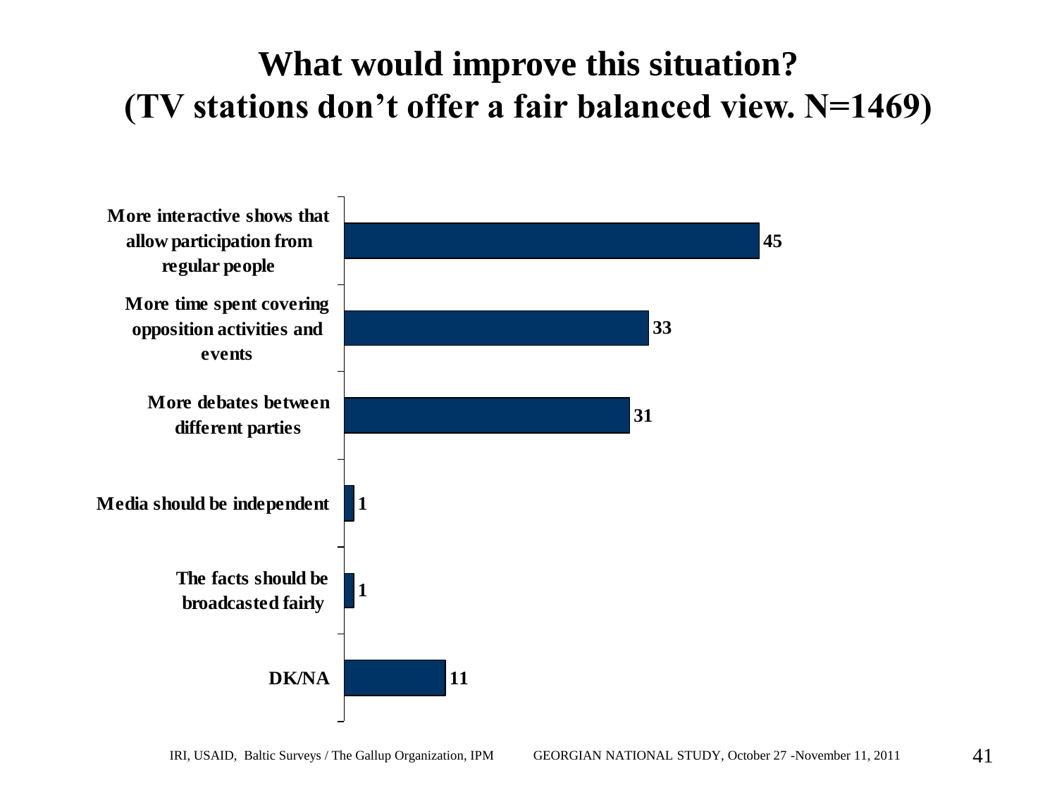# What would improve this situation?
## (TV stations don't offer a fair balanced view. N=1469)

| Response | % |
|---|---|
| More interactive shows that allow participation from regular people | 45 |
| More time spent covering opposition activities and events | 33 |
| More debates between different parties | 31 |
| Media should be independent | 1 |
| The facts should be broadcasted fairly | 1 |
| DK/NA | 11 |

IRI, USAID, Baltic Surveys / The Gallup Organization, IPM GEORGIAN NATIONAL STUDY, October 27 -November 11, 2011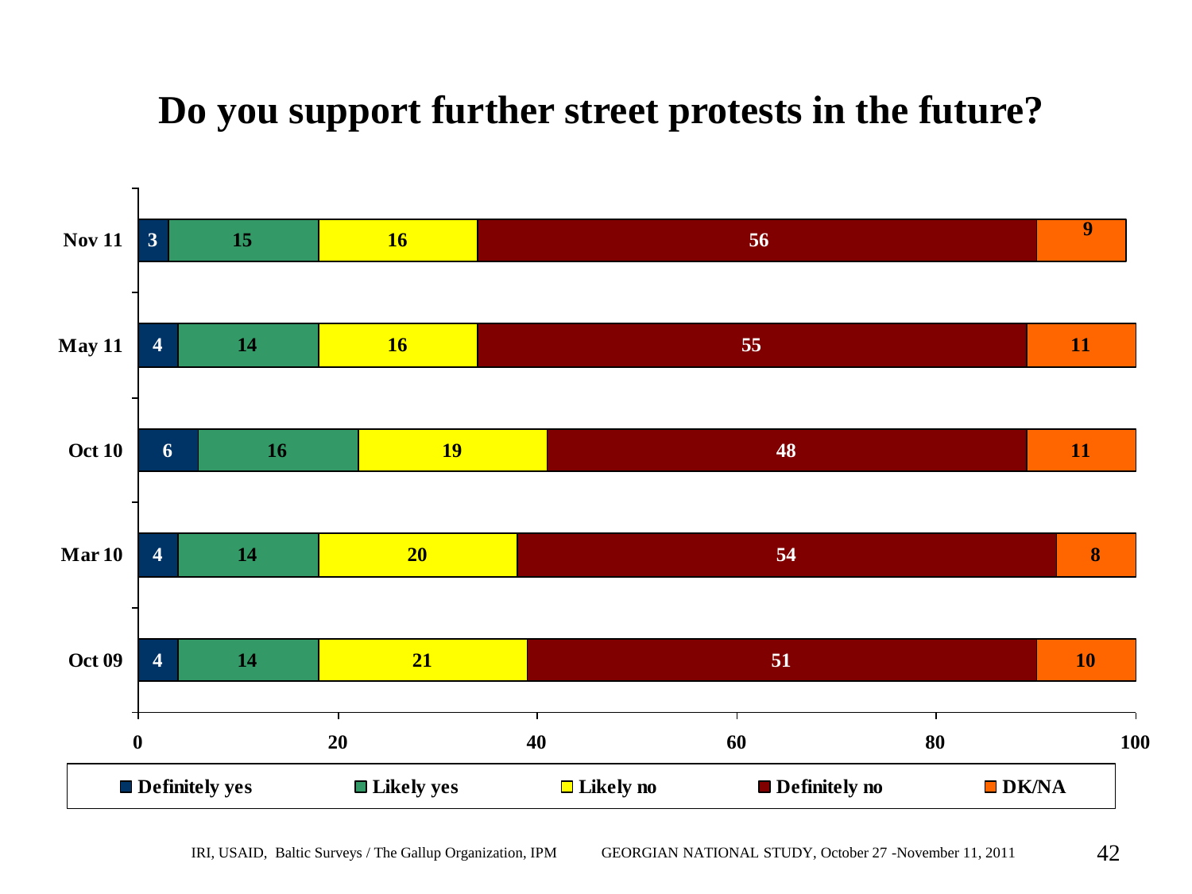# Do you support further street protests in the future?

| | Definitely yes | Likely yes | Likely no | Definitely no | DK/NA |
|---|---|---|---|---|---|
| Nov 11 | 3 | 15 | 16 | 56 | 9 |
| May 11 | 4 | 14 | 16 | 55 | 11 |
| Oct 10 | 6 | 16 | 19 | 48 | 11 |
| Mar 10 | 4 | 14 | 20 | 54 | 8 |
| Oct 09 | 4 | 14 | 21 | 51 | 10 |

IRI, USAID, Baltic Surveys / The Gallup Organization, IPM GEORGIAN NATIONAL STUDY, October 27 -November 11, 2011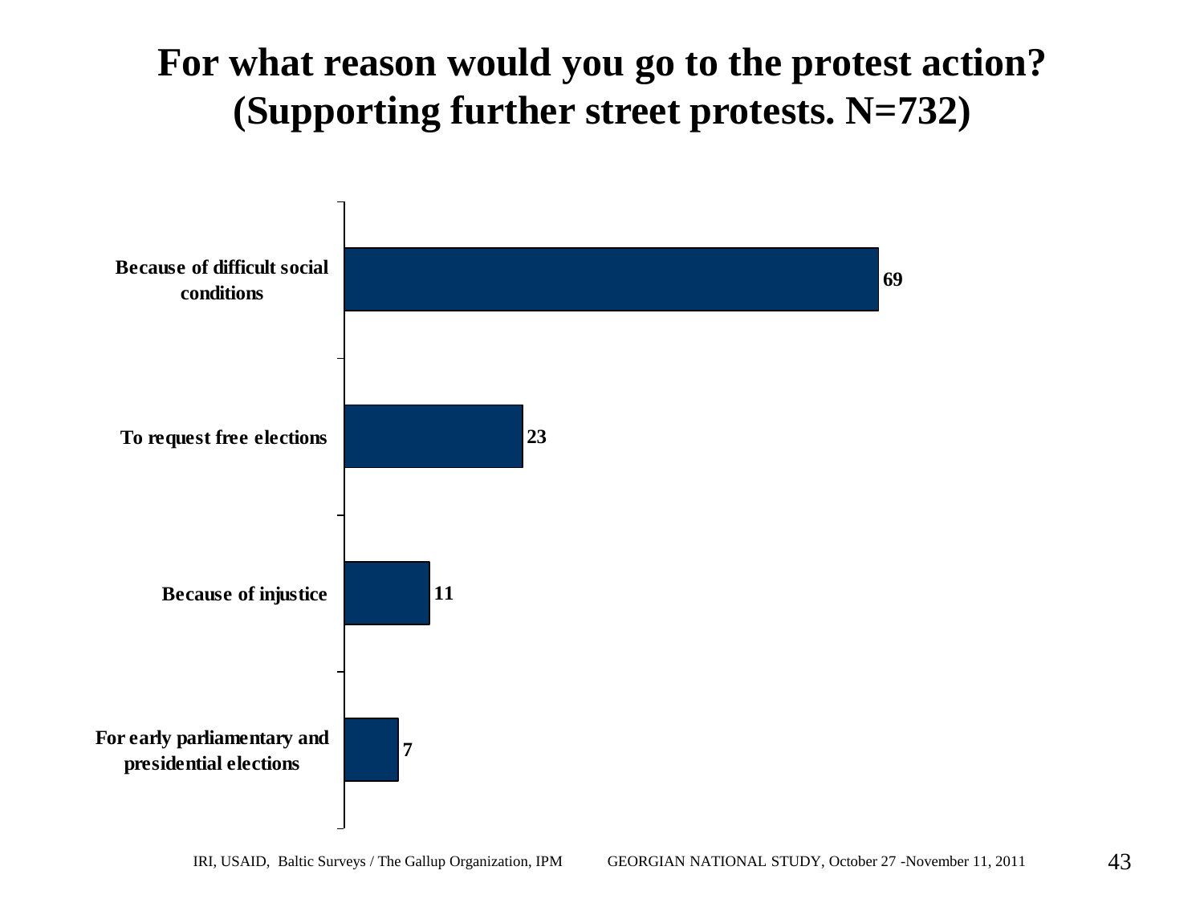# For what reason would you go to the protest action? (Supporting further street protests. N=732)

| Reason | % |
|---|---|
| Because of difficult social conditions | 69 |
| To request free elections | 23 |
| Because of injustice | 11 |
| For early parliamentary and presidential elections | 7 |

IRI, USAID, Baltic Surveys / The Gallup Organization, IPM GEORGIAN NATIONAL STUDY, October 27 -November 11, 2011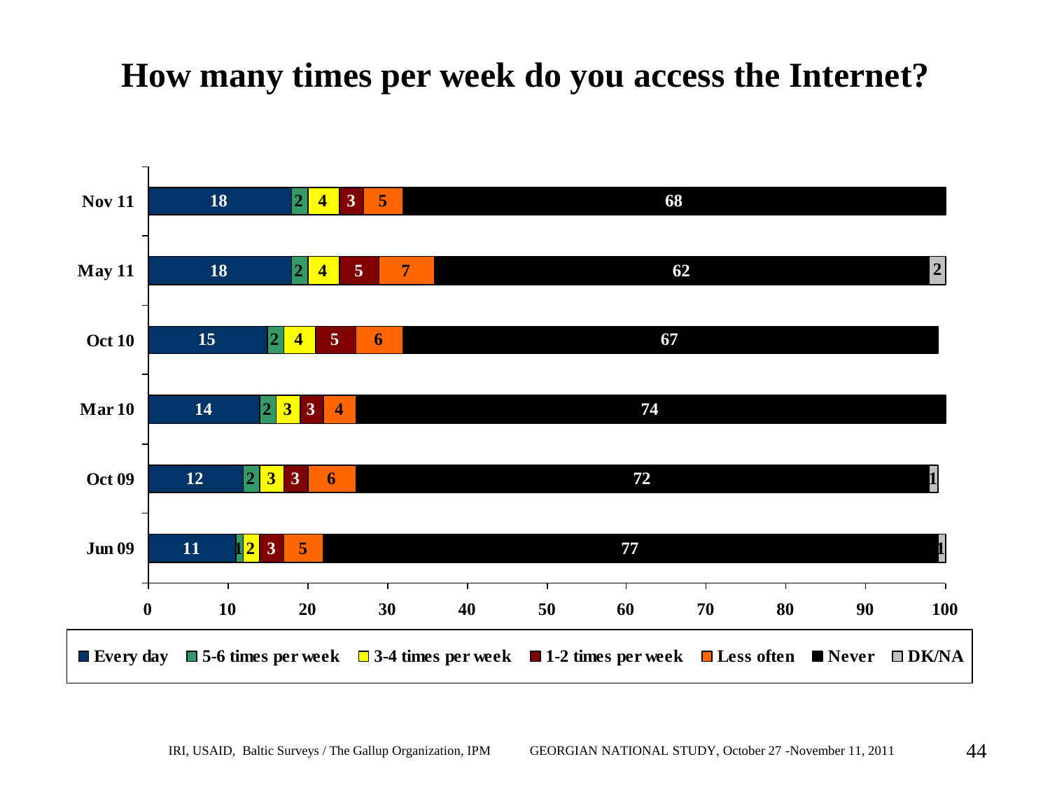# How many times per week do you access the Internet?

| | Every day | 5-6 times per week | 3-4 times per week | 1-2 times per week | Less often | Never | DK/NA |
|---|---|---|---|---|---|---|---|
| Nov 11 | 18 | 2 | 4 | 3 | 5 | 68 | |
| May 11 | 18 | 2 | 4 | 5 | 7 | 62 | 2 |
| Oct 10 | 15 | 2 | 4 | 5 | 6 | 67 | |
| Mar 10 | 14 | 2 | 3 | 3 | 4 | 74 | |
| Oct 09 | 12 | 2 | 3 | 3 | 6 | 72 | 1 |
| Jun 09 | 11 | 1 | 2 | 3 | 5 | 77 | 1 |

IRI, USAID, Baltic Surveys / The Gallup Organization, IPM GEORGIAN NATIONAL STUDY, October 27 -November 11, 2011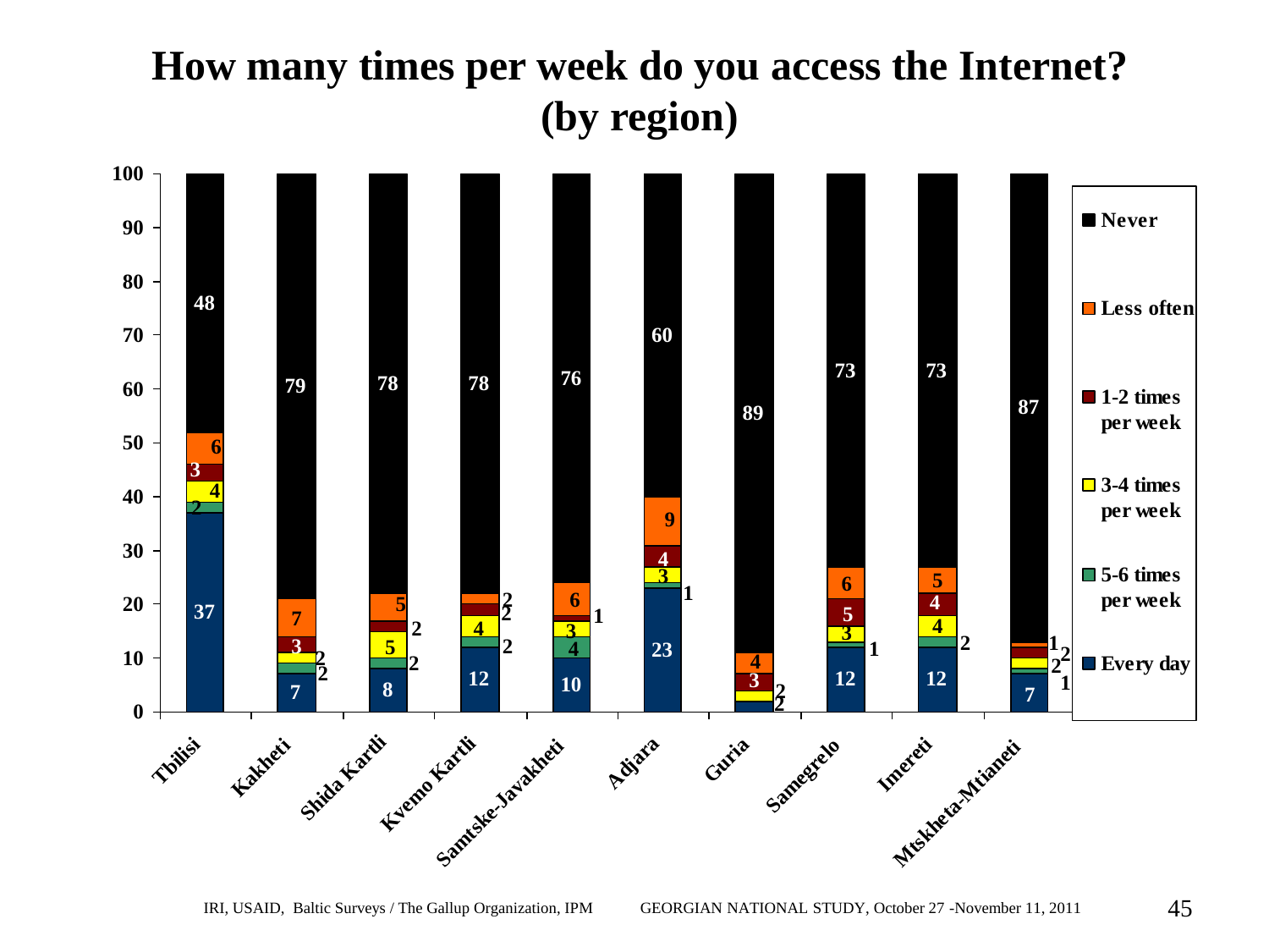# How many times per week do you access the Internet? (by region)

| Region | Every day | 5-6 times per week | 3-4 times per week | 1-2 times per week | Less often | Never |
|---|---|---|---|---|---|---|
| Tbilisi | 37 | 2 | 4 | 3 | 6 | 48 |
| Kakheti | 7 | 2 | 2 | 3 | 7 | 79 |
| Shida Kartli | 8 | 2 | 5 | 2 | 5 | 78 |
| Kvemo Kartli | 12 | 2 | 4 | 2 | 2 | 78 |
| Samtske-Javakheti | 10 | 4 | 3 | 1 | 6 | 76 |
| Adjara | 23 | 1 | 3 | 4 | 9 | 60 |
| Guria | 2 | 0 | 2 | 3 | 4 | 89 |
| Samegrelo | 12 | 1 | 3 | 5 | 6 | 73 |
| Imereti | 12 | 2 | 4 | 4 | 5 | 73 |
| Mtskheta-Mtianeti | 7 | 1 | 2 | 2 | 1 | 87 |

IRI, USAID, Baltic Surveys / The Gallup Organization, IPM    GEORGIAN NATIONAL STUDY, October 27 -November 11, 2011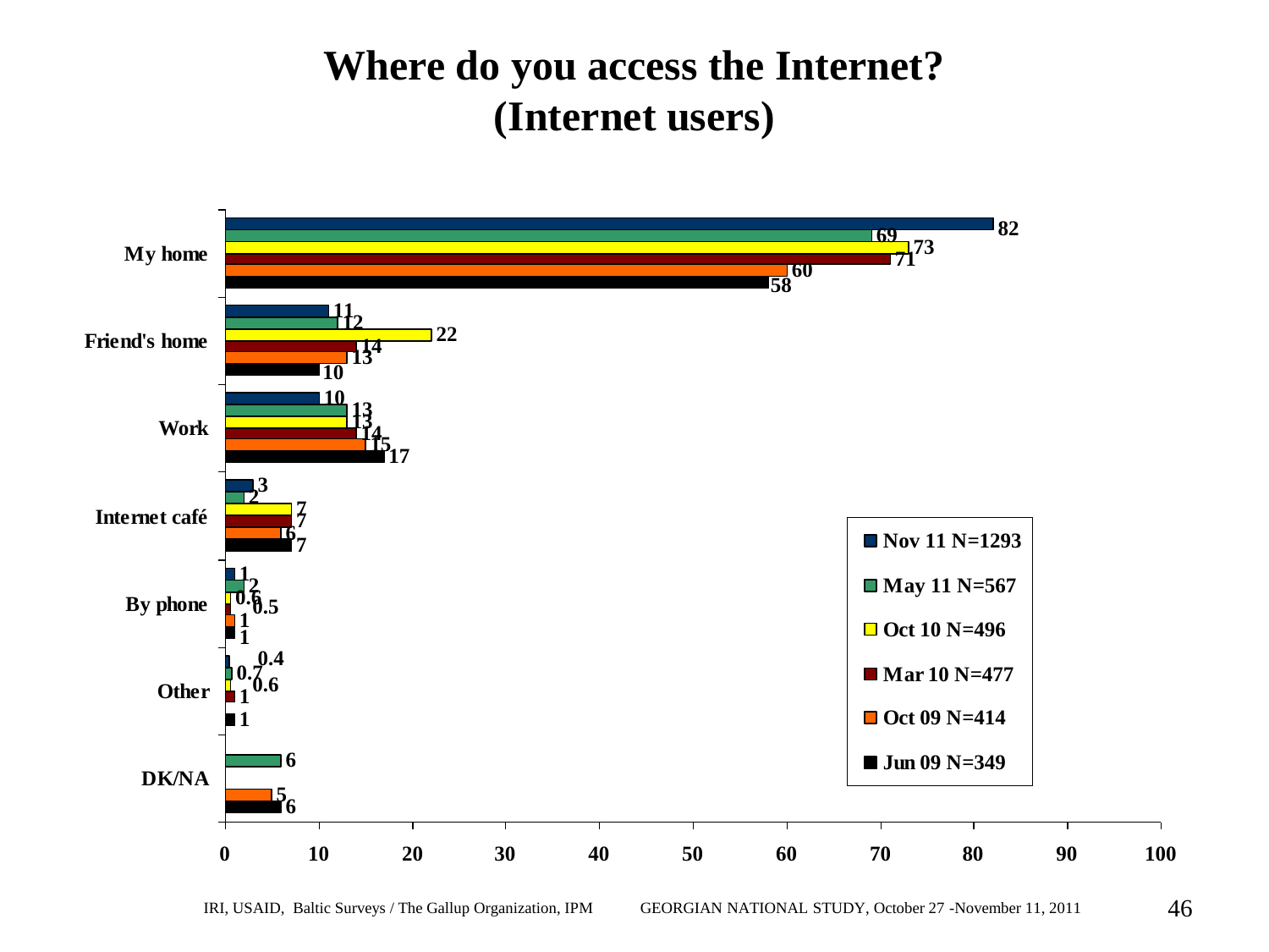# Where do you access the Internet? (Internet users)

| | Nov 11 N=1293 | May 11 N=567 | Oct 10 N=496 | Mar 10 N=477 | Oct 09 N=414 | Jun 09 N=349 |
|---|---|---|---|---|---|---|
| My home | 82 | 69 | 73 | 71 | 60 | 58 |
| Friend's home | 11 | 12 | 22 | 14 | 13 | 10 |
| Work | 10 | 13 | 13 | 14 | 15 | 17 |
| Internet café | 3 | 2 | 7 | 7 | 6 | 7 |
| By phone | 1 | 2 | 0.6 | 0.5 | 1 | 1 |
| Other | 0.4 | 0.7 | 0.6 | 1 | | 1 |
| DK/NA | | 6 | | | 5 | 6 |

IRI, USAID, Baltic Surveys / The Gallup Organization, IPM    GEORGIAN NATIONAL STUDY, October 27 -November 11, 2011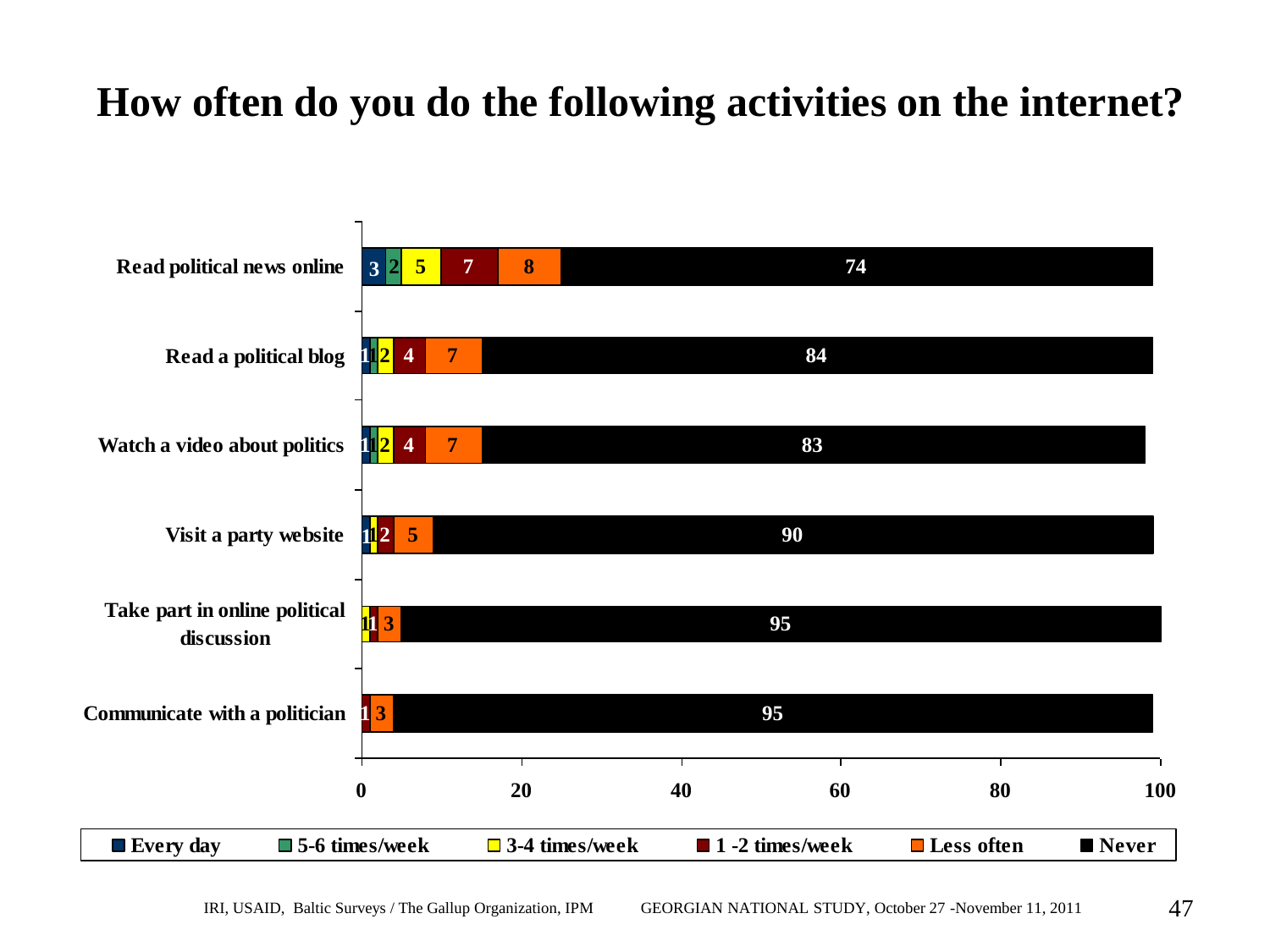# How often do you do the following activities on the internet?

| | Every day | 5-6 times/week | 3-4 times/week | 1 -2 times/week | Less often | Never |
|---|---|---|---|---|---|---|
| Read political news online | 3 | 2 | 5 | 7 | 8 | 74 |
| Read a political blog | 1 | 1 | 2 | 4 | 7 | 84 |
| Watch a video about politics | 1 | 1 | 2 | 4 | 7 | 83 |
| Visit a party website | 1 | | 1 | 2 | 5 | 90 |
| Take part in online political discussion | | | 1 | 1 | 3 | 95 |
| Communicate with a politician | | | | 1 | 3 | 95 |

IRI, USAID, Baltic Surveys / The Gallup Organization, IPM GEORGIAN NATIONAL STUDY, October 27 -November 11, 2011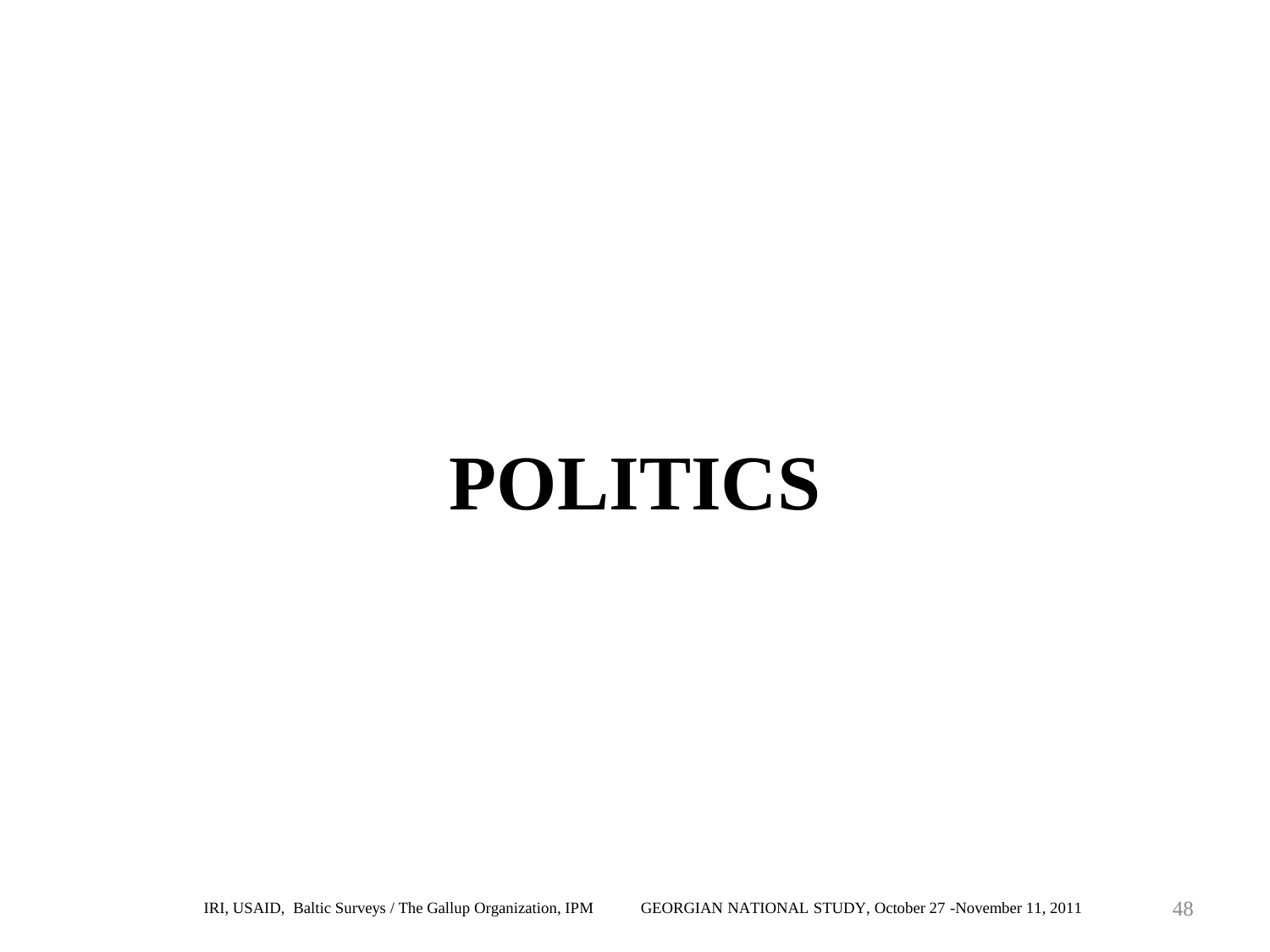# POLITICS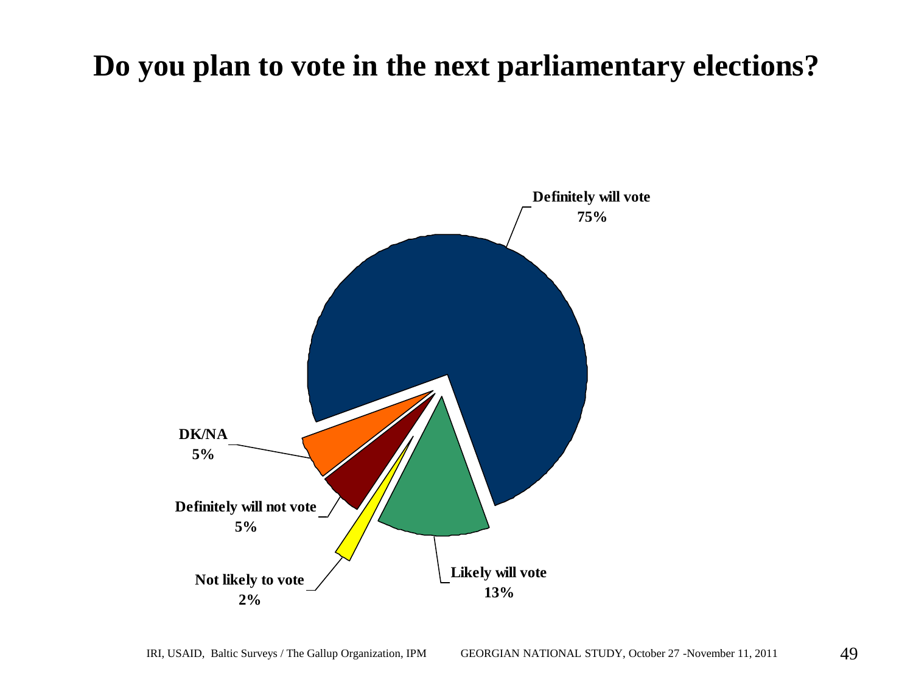# Do you plan to vote in the next parliamentary elections?

Definitely will vote
75%

Likely will vote
13%

Not likely to vote
2%

Definitely will not vote
5%

DK/NA
5%

IRI, USAID, Baltic Surveys / The Gallup Organization, IPM GEORGIAN NATIONAL STUDY, October 27 -November 11, 2011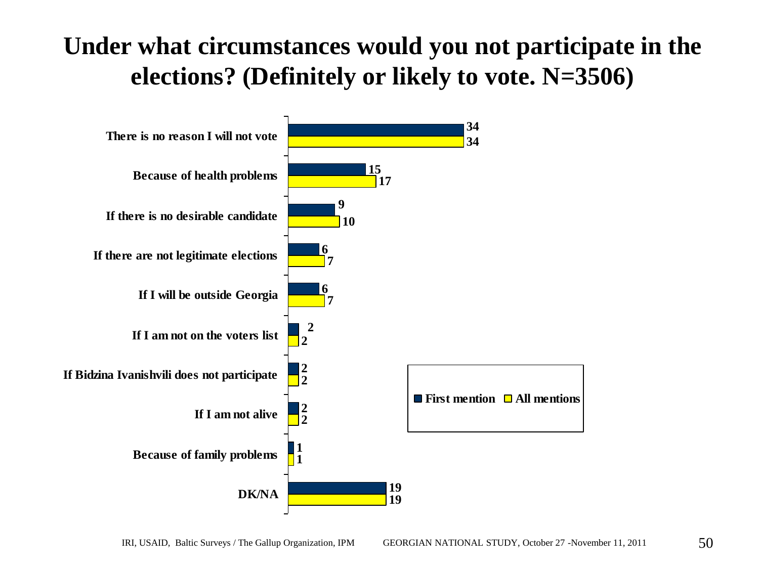# Under what circumstances would you not participate in the elections? (Definitely or likely to vote. N=3506)

| | First mention | All mentions |
|---|---|---|
| There is no reason I will not vote | 34 | 34 |
| Because of health problems | 15 | 17 |
| If there is no desirable candidate | 9 | 10 |
| If there are not legitimate elections | 6 | 7 |
| If I will be outside Georgia | 6 | 7 |
| If I am not on the voters list | 2 | 2 |
| If Bidzina Ivanishvili does not participate | 2 | 2 |
| If I am not alive | 2 | 2 |
| Because of family problems | 1 | 1 |
| DK/NA | 19 | 19 |

IRI, USAID, Baltic Surveys / The Gallup Organization, IPM GEORGIAN NATIONAL STUDY, October 27 -November 11, 2011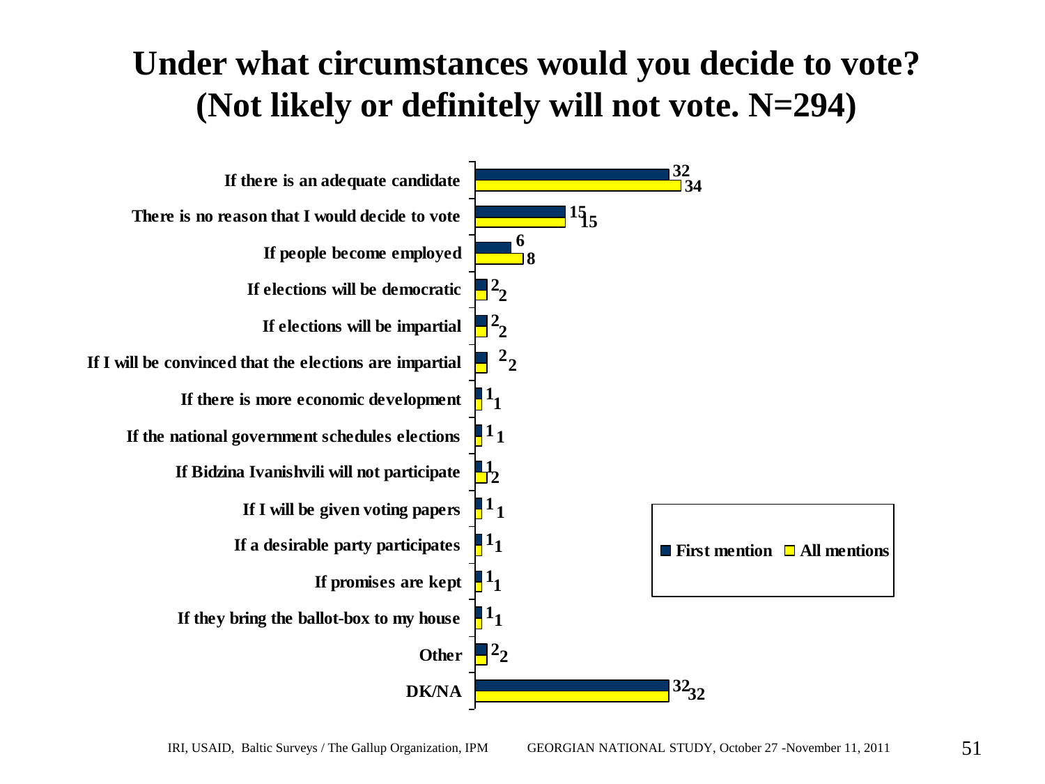# Under what circumstances would you decide to vote? (Not likely or definitely will not vote. N=294)

| | First mention | All mentions |
|---|---|---|
| If there is an adequate candidate | 32 | 34 |
| There is no reason that I would decide to vote | 15 | 15 |
| If people become employed | 6 | 8 |
| If elections will be democratic | 2 | 2 |
| If elections will be impartial | 2 | 2 |
| If I will be convinced that the elections are impartial | 2 | 2 |
| If there is more economic development | 1 | 1 |
| If the national government schedules elections | 1 | 1 |
| If Bidzina Ivanishvili will not participate | 1 | 2 |
| If I will be given voting papers | 1 | 1 |
| If a desirable party participates | 1 | 1 |
| If promises are kept | 1 | 1 |
| If they bring the ballot-box to my house | 1 | 1 |
| Other | 2 | 2 |
| DK/NA | 32 | 32 |

IRI, USAID, Baltic Surveys / The Gallup Organization, IPM GEORGIAN NATIONAL STUDY, October 27 -November 11, 2011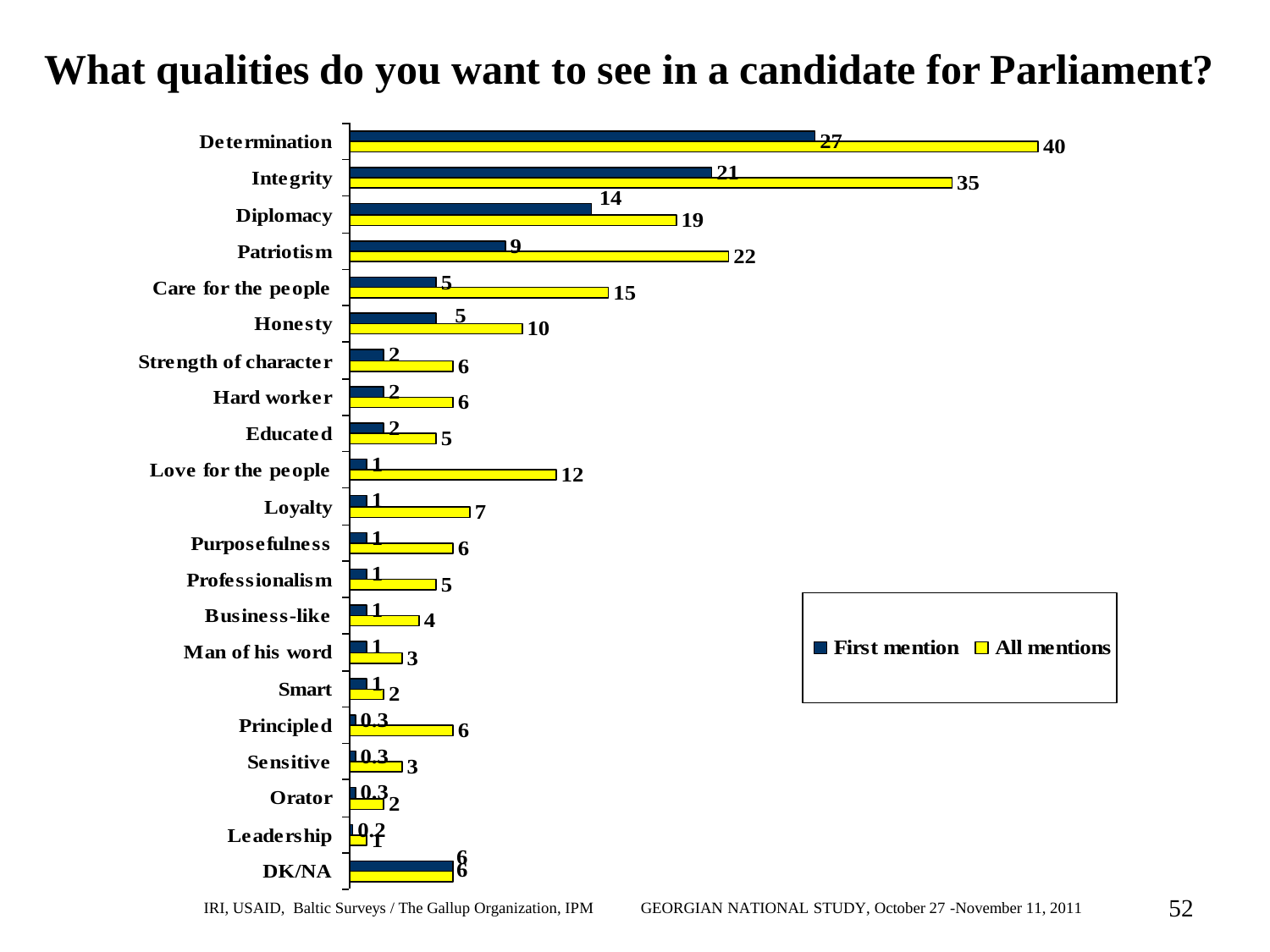# What qualities do you want to see in a candidate for Parliament?

| Quality | First mention | All mentions |
|---|---|---|
| Determination | 27 | 40 |
| Integrity | 21 | 35 |
| Diplomacy | 14 | 19 |
| Patriotism | 9 | 22 |
| Care for the people | 5 | 15 |
| Honesty | 5 | 10 |
| Strength of character | 2 | 6 |
| Hard worker | 2 | 6 |
| Educated | 2 | 5 |
| Love for the people | 1 | 12 |
| Loyalty | 1 | 7 |
| Purposefulness | 1 | 6 |
| Professionalism | 1 | 5 |
| Business-like | 1 | 4 |
| Man of his word | 1 | 3 |
| Smart | 1 | 2 |
| Principled | 0.3 | 6 |
| Sensitive | 0.3 | 3 |
| Orator | 0.3 | 2 |
| Leadership | 0.2 | 1 |
| DK/NA | 6 | 6 |

IRI, USAID, Baltic Surveys / The Gallup Organization, IPM GEORGIAN NATIONAL STUDY, October 27 -November 11, 2011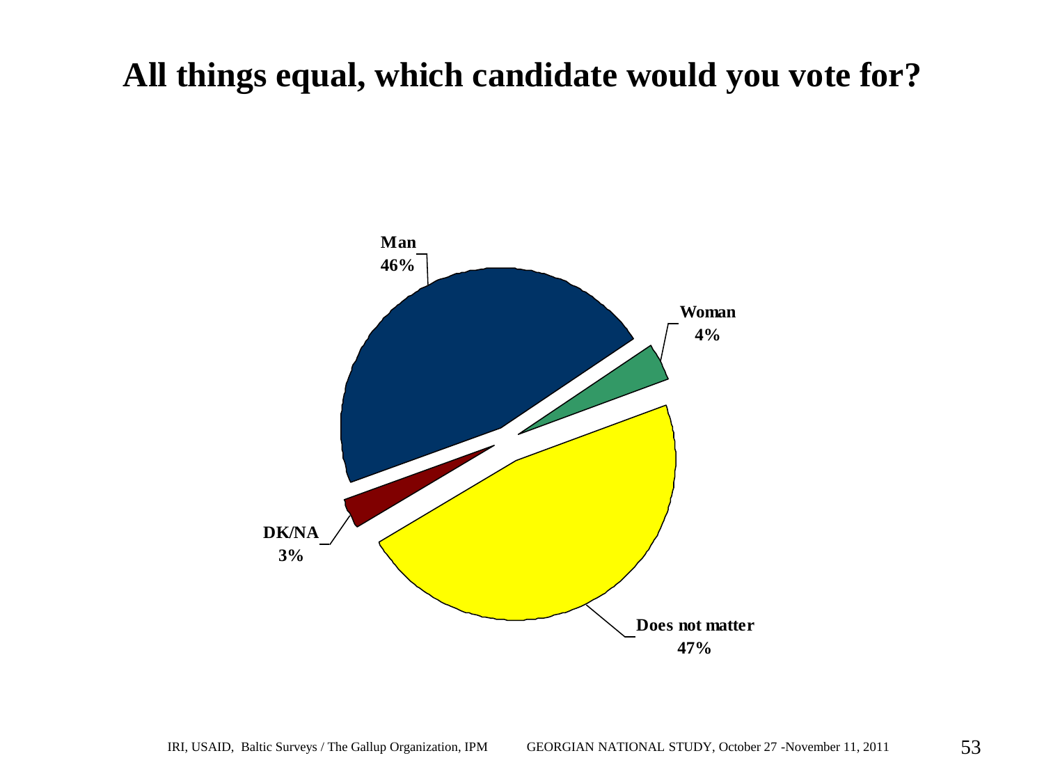# All things equal, which candidate would you vote for?

Man
46%

Woman
4%

DK/NA
3%

Does not matter
47%

IRI, USAID, Baltic Surveys / The Gallup Organization, IPM GEORGIAN NATIONAL STUDY, October 27 -November 11, 2011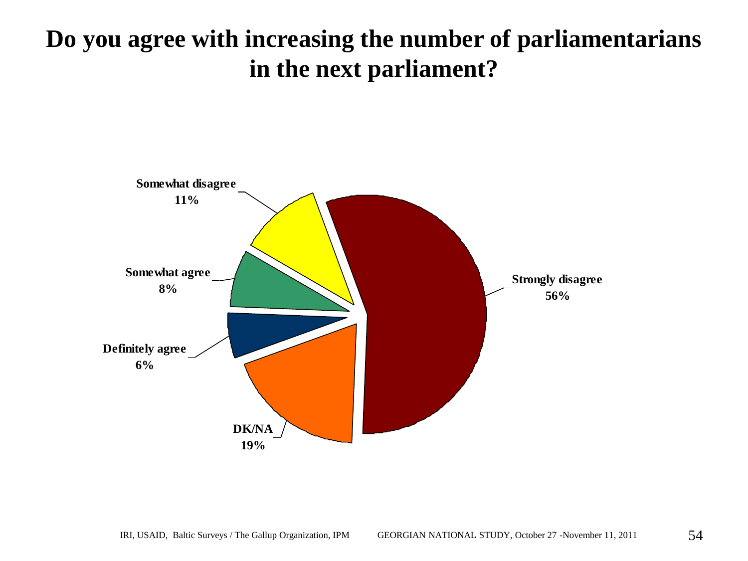# Do you agree with increasing the number of parliamentarians in the next parliament?

| Response | Percentage |
| --- | --- |
| Strongly disagree | 56% |
| DK/NA | 19% |
| Definitely agree | 6% |
| Somewhat agree | 8% |
| Somewhat disagree | 11% |

IRI, USAID, Baltic Surveys / The Gallup Organization, IPM GEORGIAN NATIONAL STUDY, October 27 -November 11, 2011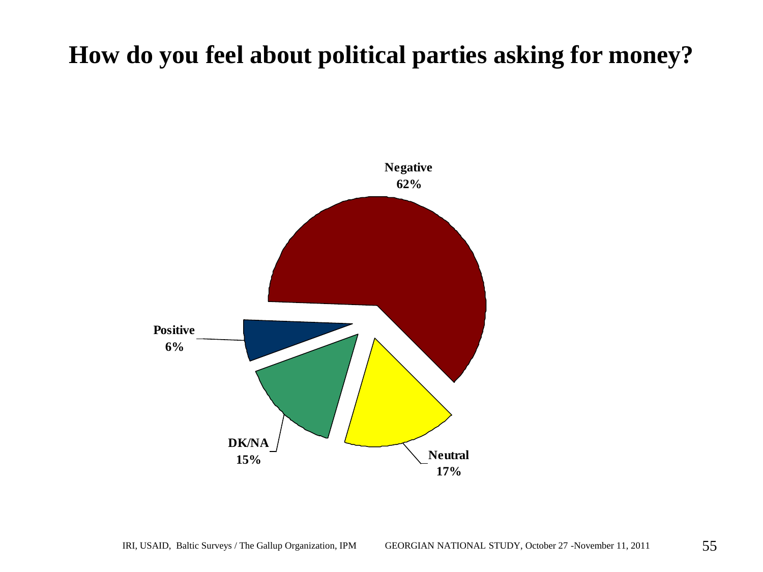# How do you feel about political parties asking for money?

| Response | Percentage |
|---|---|
| Negative | 62% |
| Neutral | 17% |
| DK/NA | 15% |
| Positive | 6% |

IRI, USAID, Baltic Surveys / The Gallup Organization, IPM GEORGIAN NATIONAL STUDY, October 27 -November 11, 2011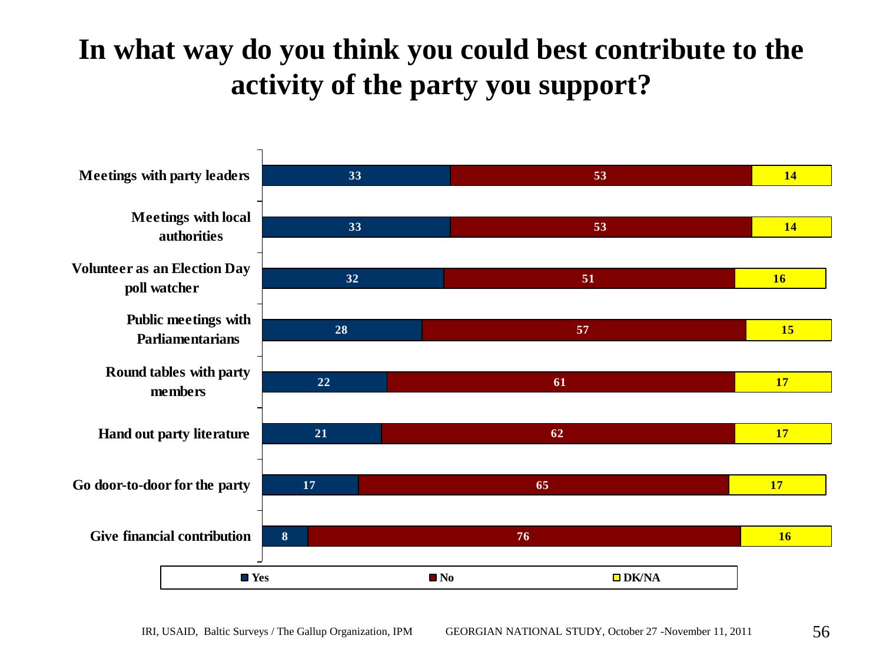# In what way do you think you could best contribute to the activity of the party you support?

| | Yes | No | DK/NA |
|---|---|---|---|
| Meetings with party leaders | 33 | 53 | 14 |
| Meetings with local authorities | 33 | 53 | 14 |
| Volunteer as an Election Day poll watcher | 32 | 51 | 16 |
| Public meetings with Parliamentarians | 28 | 57 | 15 |
| Round tables with party members | 22 | 61 | 17 |
| Hand out party literature | 21 | 62 | 17 |
| Go door-to-door for the party | 17 | 65 | 17 |
| Give financial contribution | 8 | 76 | 16 |

IRI, USAID, Baltic Surveys / The Gallup Organization, IPM GEORGIAN NATIONAL STUDY, October 27 -November 11, 2011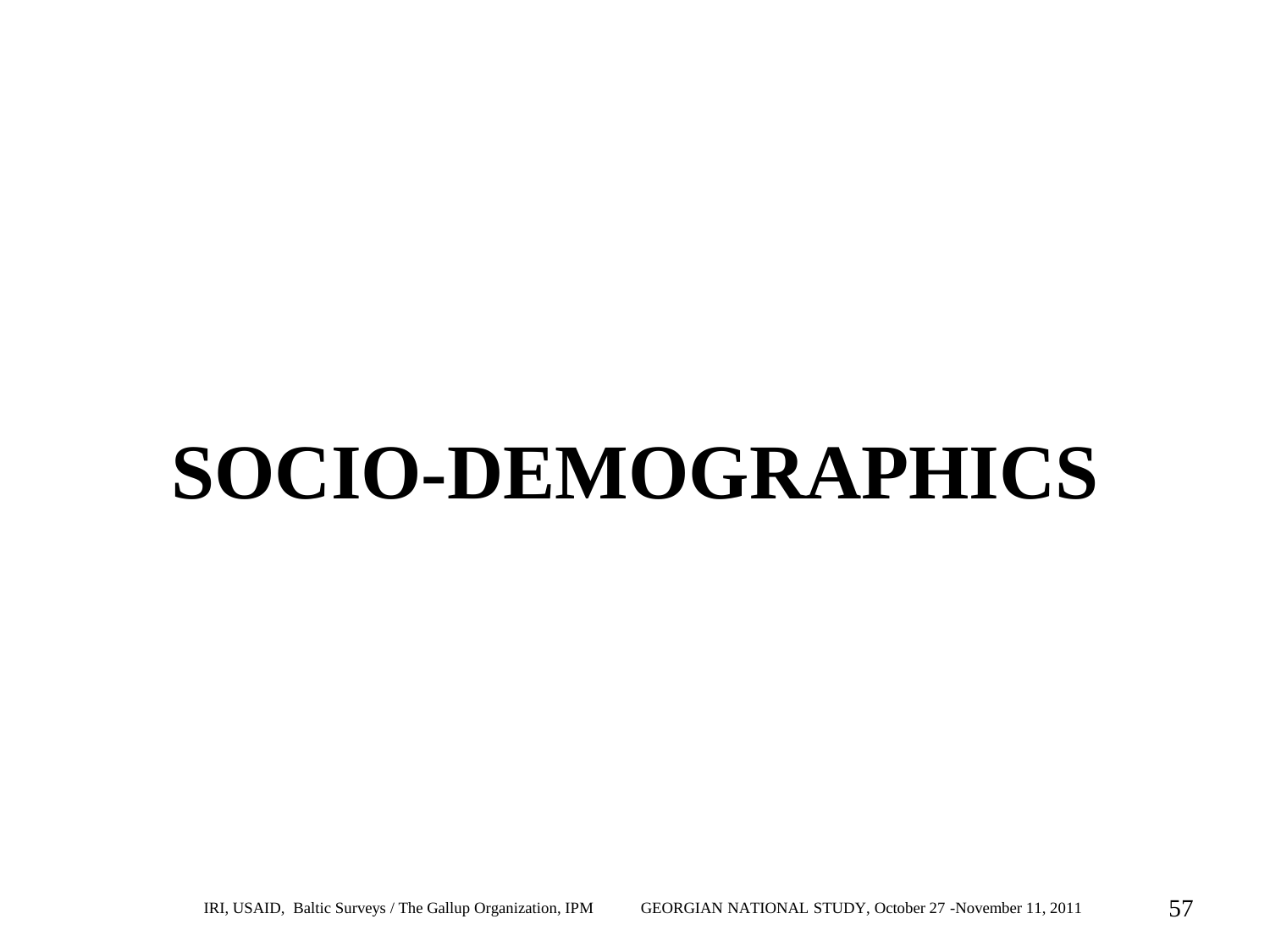# SOCIO-DEMOGRAPHICS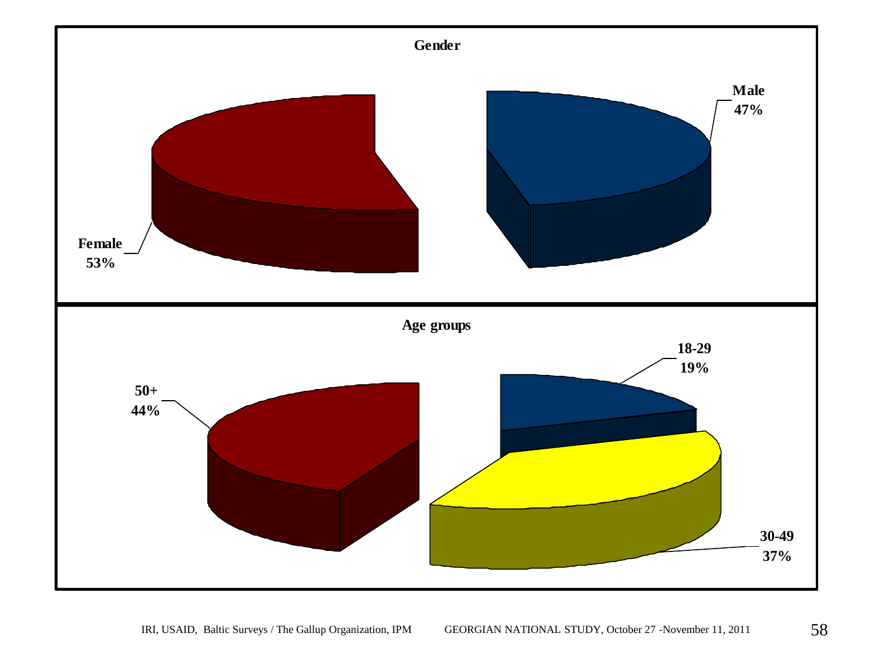**Gender**

Male 47%

Female 53%

**Age groups**

18-29 19%

30-49 37%

50+ 44%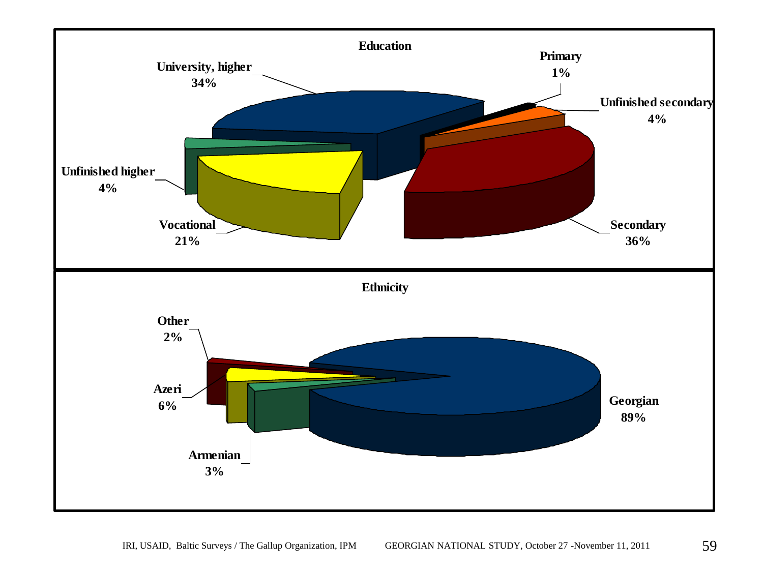## Education

| Category | Percentage |
|---|---|
| University, higher | 34% |
| Primary | 1% |
| Unfinished secondary | 4% |
| Secondary | 36% |
| Vocational | 21% |
| Unfinished higher | 4% |

## Ethnicity

| Category | Percentage |
|---|---|
| Georgian | 89% |
| Armenian | 3% |
| Azeri | 6% |
| Other | 2% |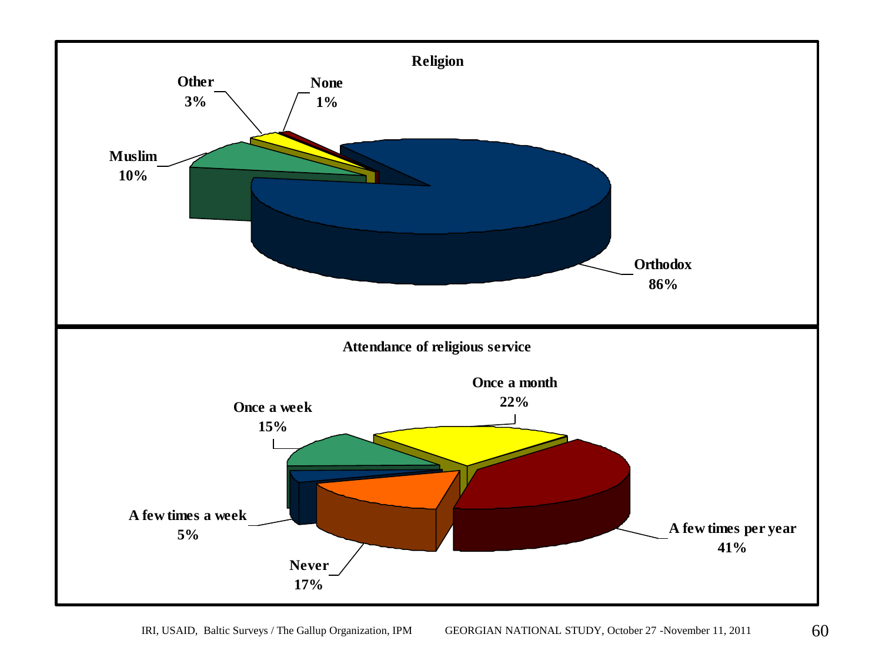## Religion

| Religion | % |
| --- | --- |
| Orthodox | 86% |
| Muslim | 10% |
| Other | 3% |
| None | 1% |

## Attendance of religious service

| Attendance | % |
| --- | --- |
| A few times per year | 41% |
| Once a month | 22% |
| Once a week | 15% |
| A few times a week | 5% |
| Never | 17% |

IRI, USAID, Baltic Surveys / The Gallup Organization, IPM GEORGIAN NATIONAL STUDY, October 27 -November 11, 2011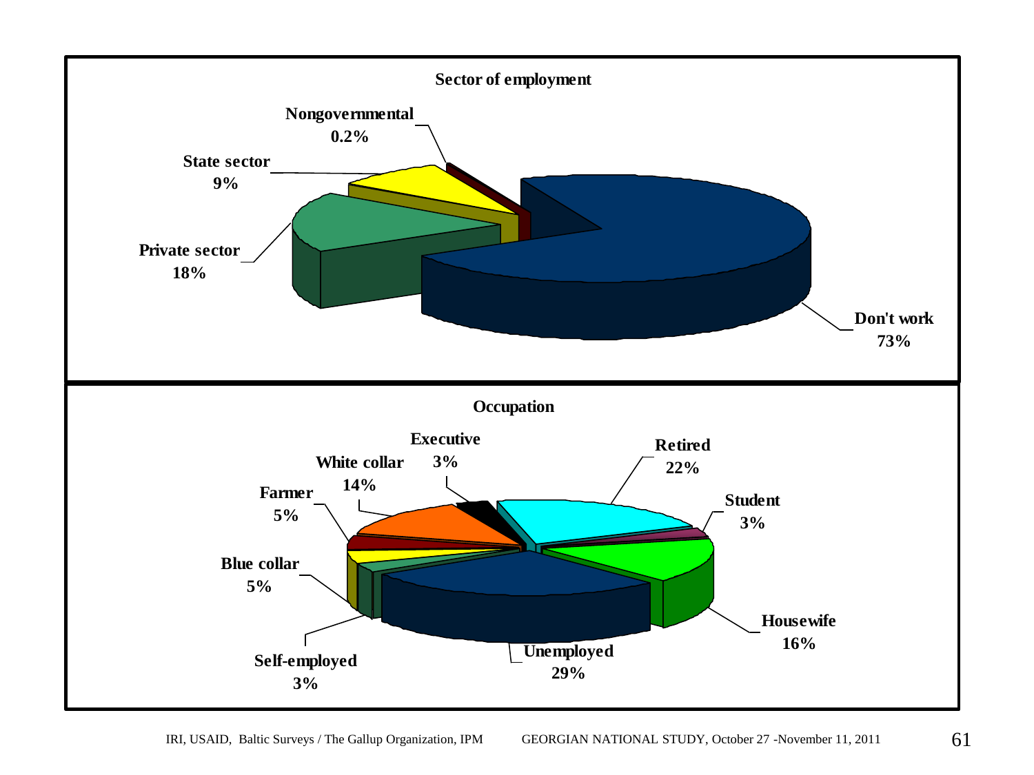## Sector of employment

| Sector | Percentage |
|---|---|
| Don't work | 73% |
| Private sector | 18% |
| State sector | 9% |
| Nongovernmental | 0.2% |

## Occupation

| Occupation | Percentage |
|---|---|
| Unemployed | 29% |
| Retired | 22% |
| Housewife | 16% |
| White collar | 14% |
| Farmer | 5% |
| Blue collar | 5% |
| Executive | 3% |
| Student | 3% |
| Self-employed | 3% |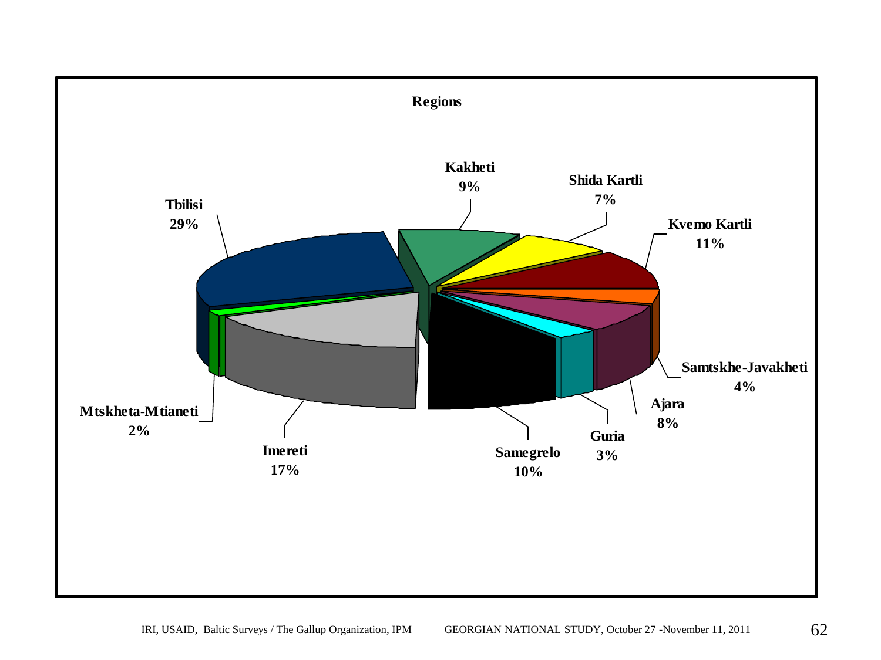Regions

Kakheti
9%

Shida Kartli
7%

Kvemo Kartli
11%

Samtskhe-Javakheti
4%

Ajara
8%

Guria
3%

Samegrelo
10%

Imereti
17%

Mtskheta-Mtianeti
2%

Tbilisi
29%